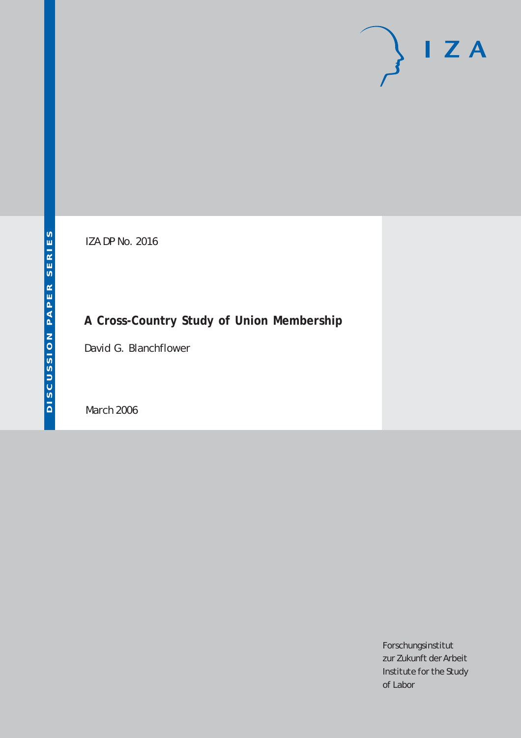DISCUSSION PAPER SERIES

IZA DP No. 2016

# A Cross-Country Study of Union Membership

David G. Blanchflower

March 2006

I Z A

Forschungsinstitut
zur Zukunft der Arbeit
Institute for the Study
of Labor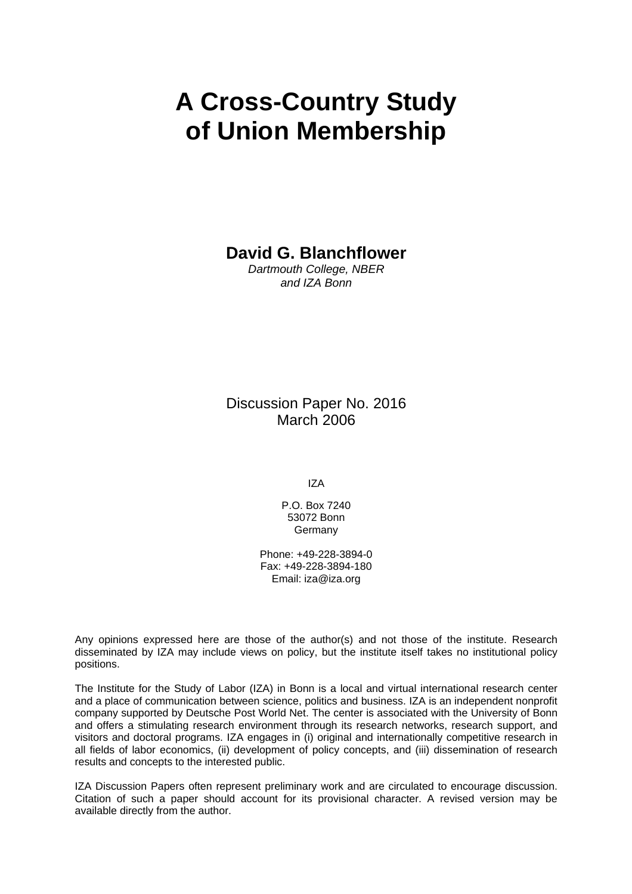# A Cross-Country Study of Union Membership

**David G. Blanchflower**

*Dartmouth College, NBER and IZA Bonn*

Discussion Paper No. 2016
March 2006

IZA

P.O. Box 7240
53072 Bonn
Germany

Phone: +49-228-3894-0
Fax: +49-228-3894-180
Email: iza@iza.org

Any opinions expressed here are those of the author(s) and not those of the institute. Research disseminated by IZA may include views on policy, but the institute itself takes no institutional policy positions.

The Institute for the Study of Labor (IZA) in Bonn is a local and virtual international research center and a place of communication between science, politics and business. IZA is an independent nonprofit company supported by Deutsche Post World Net. The center is associated with the University of Bonn and offers a stimulating research environment through its research networks, research support, and visitors and doctoral programs. IZA engages in (i) original and internationally competitive research in all fields of labor economics, (ii) development of policy concepts, and (iii) dissemination of research results and concepts to the interested public.

IZA Discussion Papers often represent preliminary work and are circulated to encourage discussion. Citation of such a paper should account for its provisional character. A revised version may be available directly from the author.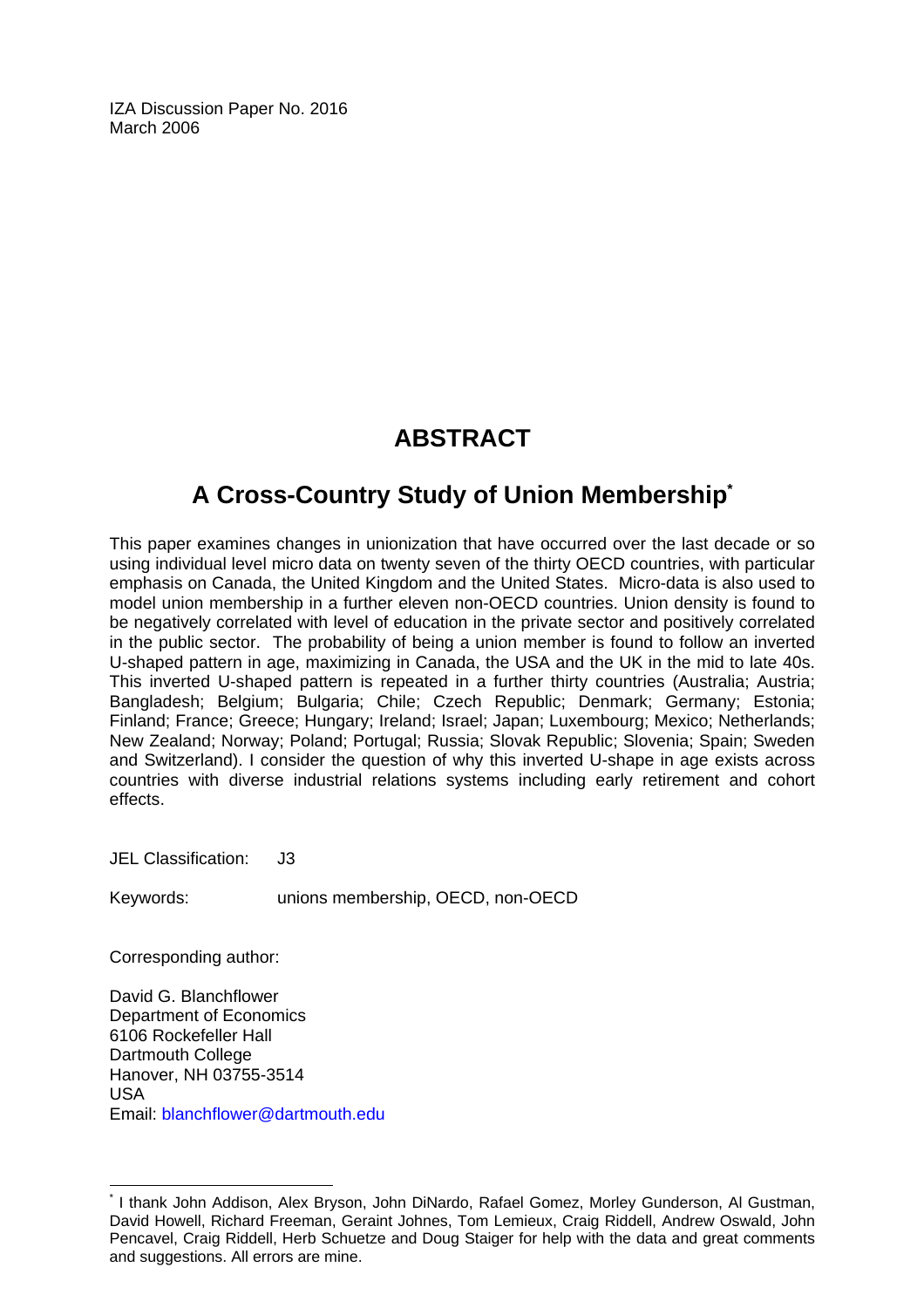IZA Discussion Paper No. 2016
March 2006

# ABSTRACT

## A Cross-Country Study of Union Membership[*]

This paper examines changes in unionization that have occurred over the last decade or so using individual level micro data on twenty seven of the thirty OECD countries, with particular emphasis on Canada, the United Kingdom and the United States. Micro-data is also used to model union membership in a further eleven non-OECD countries. Union density is found to be negatively correlated with level of education in the private sector and positively correlated in the public sector. The probability of being a union member is found to follow an inverted U-shaped pattern in age, maximizing in Canada, the USA and the UK in the mid to late 40s. This inverted U-shaped pattern is repeated in a further thirty countries (Australia; Austria; Bangladesh; Belgium; Bulgaria; Chile; Czech Republic; Denmark; Germany; Estonia; Finland; France; Greece; Hungary; Ireland; Israel; Japan; Luxembourg; Mexico; Netherlands; New Zealand; Norway; Poland; Portugal; Russia; Slovak Republic; Slovenia; Spain; Sweden and Switzerland). I consider the question of why this inverted U-shape in age exists across countries with diverse industrial relations systems including early retirement and cohort effects.

JEL Classification: J3

Keywords: unions membership, OECD, non-OECD

Corresponding author:

David G. Blanchflower
Department of Economics
6106 Rockefeller Hall
Dartmouth College
Hanover, NH 03755-3514
USA
Email: blanchflower@dartmouth.edu

[*] I thank John Addison, Alex Bryson, John DiNardo, Rafael Gomez, Morley Gunderson, Al Gustman, David Howell, Richard Freeman, Geraint Johnes, Tom Lemieux, Craig Riddell, Andrew Oswald, John Pencavel, Craig Riddell, Herb Schuetze and Doug Staiger for help with the data and great comments and suggestions. All errors are mine.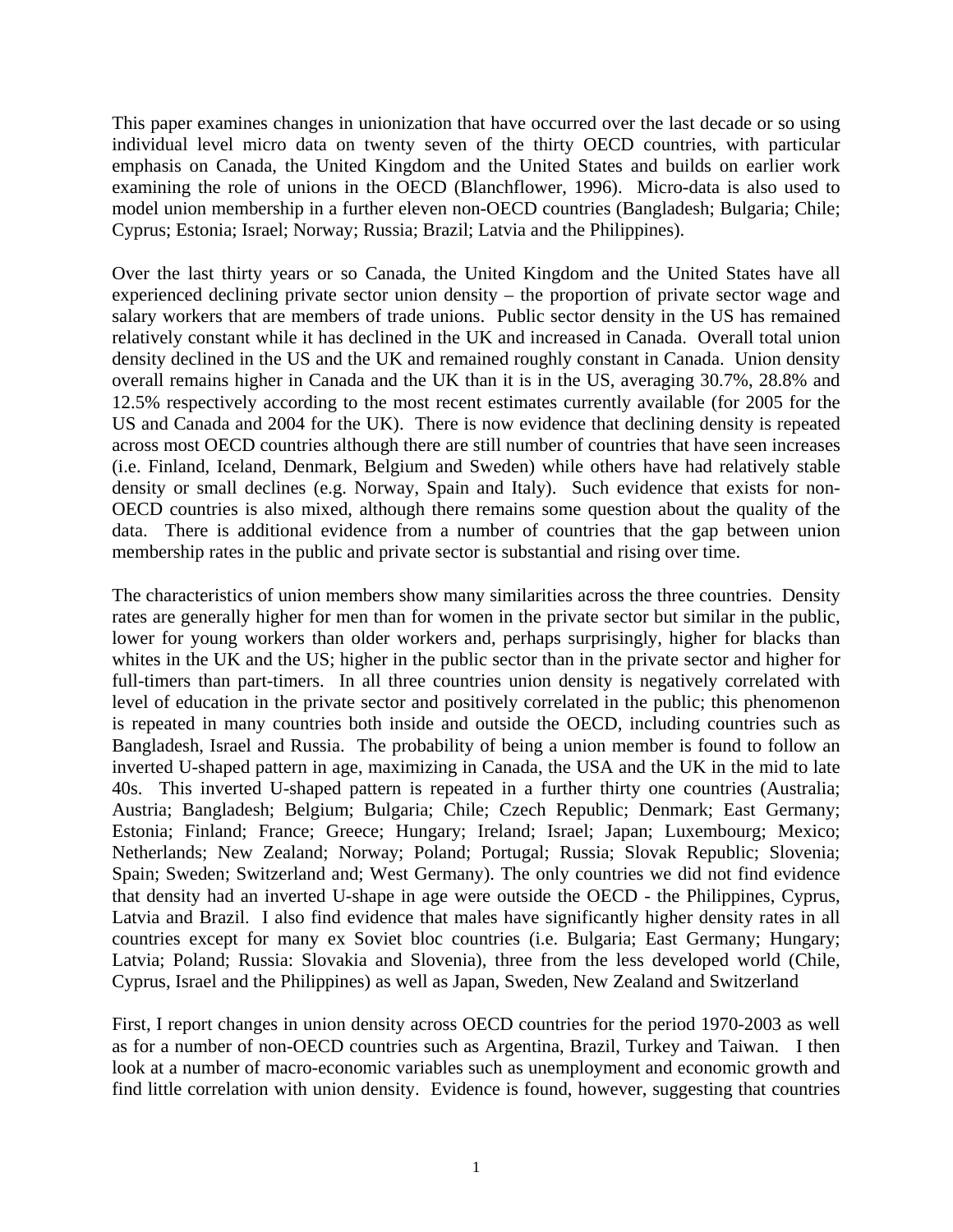This paper examines changes in unionization that have occurred over the last decade or so using individual level micro data on twenty seven of the thirty OECD countries, with particular emphasis on Canada, the United Kingdom and the United States and builds on earlier work examining the role of unions in the OECD (Blanchflower, 1996). Micro-data is also used to model union membership in a further eleven non-OECD countries (Bangladesh; Bulgaria; Chile; Cyprus; Estonia; Israel; Norway; Russia; Brazil; Latvia and the Philippines).

Over the last thirty years or so Canada, the United Kingdom and the United States have all experienced declining private sector union density – the proportion of private sector wage and salary workers that are members of trade unions. Public sector density in the US has remained relatively constant while it has declined in the UK and increased in Canada. Overall total union density declined in the US and the UK and remained roughly constant in Canada. Union density overall remains higher in Canada and the UK than it is in the US, averaging 30.7%, 28.8% and 12.5% respectively according to the most recent estimates currently available (for 2005 for the US and Canada and 2004 for the UK). There is now evidence that declining density is repeated across most OECD countries although there are still number of countries that have seen increases (i.e. Finland, Iceland, Denmark, Belgium and Sweden) while others have had relatively stable density or small declines (e.g. Norway, Spain and Italy). Such evidence that exists for non-OECD countries is also mixed, although there remains some question about the quality of the data. There is additional evidence from a number of countries that the gap between union membership rates in the public and private sector is substantial and rising over time.

The characteristics of union members show many similarities across the three countries. Density rates are generally higher for men than for women in the private sector but similar in the public, lower for young workers than older workers and, perhaps surprisingly, higher for blacks than whites in the UK and the US; higher in the public sector than in the private sector and higher for full-timers than part-timers. In all three countries union density is negatively correlated with level of education in the private sector and positively correlated in the public; this phenomenon is repeated in many countries both inside and outside the OECD, including countries such as Bangladesh, Israel and Russia. The probability of being a union member is found to follow an inverted U-shaped pattern in age, maximizing in Canada, the USA and the UK in the mid to late 40s. This inverted U-shaped pattern is repeated in a further thirty one countries (Australia; Austria; Bangladesh; Belgium; Bulgaria; Chile; Czech Republic; Denmark; East Germany; Estonia; Finland; France; Greece; Hungary; Ireland; Israel; Japan; Luxembourg; Mexico; Netherlands; New Zealand; Norway; Poland; Portugal; Russia; Slovak Republic; Slovenia; Spain; Sweden; Switzerland and; West Germany). The only countries we did not find evidence that density had an inverted U-shape in age were outside the OECD - the Philippines, Cyprus, Latvia and Brazil. I also find evidence that males have significantly higher density rates in all countries except for many ex Soviet bloc countries (i.e. Bulgaria; East Germany; Hungary; Latvia; Poland; Russia: Slovakia and Slovenia), three from the less developed world (Chile, Cyprus, Israel and the Philippines) as well as Japan, Sweden, New Zealand and Switzerland

First, I report changes in union density across OECD countries for the period 1970-2003 as well as for a number of non-OECD countries such as Argentina, Brazil, Turkey and Taiwan. I then look at a number of macro-economic variables such as unemployment and economic growth and find little correlation with union density. Evidence is found, however, suggesting that countries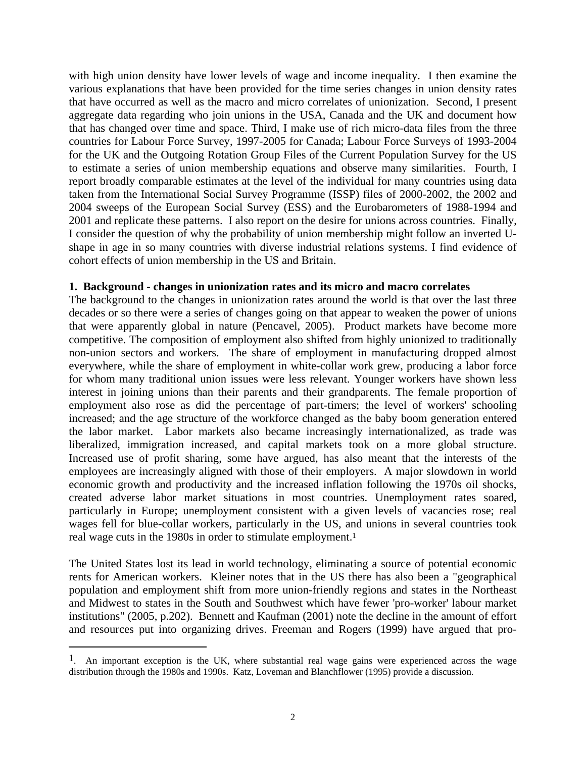with high union density have lower levels of wage and income inequality. I then examine the various explanations that have been provided for the time series changes in union density rates that have occurred as well as the macro and micro correlates of unionization. Second, I present aggregate data regarding who join unions in the USA, Canada and the UK and document how that has changed over time and space. Third, I make use of rich micro-data files from the three countries for Labour Force Survey, 1997-2005 for Canada; Labour Force Surveys of 1993-2004 for the UK and the Outgoing Rotation Group Files of the Current Population Survey for the US to estimate a series of union membership equations and observe many similarities. Fourth, I report broadly comparable estimates at the level of the individual for many countries using data taken from the International Social Survey Programme (ISSP) files of 2000-2002, the 2002 and 2004 sweeps of the European Social Survey (ESS) and the Eurobarometers of 1988-1994 and 2001 and replicate these patterns. I also report on the desire for unions across countries. Finally, I consider the question of why the probability of union membership might follow an inverted U-shape in age in so many countries with diverse industrial relations systems. I find evidence of cohort effects of union membership in the US and Britain.

**1. Background - changes in unionization rates and its micro and macro correlates**

The background to the changes in unionization rates around the world is that over the last three decades or so there were a series of changes going on that appear to weaken the power of unions that were apparently global in nature (Pencavel, 2005). Product markets have become more competitive. The composition of employment also shifted from highly unionized to traditionally non-union sectors and workers. The share of employment in manufacturing dropped almost everywhere, while the share of employment in white-collar work grew, producing a labor force for whom many traditional union issues were less relevant. Younger workers have shown less interest in joining unions than their parents and their grandparents. The female proportion of employment also rose as did the percentage of part-timers; the level of workers' schooling increased; and the age structure of the workforce changed as the baby boom generation entered the labor market. Labor markets also became increasingly internationalized, as trade was liberalized, immigration increased, and capital markets took on a more global structure. Increased use of profit sharing, some have argued, has also meant that the interests of the employees are increasingly aligned with those of their employers. A major slowdown in world economic growth and productivity and the increased inflation following the 1970s oil shocks, created adverse labor market situations in most countries. Unemployment rates soared, particularly in Europe; unemployment consistent with a given levels of vacancies rose; real wages fell for blue-collar workers, particularly in the US, and unions in several countries took real wage cuts in the 1980s in order to stimulate employment.[1]

The United States lost its lead in world technology, eliminating a source of potential economic rents for American workers. Kleiner notes that in the US there has also been a "geographical population and employment shift from more union-friendly regions and states in the Northeast and Midwest to states in the South and Southwest which have fewer 'pro-worker' labour market institutions" (2005, p.202). Bennett and Kaufman (2001) note the decline in the amount of effort and resources put into organizing drives. Freeman and Rogers (1999) have argued that pro-

---

[1]. An important exception is the UK, where substantial real wage gains were experienced across the wage distribution through the 1980s and 1990s. Katz, Loveman and Blanchflower (1995) provide a discussion.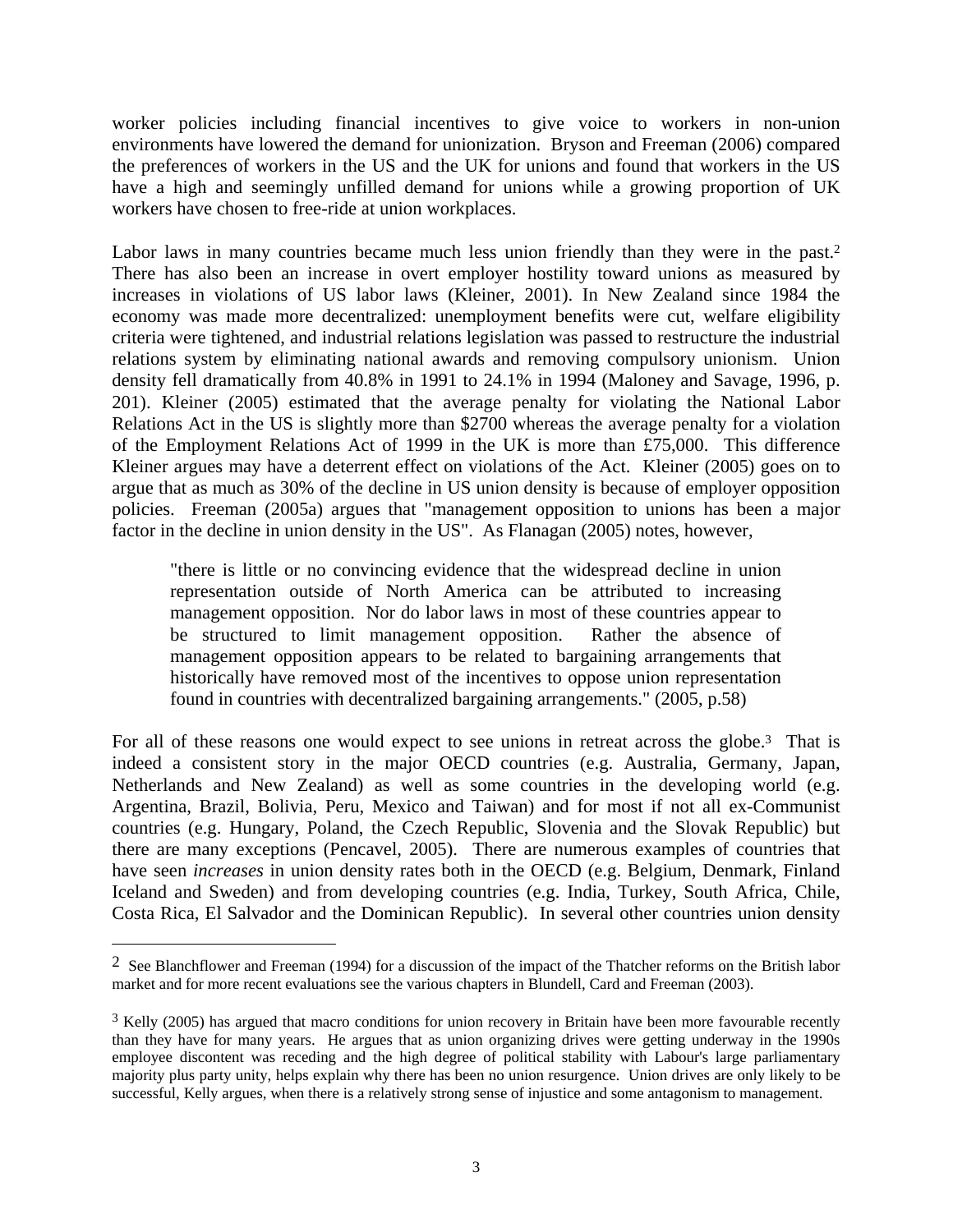worker policies including financial incentives to give voice to workers in non-union environments have lowered the demand for unionization. Bryson and Freeman (2006) compared the preferences of workers in the US and the UK for unions and found that workers in the US have a high and seemingly unfilled demand for unions while a growing proportion of UK workers have chosen to free-ride at union workplaces.

Labor laws in many countries became much less union friendly than they were in the past.[2] There has also been an increase in overt employer hostility toward unions as measured by increases in violations of US labor laws (Kleiner, 2001). In New Zealand since 1984 the economy was made more decentralized: unemployment benefits were cut, welfare eligibility criteria were tightened, and industrial relations legislation was passed to restructure the industrial relations system by eliminating national awards and removing compulsory unionism. Union density fell dramatically from 40.8% in 1991 to 24.1% in 1994 (Maloney and Savage, 1996, p. 201). Kleiner (2005) estimated that the average penalty for violating the National Labor Relations Act in the US is slightly more than $2700 whereas the average penalty for a violation of the Employment Relations Act of 1999 in the UK is more than £75,000. This difference Kleiner argues may have a deterrent effect on violations of the Act. Kleiner (2005) goes on to argue that as much as 30% of the decline in US union density is because of employer opposition policies. Freeman (2005a) argues that "management opposition to unions has been a major factor in the decline in union density in the US". As Flanagan (2005) notes, however,

> "there is little or no convincing evidence that the widespread decline in union representation outside of North America can be attributed to increasing management opposition. Nor do labor laws in most of these countries appear to be structured to limit management opposition. Rather the absence of management opposition appears to be related to bargaining arrangements that historically have removed most of the incentives to oppose union representation found in countries with decentralized bargaining arrangements." (2005, p.58)

For all of these reasons one would expect to see unions in retreat across the globe.[3] That is indeed a consistent story in the major OECD countries (e.g. Australia, Germany, Japan, Netherlands and New Zealand) as well as some countries in the developing world (e.g. Argentina, Brazil, Bolivia, Peru, Mexico and Taiwan) and for most if not all ex-Communist countries (e.g. Hungary, Poland, the Czech Republic, Slovenia and the Slovak Republic) but there are many exceptions (Pencavel, 2005). There are numerous examples of countries that have seen *increases* in union density rates both in the OECD (e.g. Belgium, Denmark, Finland Iceland and Sweden) and from developing countries (e.g. India, Turkey, South Africa, Chile, Costa Rica, El Salvador and the Dominican Republic). In several other countries union density

---

[2] See Blanchflower and Freeman (1994) for a discussion of the impact of the Thatcher reforms on the British labor market and for more recent evaluations see the various chapters in Blundell, Card and Freeman (2003).

[3] Kelly (2005) has argued that macro conditions for union recovery in Britain have been more favourable recently than they have for many years. He argues that as union organizing drives were getting underway in the 1990s employee discontent was receding and the high degree of political stability with Labour's large parliamentary majority plus party unity, helps explain why there has been no union resurgence. Union drives are only likely to be successful, Kelly argues, when there is a relatively strong sense of injustice and some antagonism to management.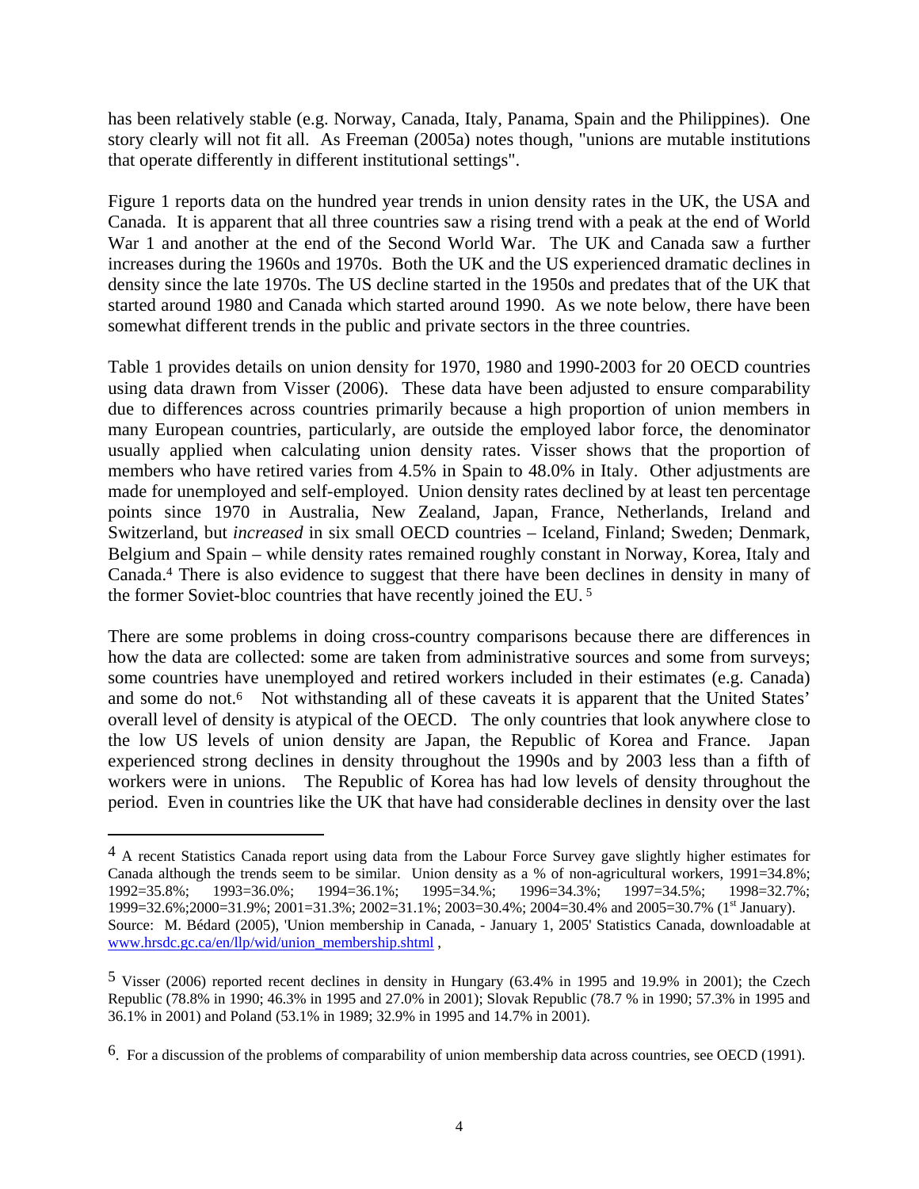has been relatively stable (e.g. Norway, Canada, Italy, Panama, Spain and the Philippines). One story clearly will not fit all. As Freeman (2005a) notes though, "unions are mutable institutions that operate differently in different institutional settings".

Figure 1 reports data on the hundred year trends in union density rates in the UK, the USA and Canada. It is apparent that all three countries saw a rising trend with a peak at the end of World War 1 and another at the end of the Second World War. The UK and Canada saw a further increases during the 1960s and 1970s. Both the UK and the US experienced dramatic declines in density since the late 1970s. The US decline started in the 1950s and predates that of the UK that started around 1980 and Canada which started around 1990. As we note below, there have been somewhat different trends in the public and private sectors in the three countries.

Table 1 provides details on union density for 1970, 1980 and 1990-2003 for 20 OECD countries using data drawn from Visser (2006). These data have been adjusted to ensure comparability due to differences across countries primarily because a high proportion of union members in many European countries, particularly, are outside the employed labor force, the denominator usually applied when calculating union density rates. Visser shows that the proportion of members who have retired varies from 4.5% in Spain to 48.0% in Italy. Other adjustments are made for unemployed and self-employed. Union density rates declined by at least ten percentage points since 1970 in Australia, New Zealand, Japan, France, Netherlands, Ireland and Switzerland, but *increased* in six small OECD countries – Iceland, Finland; Sweden; Denmark, Belgium and Spain – while density rates remained roughly constant in Norway, Korea, Italy and Canada.[4] There is also evidence to suggest that there have been declines in density in many of the former Soviet-bloc countries that have recently joined the EU.[5]

There are some problems in doing cross-country comparisons because there are differences in how the data are collected: some are taken from administrative sources and some from surveys; some countries have unemployed and retired workers included in their estimates (e.g. Canada) and some do not.[6] Not withstanding all of these caveats it is apparent that the United States' overall level of density is atypical of the OECD. The only countries that look anywhere close to the low US levels of union density are Japan, the Republic of Korea and France. Japan experienced strong declines in density throughout the 1990s and by 2003 less than a fifth of workers were in unions. The Republic of Korea has had low levels of density throughout the period. Even in countries like the UK that have had considerable declines in density over the last

---

[4] A recent Statistics Canada report using data from the Labour Force Survey gave slightly higher estimates for Canada although the trends seem to be similar. Union density as a % of non-agricultural workers, 1991=34.8%; 1992=35.8%; 1993=36.0%; 1994=36.1%; 1995=34.%; 1996=34.3%; 1997=34.5%; 1998=32.7%; 1999=32.6%;2000=31.9%; 2001=31.3%; 2002=31.1%; 2003=30.4%; 2004=30.4% and 2005=30.7% (1st January). Source: M. Bédard (2005), 'Union membership in Canada, - January 1, 2005' Statistics Canada, downloadable at www.hrsdc.gc.ca/en/llp/wid/union_membership.shtml ,

[5] Visser (2006) reported recent declines in density in Hungary (63.4% in 1995 and 19.9% in 2001); the Czech Republic (78.8% in 1990; 46.3% in 1995 and 27.0% in 2001); Slovak Republic (78.7 % in 1990; 57.3% in 1995 and 36.1% in 2001) and Poland (53.1% in 1989; 32.9% in 1995 and 14.7% in 2001).

[6]. For a discussion of the problems of comparability of union membership data across countries, see OECD (1991).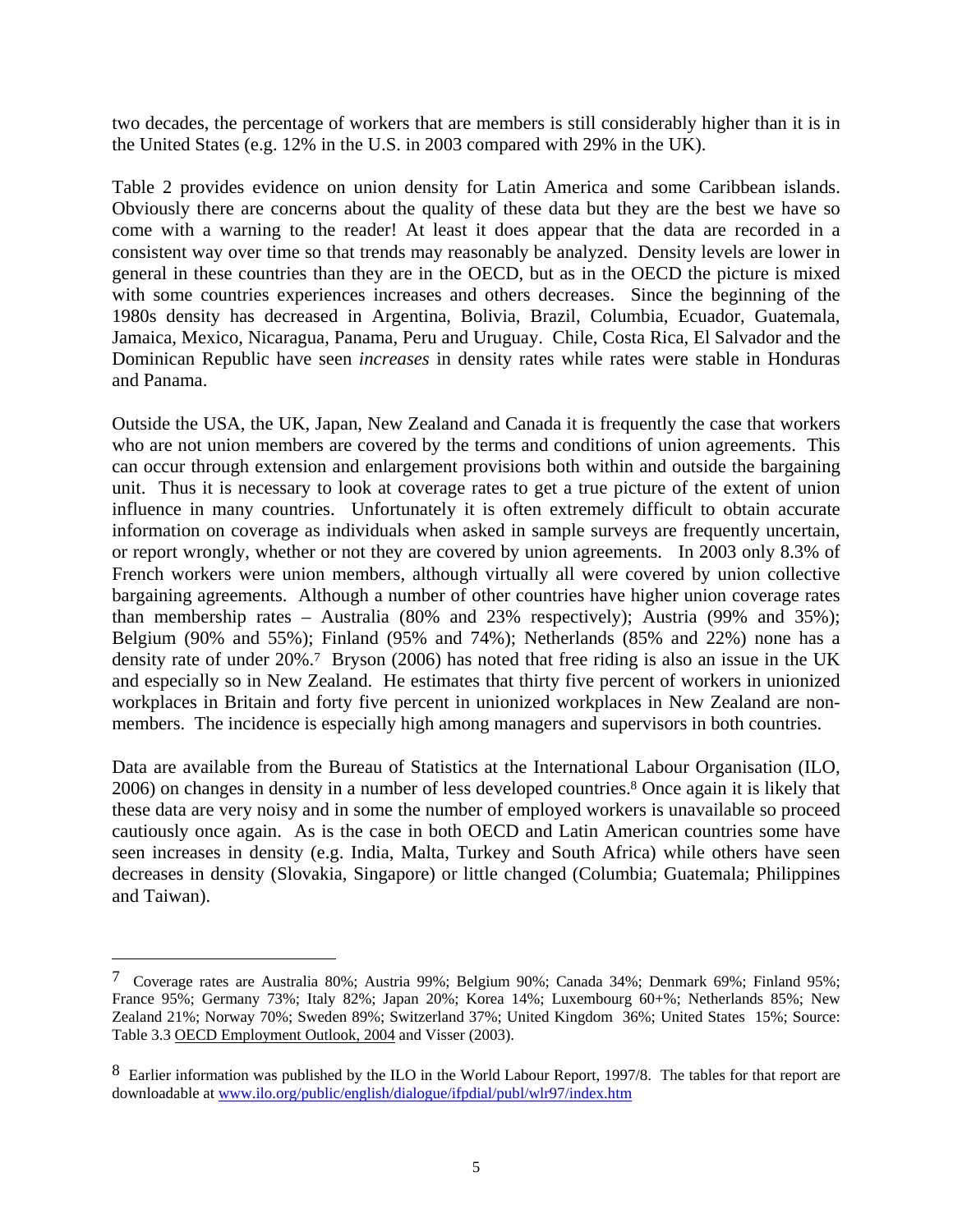two decades, the percentage of workers that are members is still considerably higher than it is in the United States (e.g. 12% in the U.S. in 2003 compared with 29% in the UK).

Table 2 provides evidence on union density for Latin America and some Caribbean islands. Obviously there are concerns about the quality of these data but they are the best we have so come with a warning to the reader! At least it does appear that the data are recorded in a consistent way over time so that trends may reasonably be analyzed. Density levels are lower in general in these countries than they are in the OECD, but as in the OECD the picture is mixed with some countries experiences increases and others decreases. Since the beginning of the 1980s density has decreased in Argentina, Bolivia, Brazil, Columbia, Ecuador, Guatemala, Jamaica, Mexico, Nicaragua, Panama, Peru and Uruguay. Chile, Costa Rica, El Salvador and the Dominican Republic have seen *increases* in density rates while rates were stable in Honduras and Panama.

Outside the USA, the UK, Japan, New Zealand and Canada it is frequently the case that workers who are not union members are covered by the terms and conditions of union agreements. This can occur through extension and enlargement provisions both within and outside the bargaining unit. Thus it is necessary to look at coverage rates to get a true picture of the extent of union influence in many countries. Unfortunately it is often extremely difficult to obtain accurate information on coverage as individuals when asked in sample surveys are frequently uncertain, or report wrongly, whether or not they are covered by union agreements. In 2003 only 8.3% of French workers were union members, although virtually all were covered by union collective bargaining agreements. Although a number of other countries have higher union coverage rates than membership rates – Australia (80% and 23% respectively); Austria (99% and 35%); Belgium (90% and 55%); Finland (95% and 74%); Netherlands (85% and 22%) none has a density rate of under 20%.[7] Bryson (2006) has noted that free riding is also an issue in the UK and especially so in New Zealand. He estimates that thirty five percent of workers in unionized workplaces in Britain and forty five percent in unionized workplaces in New Zealand are non-members. The incidence is especially high among managers and supervisors in both countries.

Data are available from the Bureau of Statistics at the International Labour Organisation (ILO, 2006) on changes in density in a number of less developed countries.[8] Once again it is likely that these data are very noisy and in some the number of employed workers is unavailable so proceed cautiously once again. As is the case in both OECD and Latin American countries some have seen increases in density (e.g. India, Malta, Turkey and South Africa) while others have seen decreases in density (Slovakia, Singapore) or little changed (Columbia; Guatemala; Philippines and Taiwan).

---

[7] Coverage rates are Australia 80%; Austria 99%; Belgium 90%; Canada 34%; Denmark 69%; Finland 95%; France 95%; Germany 73%; Italy 82%; Japan 20%; Korea 14%; Luxembourg 60+%; Netherlands 85%; New Zealand 21%; Norway 70%; Sweden 89%; Switzerland 37%; United Kingdom 36%; United States 15%; Source: Table 3.3 OECD Employment Outlook, 2004 and Visser (2003).

[8] Earlier information was published by the ILO in the World Labour Report, 1997/8. The tables for that report are downloadable at www.ilo.org/public/english/dialogue/ifpdial/publ/wlr97/index.htm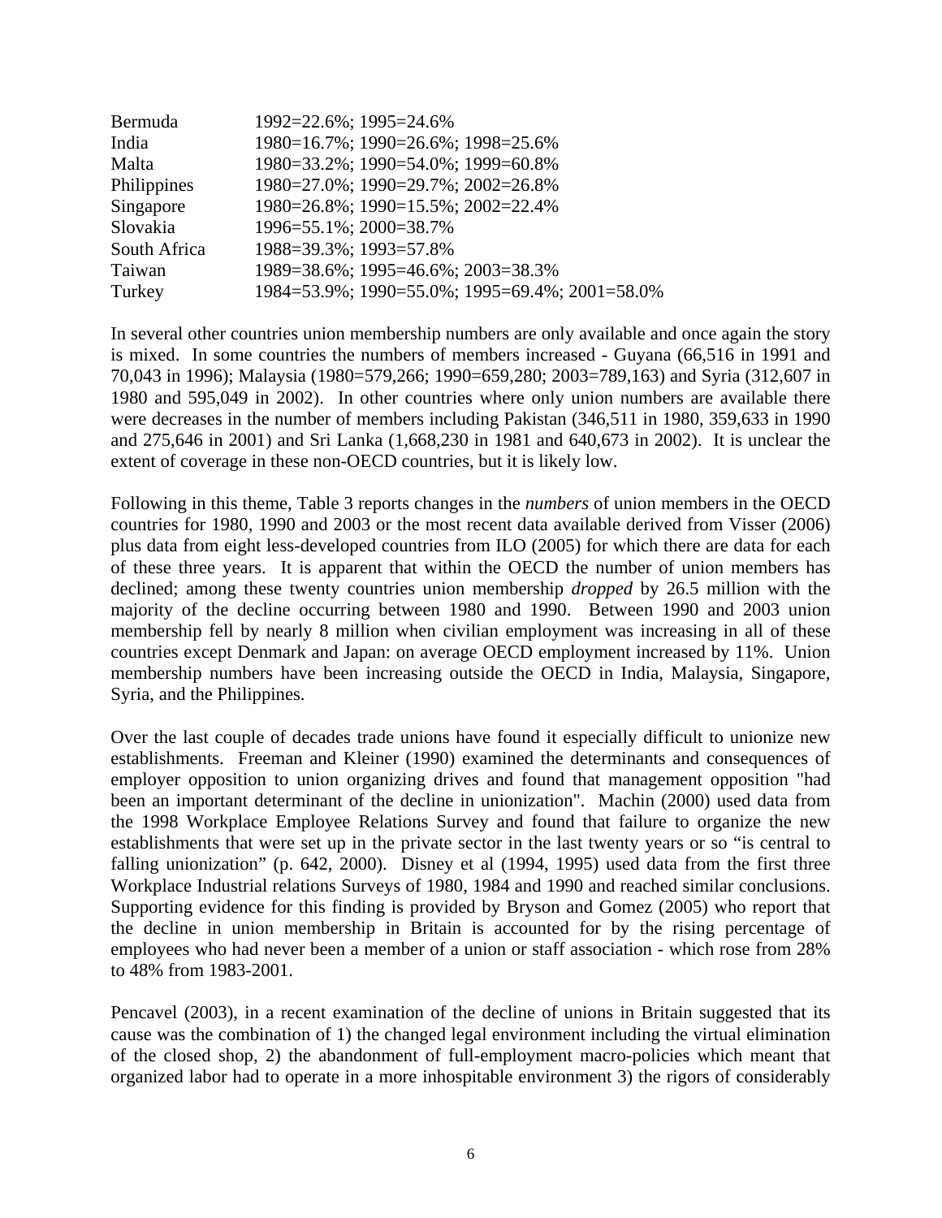| | |
|---|---|
| Bermuda | 1992=22.6%; 1995=24.6% |
| India | 1980=16.7%; 1990=26.6%; 1998=25.6% |
| Malta | 1980=33.2%; 1990=54.0%; 1999=60.8% |
| Philippines | 1980=27.0%; 1990=29.7%; 2002=26.8% |
| Singapore | 1980=26.8%; 1990=15.5%; 2002=22.4% |
| Slovakia | 1996=55.1%; 2000=38.7% |
| South Africa | 1988=39.3%; 1993=57.8% |
| Taiwan | 1989=38.6%; 1995=46.6%; 2003=38.3% |
| Turkey | 1984=53.9%; 1990=55.0%; 1995=69.4%; 2001=58.0% |

In several other countries union membership numbers are only available and once again the story is mixed. In some countries the numbers of members increased - Guyana (66,516 in 1991 and 70,043 in 1996); Malaysia (1980=579,266; 1990=659,280; 2003=789,163) and Syria (312,607 in 1980 and 595,049 in 2002). In other countries where only union numbers are available there were decreases in the number of members including Pakistan (346,511 in 1980, 359,633 in 1990 and 275,646 in 2001) and Sri Lanka (1,668,230 in 1981 and 640,673 in 2002). It is unclear the extent of coverage in these non-OECD countries, but it is likely low.

Following in this theme, Table 3 reports changes in the *numbers* of union members in the OECD countries for 1980, 1990 and 2003 or the most recent data available derived from Visser (2006) plus data from eight less-developed countries from ILO (2005) for which there are data for each of these three years. It is apparent that within the OECD the number of union members has declined; among these twenty countries union membership *dropped* by 26.5 million with the majority of the decline occurring between 1980 and 1990. Between 1990 and 2003 union membership fell by nearly 8 million when civilian employment was increasing in all of these countries except Denmark and Japan: on average OECD employment increased by 11%. Union membership numbers have been increasing outside the OECD in India, Malaysia, Singapore, Syria, and the Philippines.

Over the last couple of decades trade unions have found it especially difficult to unionize new establishments. Freeman and Kleiner (1990) examined the determinants and consequences of employer opposition to union organizing drives and found that management opposition "had been an important determinant of the decline in unionization". Machin (2000) used data from the 1998 Workplace Employee Relations Survey and found that failure to organize the new establishments that were set up in the private sector in the last twenty years or so "is central to falling unionization" (p. 642, 2000). Disney et al (1994, 1995) used data from the first three Workplace Industrial relations Surveys of 1980, 1984 and 1990 and reached similar conclusions. Supporting evidence for this finding is provided by Bryson and Gomez (2005) who report that the decline in union membership in Britain is accounted for by the rising percentage of employees who had never been a member of a union or staff association - which rose from 28% to 48% from 1983-2001.

Pencavel (2003), in a recent examination of the decline of unions in Britain suggested that its cause was the combination of 1) the changed legal environment including the virtual elimination of the closed shop, 2) the abandonment of full-employment macro-policies which meant that organized labor had to operate in a more inhospitable environment 3) the rigors of considerably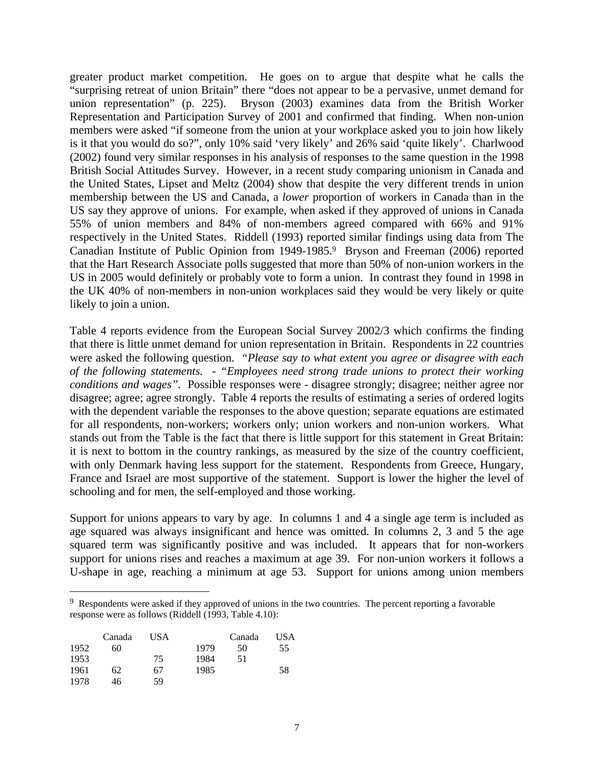greater product market competition. He goes on to argue that despite what he calls the "surprising retreat of union Britain" there "does not appear to be a pervasive, unmet demand for union representation" (p. 225). Bryson (2003) examines data from the British Worker Representation and Participation Survey of 2001 and confirmed that finding. When non-union members were asked "if someone from the union at your workplace asked you to join how likely is it that you would do so?", only 10% said 'very likely' and 26% said 'quite likely'. Charlwood (2002) found very similar responses in his analysis of responses to the same question in the 1998 British Social Attitudes Survey. However, in a recent study comparing unionism in Canada and the United States, Lipset and Meltz (2004) show that despite the very different trends in union membership between the US and Canada, a *lower* proportion of workers in Canada than in the US say they approve of unions. For example, when asked if they approved of unions in Canada 55% of union members and 84% of non-members agreed compared with 66% and 91% respectively in the United States. Riddell (1993) reported similar findings using data from The Canadian Institute of Public Opinion from 1949-1985.[9] Bryson and Freeman (2006) reported that the Hart Research Associate polls suggested that more than 50% of non-union workers in the US in 2005 would definitely or probably vote to form a union. In contrast they found in 1998 in the UK 40% of non-members in non-union workplaces said they would be very likely or quite likely to join a union.

Table 4 reports evidence from the European Social Survey 2002/3 which confirms the finding that there is little unmet demand for union representation in Britain. Respondents in 22 countries were asked the following question. *"Please say to what extent you agree or disagree with each of the following statements. - "Employees need strong trade unions to protect their working conditions and wages"*. Possible responses were - disagree strongly; disagree; neither agree nor disagree; agree; agree strongly. Table 4 reports the results of estimating a series of ordered logits with the dependent variable the responses to the above question; separate equations are estimated for all respondents, non-workers; workers only; union workers and non-union workers. What stands out from the Table is the fact that there is little support for this statement in Great Britain: it is next to bottom in the country rankings, as measured by the size of the country coefficient, with only Denmark having less support for the statement. Respondents from Greece, Hungary, France and Israel are most supportive of the statement. Support is lower the higher the level of schooling and for men, the self-employed and those working.

Support for unions appears to vary by age. In columns 1 and 4 a single age term is included as age squared was always insignificant and hence was omitted. In columns 2, 3 and 5 the age squared term was significantly positive and was included. It appears that for non-workers support for unions rises and reaches a maximum at age 39. For non-union workers it follows a U-shape in age, reaching a minimum at age 53. Support for unions among union members

---

[9] Respondents were asked if they approved of unions in the two countries. The percent reporting a favorable response were as follows (Riddell (1993, Table 4.10):

| | Canada | USA | | Canada | USA |
|---|---|---|---|---|---|
| 1952 | 60 | | 1979 | 50 | 55 |
| 1953 | | 75 | 1984 | 51 | |
| 1961 | 62 | 67 | 1985 | | 58 |
| 1978 | 46 | 59 | | | |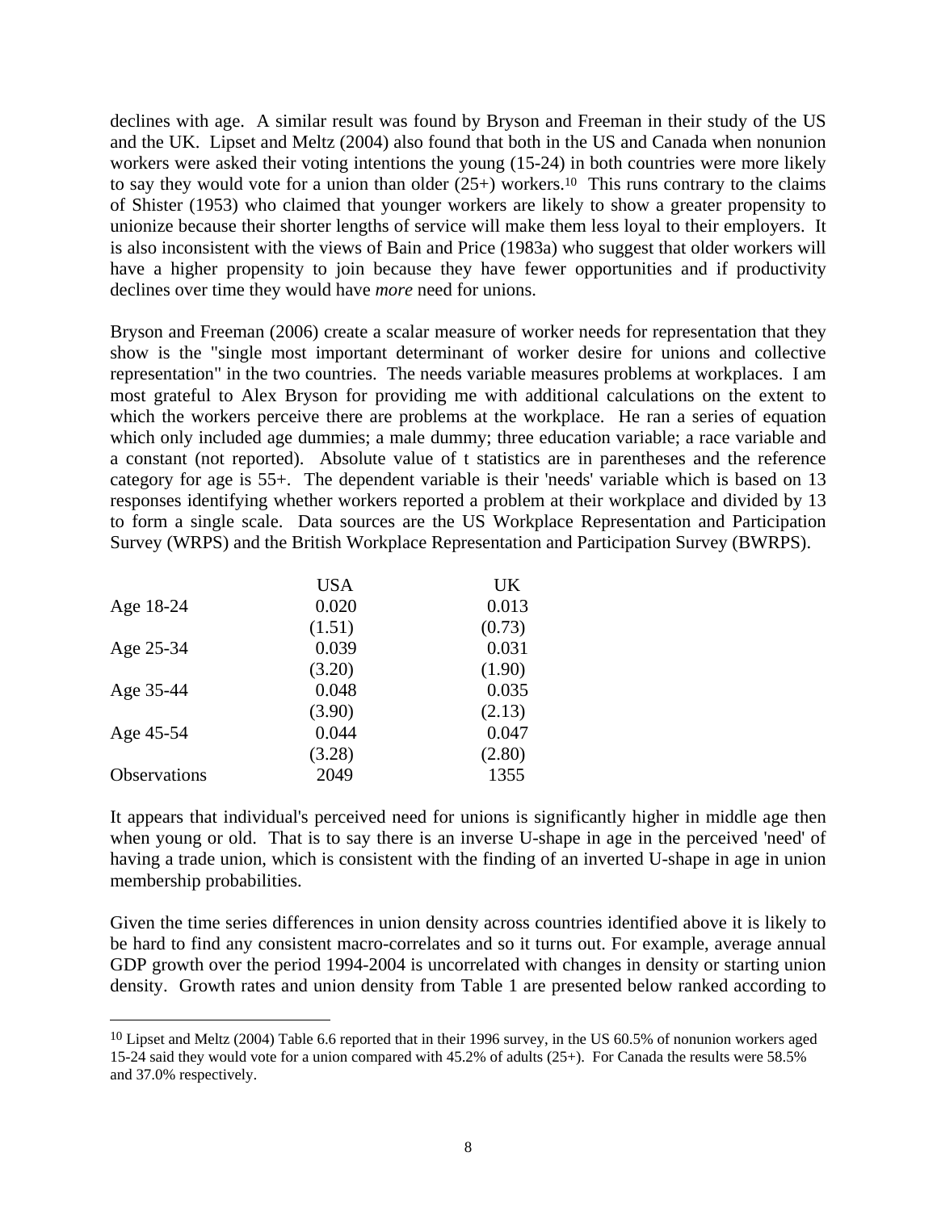declines with age. A similar result was found by Bryson and Freeman in their study of the US and the UK. Lipset and Meltz (2004) also found that both in the US and Canada when nonunion workers were asked their voting intentions the young (15-24) in both countries were more likely to say they would vote for a union than older (25+) workers.[10] This runs contrary to the claims of Shister (1953) who claimed that younger workers are likely to show a greater propensity to unionize because their shorter lengths of service will make them less loyal to their employers. It is also inconsistent with the views of Bain and Price (1983a) who suggest that older workers will have a higher propensity to join because they have fewer opportunities and if productivity declines over time they would have *more* need for unions.

Bryson and Freeman (2006) create a scalar measure of worker needs for representation that they show is the "single most important determinant of worker desire for unions and collective representation" in the two countries. The needs variable measures problems at workplaces. I am most grateful to Alex Bryson for providing me with additional calculations on the extent to which the workers perceive there are problems at the workplace. He ran a series of equation which only included age dummies; a male dummy; three education variable; a race variable and a constant (not reported). Absolute value of t statistics are in parentheses and the reference category for age is 55+. The dependent variable is their 'needs' variable which is based on 13 responses identifying whether workers reported a problem at their workplace and divided by 13 to form a single scale. Data sources are the US Workplace Representation and Participation Survey (WRPS) and the British Workplace Representation and Participation Survey (BWRPS).

| | USA | UK |
|---|---|---|
| Age 18-24 | 0.020 | 0.013 |
| | (1.51) | (0.73) |
| Age 25-34 | 0.039 | 0.031 |
| | (3.20) | (1.90) |
| Age 35-44 | 0.048 | 0.035 |
| | (3.90) | (2.13) |
| Age 45-54 | 0.044 | 0.047 |
| | (3.28) | (2.80) |
| Observations | 2049 | 1355 |

It appears that individual's perceived need for unions is significantly higher in middle age then when young or old. That is to say there is an inverse U-shape in age in the perceived 'need' of having a trade union, which is consistent with the finding of an inverted U-shape in age in union membership probabilities.

Given the time series differences in union density across countries identified above it is likely to be hard to find any consistent macro-correlates and so it turns out. For example, average annual GDP growth over the period 1994-2004 is uncorrelated with changes in density or starting union density. Growth rates and union density from Table 1 are presented below ranked according to

[10] Lipset and Meltz (2004) Table 6.6 reported that in their 1996 survey, in the US 60.5% of nonunion workers aged 15-24 said they would vote for a union compared with 45.2% of adults (25+). For Canada the results were 58.5% and 37.0% respectively.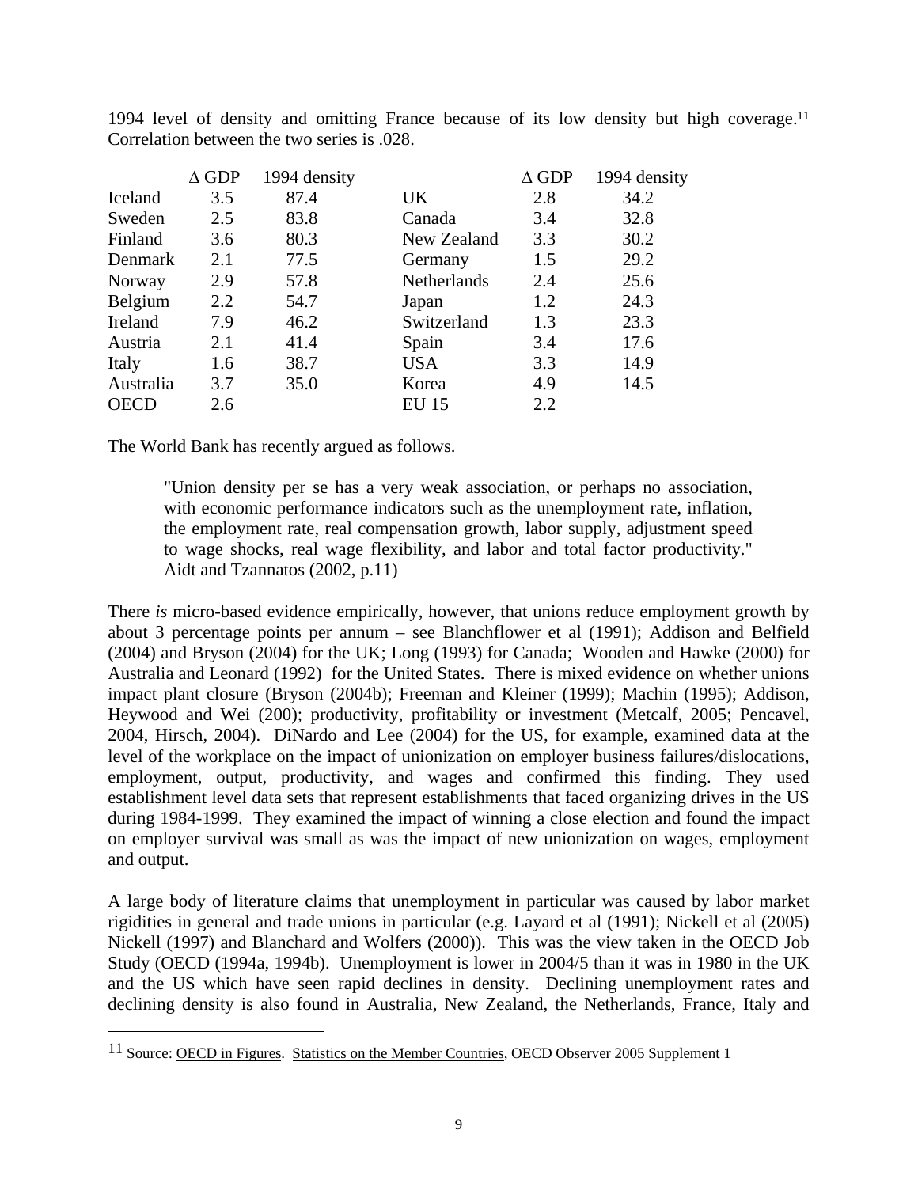1994 level of density and omitting France because of its low density but high coverage.[11] Correlation between the two series is .028.

|  | $\Delta$ GDP | 1994 density |  | $\Delta$ GDP | 1994 density |
|---|---|---|---|---|---|
| Iceland | 3.5 | 87.4 | UK | 2.8 | 34.2 |
| Sweden | 2.5 | 83.8 | Canada | 3.4 | 32.8 |
| Finland | 3.6 | 80.3 | New Zealand | 3.3 | 30.2 |
| Denmark | 2.1 | 77.5 | Germany | 1.5 | 29.2 |
| Norway | 2.9 | 57.8 | Netherlands | 2.4 | 25.6 |
| Belgium | 2.2 | 54.7 | Japan | 1.2 | 24.3 |
| Ireland | 7.9 | 46.2 | Switzerland | 1.3 | 23.3 |
| Austria | 2.1 | 41.4 | Spain | 3.4 | 17.6 |
| Italy | 1.6 | 38.7 | USA | 3.3 | 14.9 |
| Australia | 3.7 | 35.0 | Korea | 4.9 | 14.5 |
| OECD | 2.6 |  | EU 15 | 2.2 |  |

The World Bank has recently argued as follows.

> "Union density per se has a very weak association, or perhaps no association, with economic performance indicators such as the unemployment rate, inflation, the employment rate, real compensation growth, labor supply, adjustment speed to wage shocks, real wage flexibility, and labor and total factor productivity." Aidt and Tzannatos (2002, p.11)

There *is* micro-based evidence empirically, however, that unions reduce employment growth by about 3 percentage points per annum – see Blanchflower et al (1991); Addison and Belfield (2004) and Bryson (2004) for the UK; Long (1993) for Canada; Wooden and Hawke (2000) for Australia and Leonard (1992) for the United States. There is mixed evidence on whether unions impact plant closure (Bryson (2004b); Freeman and Kleiner (1999); Machin (1995); Addison, Heywood and Wei (200); productivity, profitability or investment (Metcalf, 2005; Pencavel, 2004, Hirsch, 2004). DiNardo and Lee (2004) for the US, for example, examined data at the level of the workplace on the impact of unionization on employer business failures/dislocations, employment, output, productivity, and wages and confirmed this finding. They used establishment level data sets that represent establishments that faced organizing drives in the US during 1984-1999. They examined the impact of winning a close election and found the impact on employer survival was small as was the impact of new unionization on wages, employment and output.

A large body of literature claims that unemployment in particular was caused by labor market rigidities in general and trade unions in particular (e.g. Layard et al (1991); Nickell et al (2005) Nickell (1997) and Blanchard and Wolfers (2000)). This was the view taken in the OECD Job Study (OECD (1994a, 1994b). Unemployment is lower in 2004/5 than it was in 1980 in the UK and the US which have seen rapid declines in density. Declining unemployment rates and declining density is also found in Australia, New Zealand, the Netherlands, France, Italy and

[11] Source: OECD in Figures. Statistics on the Member Countries, OECD Observer 2005 Supplement 1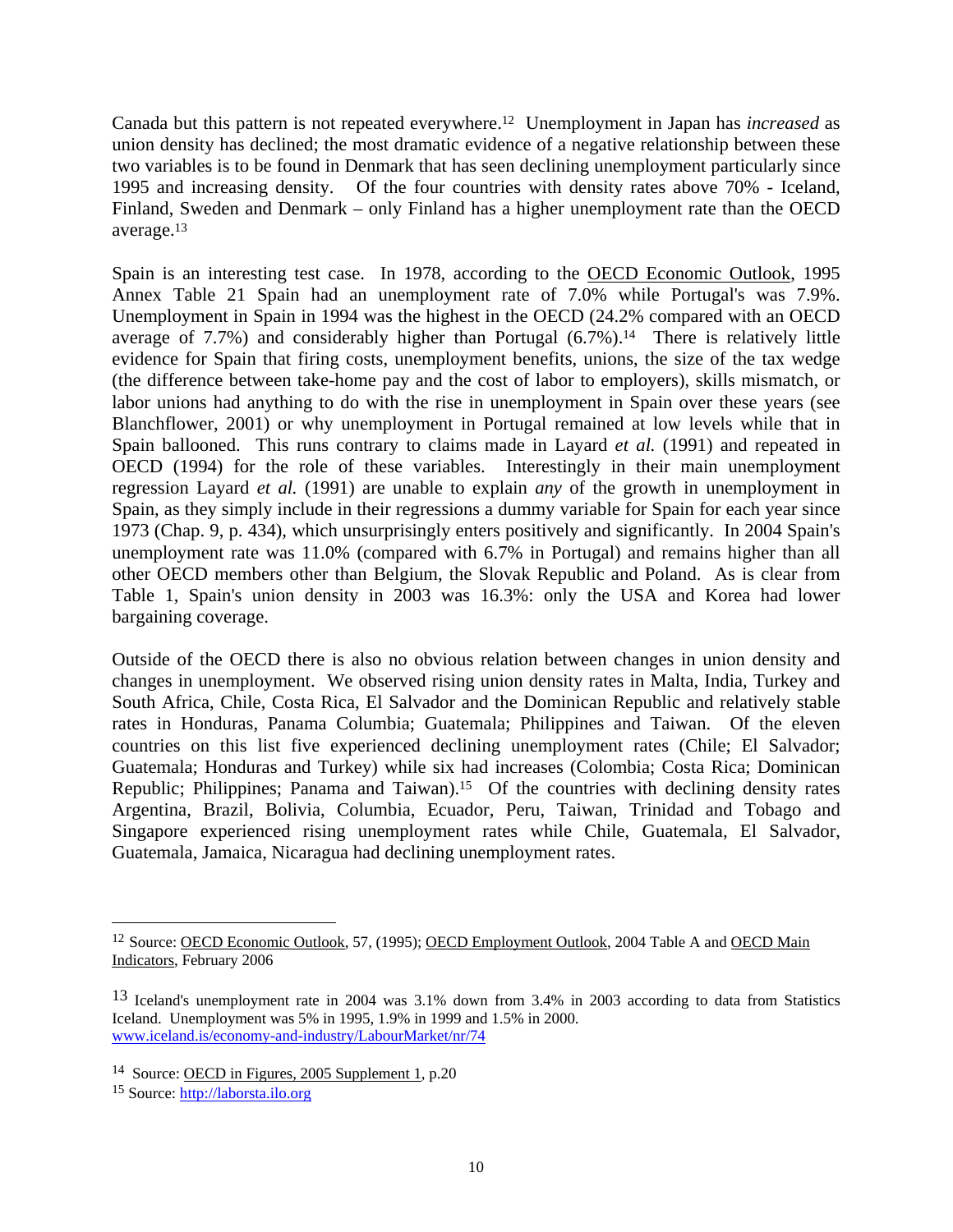Canada but this pattern is not repeated everywhere.[12] Unemployment in Japan has *increased* as union density has declined; the most dramatic evidence of a negative relationship between these two variables is to be found in Denmark that has seen declining unemployment particularly since 1995 and increasing density. Of the four countries with density rates above 70% - Iceland, Finland, Sweden and Denmark – only Finland has a higher unemployment rate than the OECD average.[13]

Spain is an interesting test case. In 1978, according to the <u>OECD Economic Outlook</u>, 1995 Annex Table 21 Spain had an unemployment rate of 7.0% while Portugal's was 7.9%. Unemployment in Spain in 1994 was the highest in the OECD (24.2% compared with an OECD average of 7.7%) and considerably higher than Portugal (6.7%).[14] There is relatively little evidence for Spain that firing costs, unemployment benefits, unions, the size of the tax wedge (the difference between take-home pay and the cost of labor to employers), skills mismatch, or labor unions had anything to do with the rise in unemployment in Spain over these years (see Blanchflower, 2001) or why unemployment in Portugal remained at low levels while that in Spain ballooned. This runs contrary to claims made in Layard *et al.* (1991) and repeated in OECD (1994) for the role of these variables. Interestingly in their main unemployment regression Layard *et al.* (1991) are unable to explain *any* of the growth in unemployment in Spain, as they simply include in their regressions a dummy variable for Spain for each year since 1973 (Chap. 9, p. 434), which unsurprisingly enters positively and significantly. In 2004 Spain's unemployment rate was 11.0% (compared with 6.7% in Portugal) and remains higher than all other OECD members other than Belgium, the Slovak Republic and Poland. As is clear from Table 1, Spain's union density in 2003 was 16.3%: only the USA and Korea had lower bargaining coverage.

Outside of the OECD there is also no obvious relation between changes in union density and changes in unemployment. We observed rising union density rates in Malta, India, Turkey and South Africa, Chile, Costa Rica, El Salvador and the Dominican Republic and relatively stable rates in Honduras, Panama Columbia; Guatemala; Philippines and Taiwan. Of the eleven countries on this list five experienced declining unemployment rates (Chile; El Salvador; Guatemala; Honduras and Turkey) while six had increases (Colombia; Costa Rica; Dominican Republic; Philippines; Panama and Taiwan).[15] Of the countries with declining density rates Argentina, Brazil, Bolivia, Columbia, Ecuador, Peru, Taiwan, Trinidad and Tobago and Singapore experienced rising unemployment rates while Chile, Guatemala, El Salvador, Guatemala, Jamaica, Nicaragua had declining unemployment rates.

---

[12] Source: <u>OECD Economic Outlook</u>, 57, (1995); <u>OECD Employment Outlook</u>, 2004 Table A and <u>OECD Main Indicators</u>, February 2006

[13] Iceland's unemployment rate in 2004 was 3.1% down from 3.4% in 2003 according to data from Statistics Iceland. Unemployment was 5% in 1995, 1.9% in 1999 and 1.5% in 2000. www.iceland.is/economy-and-industry/LabourMarket/nr/74

[14] Source: <u>OECD in Figures, 2005 Supplement 1</u>, p.20

[15] Source: http://laborsta.ilo.org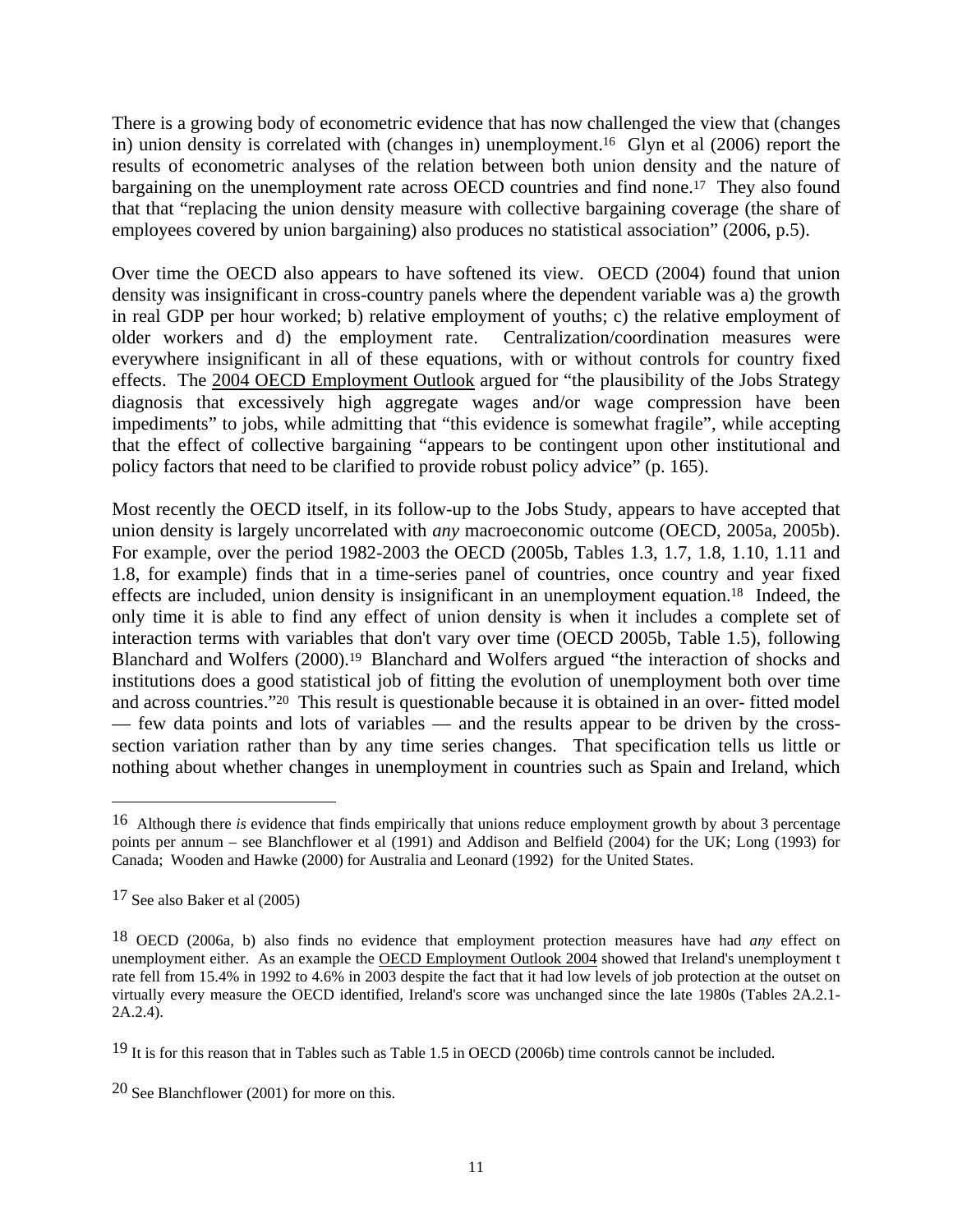There is a growing body of econometric evidence that has now challenged the view that (changes in) union density is correlated with (changes in) unemployment.[16] Glyn et al (2006) report the results of econometric analyses of the relation between both union density and the nature of bargaining on the unemployment rate across OECD countries and find none.[17] They also found that that "replacing the union density measure with collective bargaining coverage (the share of employees covered by union bargaining) also produces no statistical association" (2006, p.5).

Over time the OECD also appears to have softened its view. OECD (2004) found that union density was insignificant in cross-country panels where the dependent variable was a) the growth in real GDP per hour worked; b) relative employment of youths; c) the relative employment of older workers and d) the employment rate. Centralization/coordination measures were everywhere insignificant in all of these equations, with or without controls for country fixed effects. The 2004 OECD Employment Outlook argued for "the plausibility of the Jobs Strategy diagnosis that excessively high aggregate wages and/or wage compression have been impediments" to jobs, while admitting that "this evidence is somewhat fragile", while accepting that the effect of collective bargaining "appears to be contingent upon other institutional and policy factors that need to be clarified to provide robust policy advice" (p. 165).

Most recently the OECD itself, in its follow-up to the Jobs Study, appears to have accepted that union density is largely uncorrelated with *any* macroeconomic outcome (OECD, 2005a, 2005b). For example, over the period 1982-2003 the OECD (2005b, Tables 1.3, 1.7, 1.8, 1.10, 1.11 and 1.8, for example) finds that in a time-series panel of countries, once country and year fixed effects are included, union density is insignificant in an unemployment equation.[18] Indeed, the only time it is able to find any effect of union density is when it includes a complete set of interaction terms with variables that don't vary over time (OECD 2005b, Table 1.5), following Blanchard and Wolfers (2000).[19] Blanchard and Wolfers argued "the interaction of shocks and institutions does a good statistical job of fitting the evolution of unemployment both over time and across countries."[20] This result is questionable because it is obtained in an over- fitted model — few data points and lots of variables — and the results appear to be driven by the cross-section variation rather than by any time series changes. That specification tells us little or nothing about whether changes in unemployment in countries such as Spain and Ireland, which

---

[16] Although there *is* evidence that finds empirically that unions reduce employment growth by about 3 percentage points per annum – see Blanchflower et al (1991) and Addison and Belfield (2004) for the UK; Long (1993) for Canada; Wooden and Hawke (2000) for Australia and Leonard (1992) for the United States.

[17] See also Baker et al (2005)

[18] OECD (2006a, b) also finds no evidence that employment protection measures have had *any* effect on unemployment either. As an example the OECD Employment Outlook 2004 showed that Ireland's unemployment t rate fell from 15.4% in 1992 to 4.6% in 2003 despite the fact that it had low levels of job protection at the outset on virtually every measure the OECD identified, Ireland's score was unchanged since the late 1980s (Tables 2A.2.1-2A.2.4).

[19] It is for this reason that in Tables such as Table 1.5 in OECD (2006b) time controls cannot be included.

[20] See Blanchflower (2001) for more on this.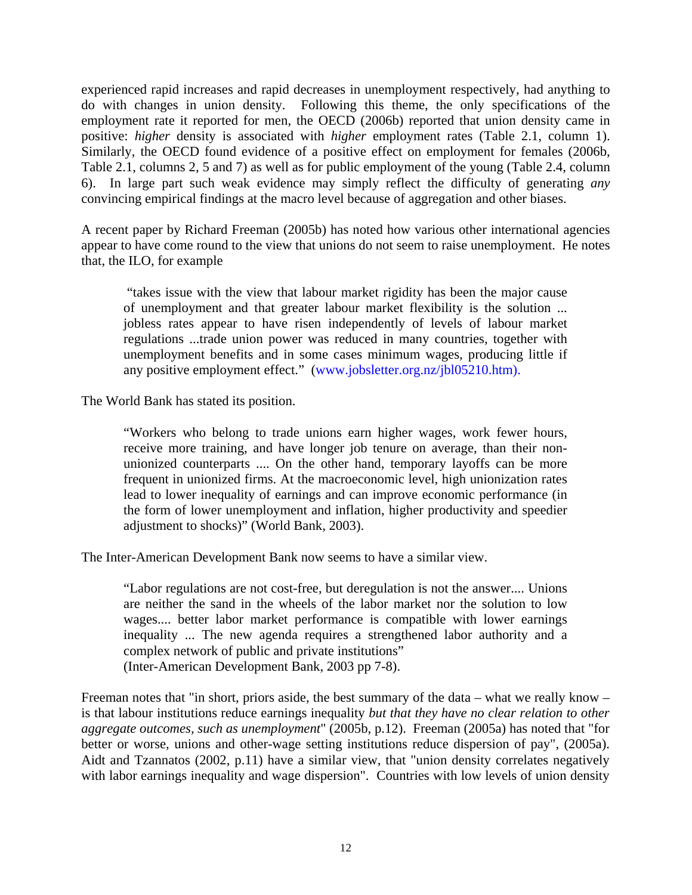experienced rapid increases and rapid decreases in unemployment respectively, had anything to do with changes in union density. Following this theme, the only specifications of the employment rate it reported for men, the OECD (2006b) reported that union density came in positive: *higher* density is associated with *higher* employment rates (Table 2.1, column 1). Similarly, the OECD found evidence of a positive effect on employment for females (2006b, Table 2.1, columns 2, 5 and 7) as well as for public employment of the young (Table 2.4, column 6). In large part such weak evidence may simply reflect the difficulty of generating *any* convincing empirical findings at the macro level because of aggregation and other biases.

A recent paper by Richard Freeman (2005b) has noted how various other international agencies appear to have come round to the view that unions do not seem to raise unemployment. He notes that, the ILO, for example

> "takes issue with the view that labour market rigidity has been the major cause of unemployment and that greater labour market flexibility is the solution ... jobless rates appear to have risen independently of levels of labour market regulations ...trade union power was reduced in many countries, together with unemployment benefits and in some cases minimum wages, producing little if any positive employment effect." (www.jobsletter.org.nz/jbl05210.htm).

The World Bank has stated its position.

> "Workers who belong to trade unions earn higher wages, work fewer hours, receive more training, and have longer job tenure on average, than their non-unionized counterparts .... On the other hand, temporary layoffs can be more frequent in unionized firms. At the macroeconomic level, high unionization rates lead to lower inequality of earnings and can improve economic performance (in the form of lower unemployment and inflation, higher productivity and speedier adjustment to shocks)" (World Bank, 2003).

The Inter-American Development Bank now seems to have a similar view.

> "Labor regulations are not cost-free, but deregulation is not the answer.... Unions are neither the sand in the wheels of the labor market nor the solution to low wages.... better labor market performance is compatible with lower earnings inequality ... The new agenda requires a strengthened labor authority and a complex network of public and private institutions"
> (Inter-American Development Bank, 2003 pp 7-8).

Freeman notes that "in short, priors aside, the best summary of the data – what we really know – is that labour institutions reduce earnings inequality *but that they have no clear relation to other aggregate outcomes, such as unemployment*" (2005b, p.12). Freeman (2005a) has noted that "for better or worse, unions and other-wage setting institutions reduce dispersion of pay", (2005a). Aidt and Tzannatos (2002, p.11) have a similar view, that "union density correlates negatively with labor earnings inequality and wage dispersion". Countries with low levels of union density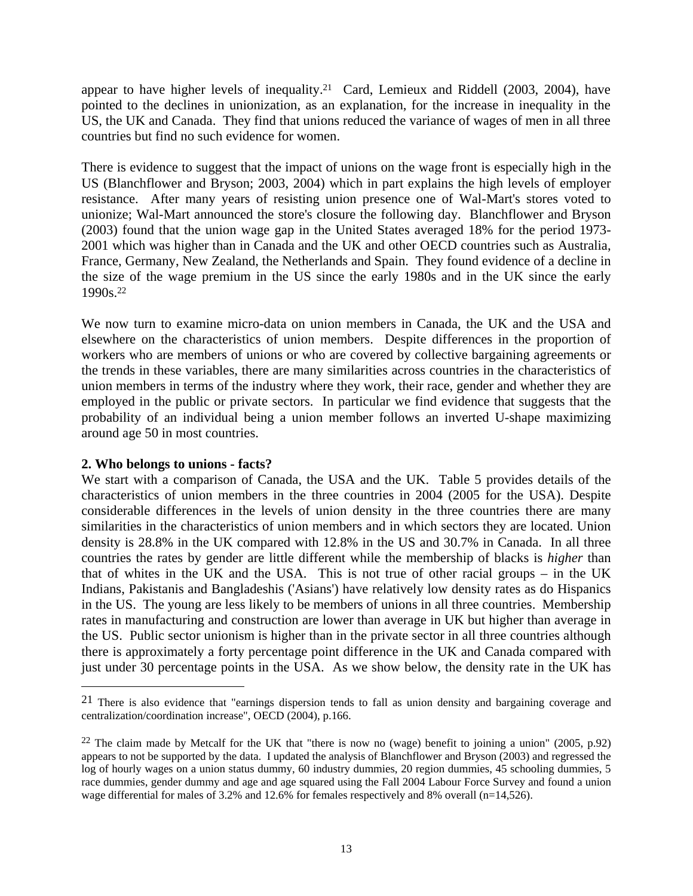appear to have higher levels of inequality.[21] Card, Lemieux and Riddell (2003, 2004), have pointed to the declines in unionization, as an explanation, for the increase in inequality in the US, the UK and Canada. They find that unions reduced the variance of wages of men in all three countries but find no such evidence for women.

There is evidence to suggest that the impact of unions on the wage front is especially high in the US (Blanchflower and Bryson; 2003, 2004) which in part explains the high levels of employer resistance. After many years of resisting union presence one of Wal-Mart's stores voted to unionize; Wal-Mart announced the store's closure the following day. Blanchflower and Bryson (2003) found that the union wage gap in the United States averaged 18% for the period 1973-2001 which was higher than in Canada and the UK and other OECD countries such as Australia, France, Germany, New Zealand, the Netherlands and Spain. They found evidence of a decline in the size of the wage premium in the US since the early 1980s and in the UK since the early 1990s.[22]

We now turn to examine micro-data on union members in Canada, the UK and the USA and elsewhere on the characteristics of union members. Despite differences in the proportion of workers who are members of unions or who are covered by collective bargaining agreements or the trends in these variables, there are many similarities across countries in the characteristics of union members in terms of the industry where they work, their race, gender and whether they are employed in the public or private sectors. In particular we find evidence that suggests that the probability of an individual being a union member follows an inverted U-shape maximizing around age 50 in most countries.

**2. Who belongs to unions - facts?**

We start with a comparison of Canada, the USA and the UK. Table 5 provides details of the characteristics of union members in the three countries in 2004 (2005 for the USA). Despite considerable differences in the levels of union density in the three countries there are many similarities in the characteristics of union members and in which sectors they are located. Union density is 28.8% in the UK compared with 12.8% in the US and 30.7% in Canada. In all three countries the rates by gender are little different while the membership of blacks is *higher* than that of whites in the UK and the USA. This is not true of other racial groups – in the UK Indians, Pakistanis and Bangladeshis ('Asians') have relatively low density rates as do Hispanics in the US. The young are less likely to be members of unions in all three countries. Membership rates in manufacturing and construction are lower than average in UK but higher than average in the US. Public sector unionism is higher than in the private sector in all three countries although there is approximately a forty percentage point difference in the UK and Canada compared with just under 30 percentage points in the USA. As we show below, the density rate in the UK has

[21] There is also evidence that "earnings dispersion tends to fall as union density and bargaining coverage and centralization/coordination increase", OECD (2004), p.166.

[22] The claim made by Metcalf for the UK that "there is now no (wage) benefit to joining a union" (2005, p.92) appears to not be supported by the data. I updated the analysis of Blanchflower and Bryson (2003) and regressed the log of hourly wages on a union status dummy, 60 industry dummies, 20 region dummies, 45 schooling dummies, 5 race dummies, gender dummy and age and age squared using the Fall 2004 Labour Force Survey and found a union wage differential for males of 3.2% and 12.6% for females respectively and 8% overall (n=14,526).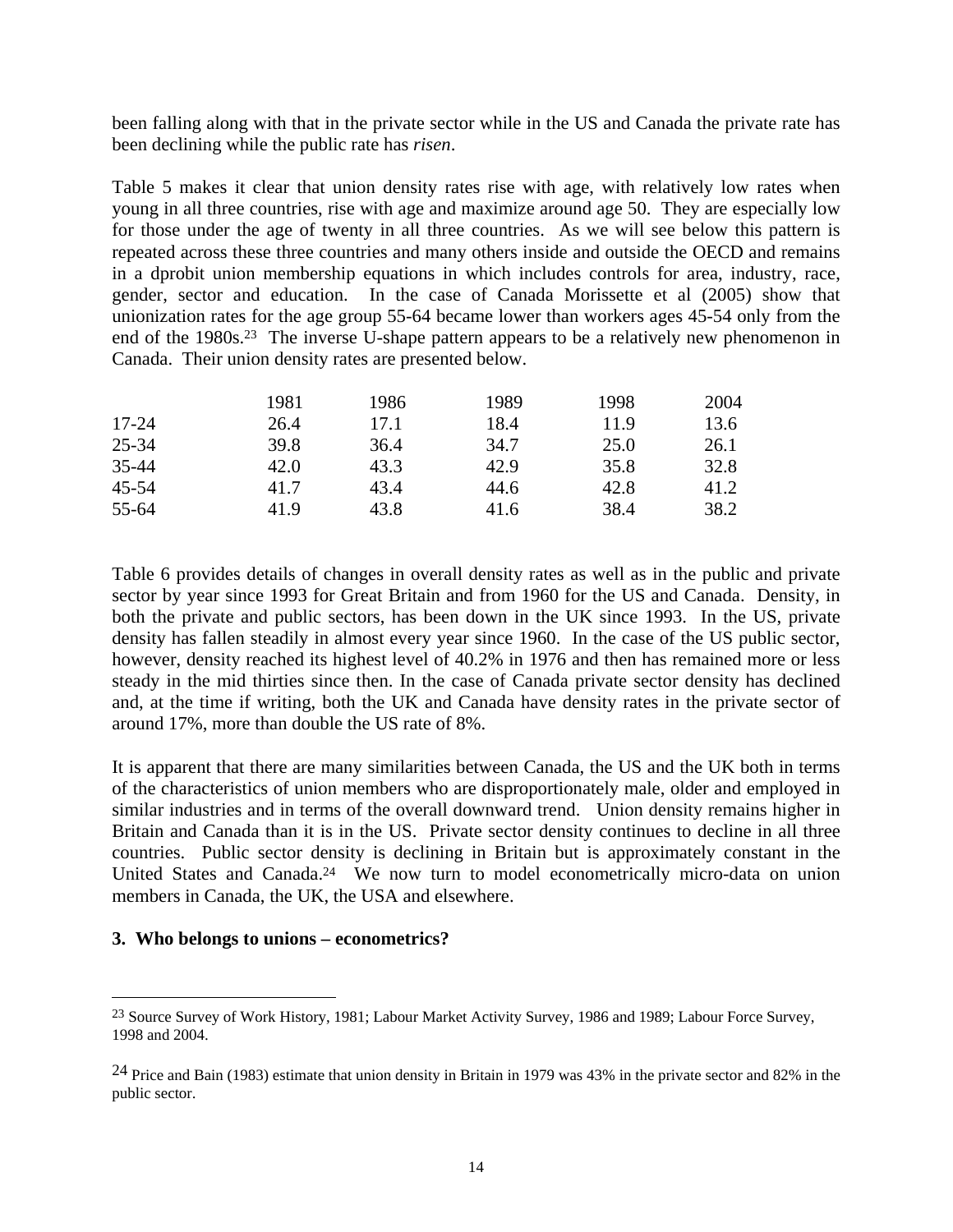been falling along with that in the private sector while in the US and Canada the private rate has been declining while the public rate has *risen*.

Table 5 makes it clear that union density rates rise with age, with relatively low rates when young in all three countries, rise with age and maximize around age 50. They are especially low for those under the age of twenty in all three countries. As we will see below this pattern is repeated across these three countries and many others inside and outside the OECD and remains in a dprobit union membership equations in which includes controls for area, industry, race, gender, sector and education. In the case of Canada Morissette et al (2005) show that unionization rates for the age group 55-64 became lower than workers ages 45-54 only from the end of the 1980s.[23] The inverse U-shape pattern appears to be a relatively new phenomenon in Canada. Their union density rates are presented below.

| | 1981 | 1986 | 1989 | 1998 | 2004 |
|---|---|---|---|---|---|
| 17-24 | 26.4 | 17.1 | 18.4 | 11.9 | 13.6 |
| 25-34 | 39.8 | 36.4 | 34.7 | 25.0 | 26.1 |
| 35-44 | 42.0 | 43.3 | 42.9 | 35.8 | 32.8 |
| 45-54 | 41.7 | 43.4 | 44.6 | 42.8 | 41.2 |
| 55-64 | 41.9 | 43.8 | 41.6 | 38.4 | 38.2 |

Table 6 provides details of changes in overall density rates as well as in the public and private sector by year since 1993 for Great Britain and from 1960 for the US and Canada. Density, in both the private and public sectors, has been down in the UK since 1993. In the US, private density has fallen steadily in almost every year since 1960. In the case of the US public sector, however, density reached its highest level of 40.2% in 1976 and then has remained more or less steady in the mid thirties since then. In the case of Canada private sector density has declined and, at the time if writing, both the UK and Canada have density rates in the private sector of around 17%, more than double the US rate of 8%.

It is apparent that there are many similarities between Canada, the US and the UK both in terms of the characteristics of union members who are disproportionately male, older and employed in similar industries and in terms of the overall downward trend. Union density remains higher in Britain and Canada than it is in the US. Private sector density continues to decline in all three countries. Public sector density is declining in Britain but is approximately constant in the United States and Canada.[24] We now turn to model econometrically micro-data on union members in Canada, the UK, the USA and elsewhere.

## 3. Who belongs to unions – econometrics?

[23] Source Survey of Work History, 1981; Labour Market Activity Survey, 1986 and 1989; Labour Force Survey, 1998 and 2004.

[24] Price and Bain (1983) estimate that union density in Britain in 1979 was 43% in the private sector and 82% in the public sector.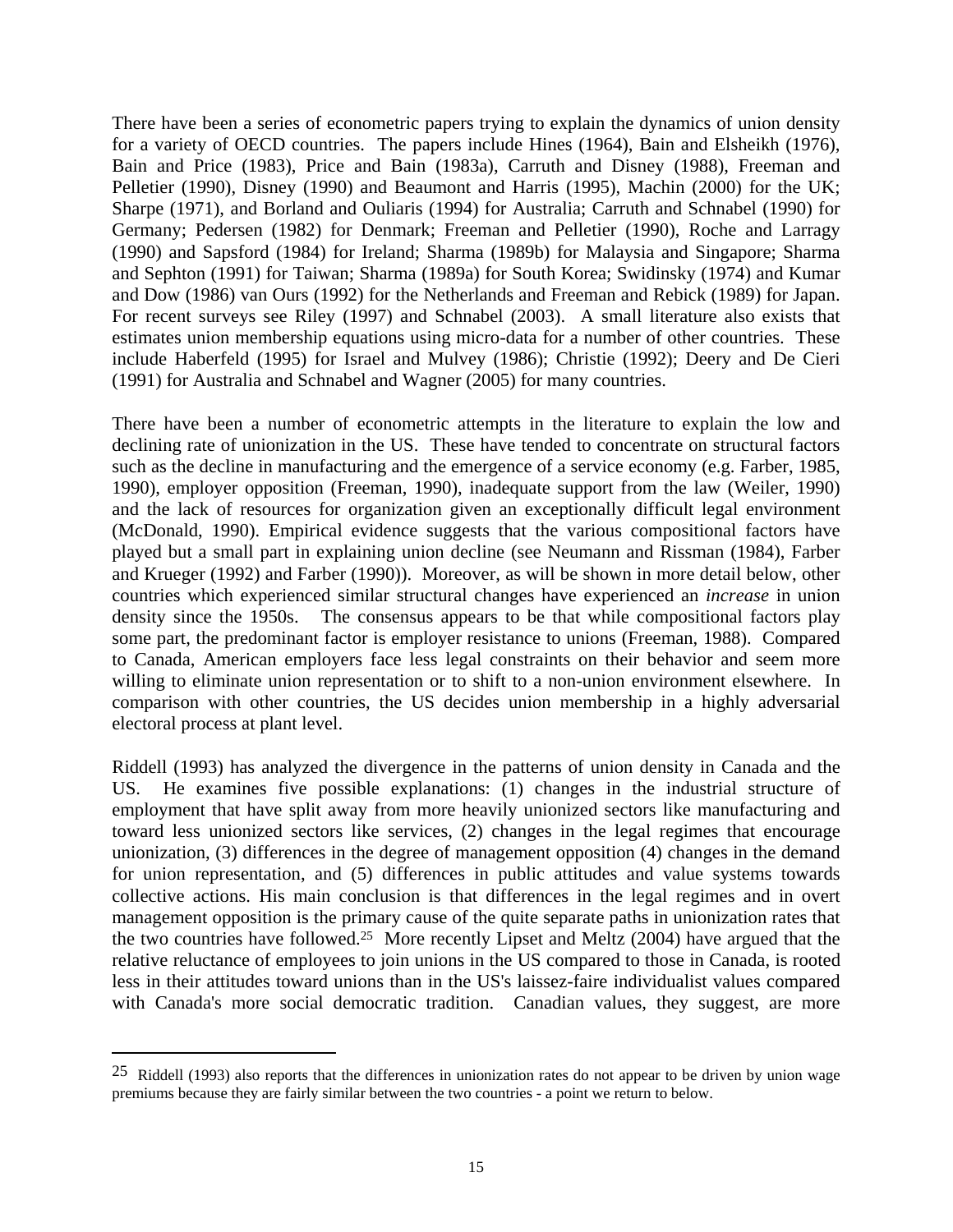There have been a series of econometric papers trying to explain the dynamics of union density for a variety of OECD countries. The papers include Hines (1964), Bain and Elsheikh (1976), Bain and Price (1983), Price and Bain (1983a), Carruth and Disney (1988), Freeman and Pelletier (1990), Disney (1990) and Beaumont and Harris (1995), Machin (2000) for the UK; Sharpe (1971), and Borland and Ouliaris (1994) for Australia; Carruth and Schnabel (1990) for Germany; Pedersen (1982) for Denmark; Freeman and Pelletier (1990), Roche and Larragy (1990) and Sapsford (1984) for Ireland; Sharma (1989b) for Malaysia and Singapore; Sharma and Sephton (1991) for Taiwan; Sharma (1989a) for South Korea; Swidinsky (1974) and Kumar and Dow (1986) van Ours (1992) for the Netherlands and Freeman and Rebick (1989) for Japan. For recent surveys see Riley (1997) and Schnabel (2003). A small literature also exists that estimates union membership equations using micro-data for a number of other countries. These include Haberfeld (1995) for Israel and Mulvey (1986); Christie (1992); Deery and De Cieri (1991) for Australia and Schnabel and Wagner (2005) for many countries.

There have been a number of econometric attempts in the literature to explain the low and declining rate of unionization in the US. These have tended to concentrate on structural factors such as the decline in manufacturing and the emergence of a service economy (e.g. Farber, 1985, 1990), employer opposition (Freeman, 1990), inadequate support from the law (Weiler, 1990) and the lack of resources for organization given an exceptionally difficult legal environment (McDonald, 1990). Empirical evidence suggests that the various compositional factors have played but a small part in explaining union decline (see Neumann and Rissman (1984), Farber and Krueger (1992) and Farber (1990)). Moreover, as will be shown in more detail below, other countries which experienced similar structural changes have experienced an *increase* in union density since the 1950s. The consensus appears to be that while compositional factors play some part, the predominant factor is employer resistance to unions (Freeman, 1988). Compared to Canada, American employers face less legal constraints on their behavior and seem more willing to eliminate union representation or to shift to a non-union environment elsewhere. In comparison with other countries, the US decides union membership in a highly adversarial electoral process at plant level.

Riddell (1993) has analyzed the divergence in the patterns of union density in Canada and the US. He examines five possible explanations: (1) changes in the industrial structure of employment that have split away from more heavily unionized sectors like manufacturing and toward less unionized sectors like services, (2) changes in the legal regimes that encourage unionization, (3) differences in the degree of management opposition (4) changes in the demand for union representation, and (5) differences in public attitudes and value systems towards collective actions. His main conclusion is that differences in the legal regimes and in overt management opposition is the primary cause of the quite separate paths in unionization rates that the two countries have followed.[25] More recently Lipset and Meltz (2004) have argued that the relative reluctance of employees to join unions in the US compared to those in Canada, is rooted less in their attitudes toward unions than in the US's laissez-faire individualist values compared with Canada's more social democratic tradition. Canadian values, they suggest, are more

[25] Riddell (1993) also reports that the differences in unionization rates do not appear to be driven by union wage premiums because they are fairly similar between the two countries - a point we return to below.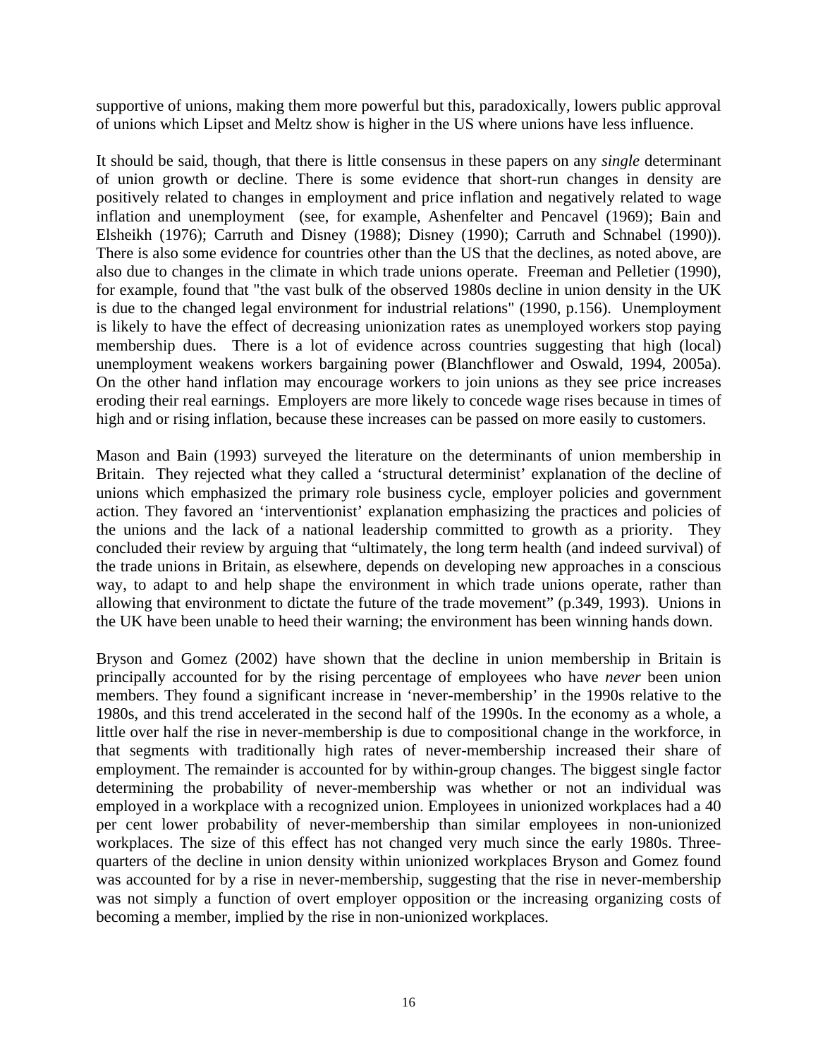supportive of unions, making them more powerful but this, paradoxically, lowers public approval of unions which Lipset and Meltz show is higher in the US where unions have less influence.

It should be said, though, that there is little consensus in these papers on any *single* determinant of union growth or decline. There is some evidence that short-run changes in density are positively related to changes in employment and price inflation and negatively related to wage inflation and unemployment (see, for example, Ashenfelter and Pencavel (1969); Bain and Elsheikh (1976); Carruth and Disney (1988); Disney (1990); Carruth and Schnabel (1990)). There is also some evidence for countries other than the US that the declines, as noted above, are also due to changes in the climate in which trade unions operate. Freeman and Pelletier (1990), for example, found that "the vast bulk of the observed 1980s decline in union density in the UK is due to the changed legal environment for industrial relations" (1990, p.156). Unemployment is likely to have the effect of decreasing unionization rates as unemployed workers stop paying membership dues. There is a lot of evidence across countries suggesting that high (local) unemployment weakens workers bargaining power (Blanchflower and Oswald, 1994, 2005a). On the other hand inflation may encourage workers to join unions as they see price increases eroding their real earnings. Employers are more likely to concede wage rises because in times of high and or rising inflation, because these increases can be passed on more easily to customers.

Mason and Bain (1993) surveyed the literature on the determinants of union membership in Britain. They rejected what they called a 'structural determinist' explanation of the decline of unions which emphasized the primary role business cycle, employer policies and government action. They favored an 'interventionist' explanation emphasizing the practices and policies of the unions and the lack of a national leadership committed to growth as a priority. They concluded their review by arguing that "ultimately, the long term health (and indeed survival) of the trade unions in Britain, as elsewhere, depends on developing new approaches in a conscious way, to adapt to and help shape the environment in which trade unions operate, rather than allowing that environment to dictate the future of the trade movement" (p.349, 1993). Unions in the UK have been unable to heed their warning; the environment has been winning hands down.

Bryson and Gomez (2002) have shown that the decline in union membership in Britain is principally accounted for by the rising percentage of employees who have *never* been union members. They found a significant increase in 'never-membership' in the 1990s relative to the 1980s, and this trend accelerated in the second half of the 1990s. In the economy as a whole, a little over half the rise in never-membership is due to compositional change in the workforce, in that segments with traditionally high rates of never-membership increased their share of employment. The remainder is accounted for by within-group changes. The biggest single factor determining the probability of never-membership was whether or not an individual was employed in a workplace with a recognized union. Employees in unionized workplaces had a 40 per cent lower probability of never-membership than similar employees in non-unionized workplaces. The size of this effect has not changed very much since the early 1980s. Three-quarters of the decline in union density within unionized workplaces Bryson and Gomez found was accounted for by a rise in never-membership, suggesting that the rise in never-membership was not simply a function of overt employer opposition or the increasing organizing costs of becoming a member, implied by the rise in non-unionized workplaces.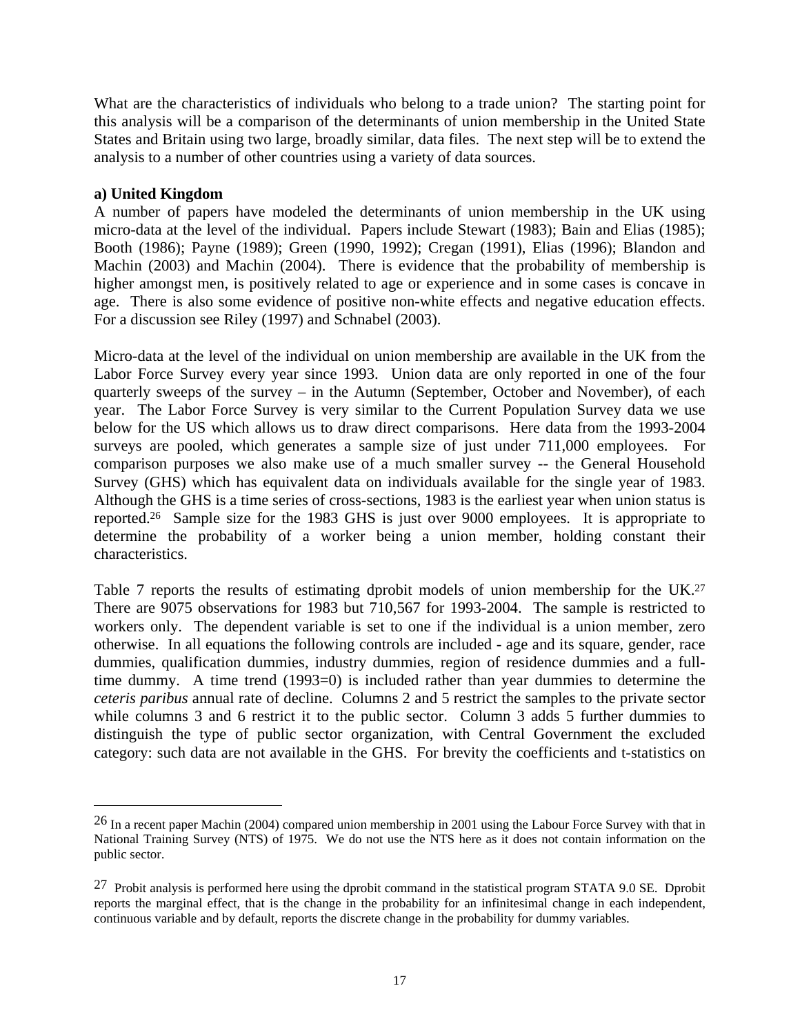What are the characteristics of individuals who belong to a trade union? The starting point for this analysis will be a comparison of the determinants of union membership in the United State States and Britain using two large, broadly similar, data files. The next step will be to extend the analysis to a number of other countries using a variety of data sources.

**a) United Kingdom**

A number of papers have modeled the determinants of union membership in the UK using micro-data at the level of the individual. Papers include Stewart (1983); Bain and Elias (1985); Booth (1986); Payne (1989); Green (1990, 1992); Cregan (1991), Elias (1996); Blandon and Machin (2003) and Machin (2004). There is evidence that the probability of membership is higher amongst men, is positively related to age or experience and in some cases is concave in age. There is also some evidence of positive non-white effects and negative education effects. For a discussion see Riley (1997) and Schnabel (2003).

Micro-data at the level of the individual on union membership are available in the UK from the Labor Force Survey every year since 1993. Union data are only reported in one of the four quarterly sweeps of the survey – in the Autumn (September, October and November), of each year. The Labor Force Survey is very similar to the Current Population Survey data we use below for the US which allows us to draw direct comparisons. Here data from the 1993-2004 surveys are pooled, which generates a sample size of just under 711,000 employees. For comparison purposes we also make use of a much smaller survey -- the General Household Survey (GHS) which has equivalent data on individuals available for the single year of 1983. Although the GHS is a time series of cross-sections, 1983 is the earliest year when union status is reported.[26] Sample size for the 1983 GHS is just over 9000 employees. It is appropriate to determine the probability of a worker being a union member, holding constant their characteristics.

Table 7 reports the results of estimating dprobit models of union membership for the UK.[27] There are 9075 observations for 1983 but 710,567 for 1993-2004. The sample is restricted to workers only. The dependent variable is set to one if the individual is a union member, zero otherwise. In all equations the following controls are included - age and its square, gender, race dummies, qualification dummies, industry dummies, region of residence dummies and a full-time dummy. A time trend (1993=0) is included rather than year dummies to determine the *ceteris paribus* annual rate of decline. Columns 2 and 5 restrict the samples to the private sector while columns 3 and 6 restrict it to the public sector. Column 3 adds 5 further dummies to distinguish the type of public sector organization, with Central Government the excluded category: such data are not available in the GHS. For brevity the coefficients and t-statistics on

---

[26] In a recent paper Machin (2004) compared union membership in 2001 using the Labour Force Survey with that in National Training Survey (NTS) of 1975. We do not use the NTS here as it does not contain information on the public sector.

[27] Probit analysis is performed here using the dprobit command in the statistical program STATA 9.0 SE. Dprobit reports the marginal effect, that is the change in the probability for an infinitesimal change in each independent, continuous variable and by default, reports the discrete change in the probability for dummy variables.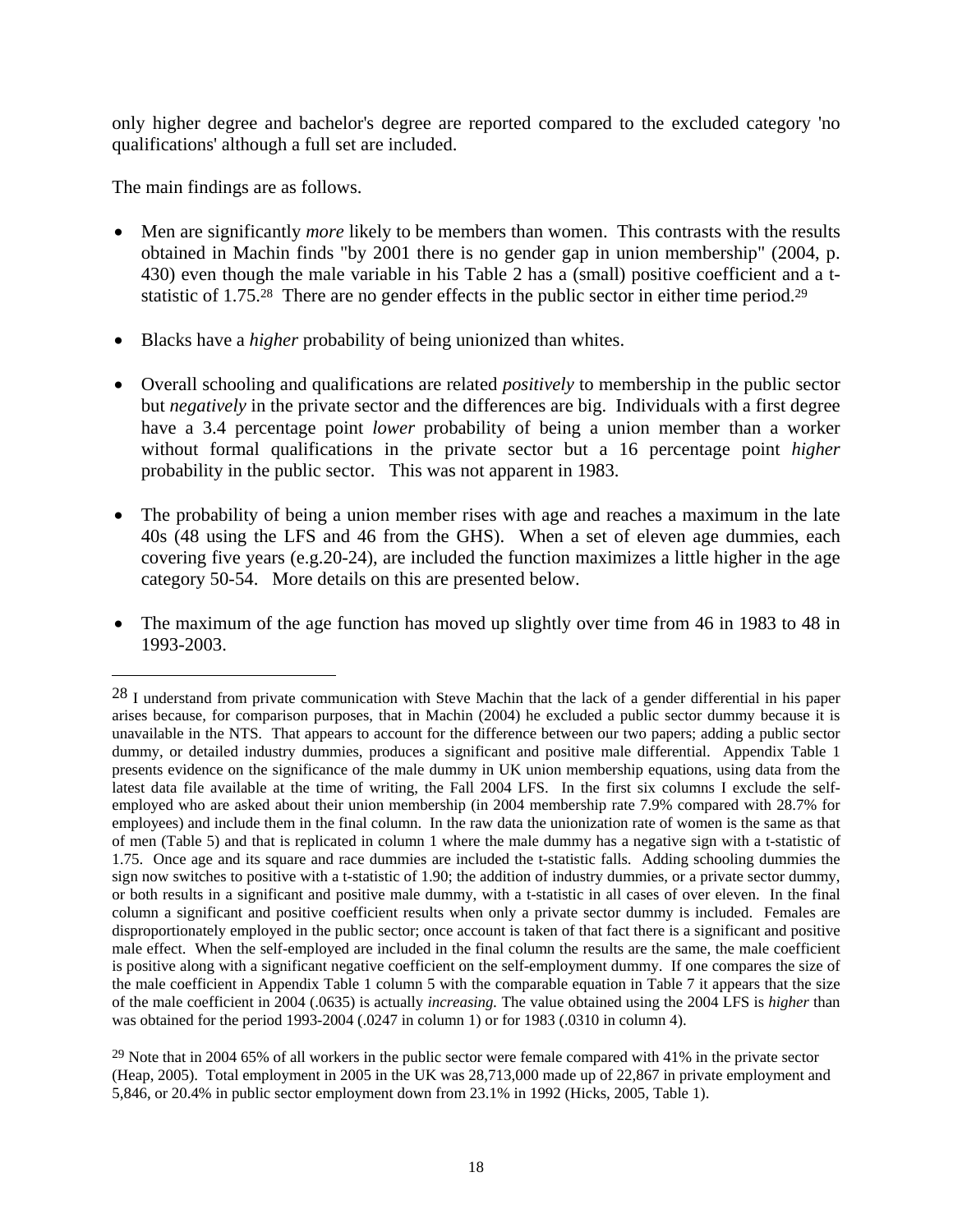only higher degree and bachelor's degree are reported compared to the excluded category 'no qualifications' although a full set are included.

The main findings are as follows.

- Men are significantly *more* likely to be members than women. This contrasts with the results obtained in Machin finds "by 2001 there is no gender gap in union membership" (2004, p. 430) even though the male variable in his Table 2 has a (small) positive coefficient and a t-statistic of 1.75.[28] There are no gender effects in the public sector in either time period.[29]

- Blacks have a *higher* probability of being unionized than whites.

- Overall schooling and qualifications are related *positively* to membership in the public sector but *negatively* in the private sector and the differences are big. Individuals with a first degree have a 3.4 percentage point *lower* probability of being a union member than a worker without formal qualifications in the private sector but a 16 percentage point *higher* probability in the public sector. This was not apparent in 1983.

- The probability of being a union member rises with age and reaches a maximum in the late 40s (48 using the LFS and 46 from the GHS). When a set of eleven age dummies, each covering five years (e.g.20-24), are included the function maximizes a little higher in the age category 50-54. More details on this are presented below.

- The maximum of the age function has moved up slightly over time from 46 in 1983 to 48 in 1993-2003.

---

[28] I understand from private communication with Steve Machin that the lack of a gender differential in his paper arises because, for comparison purposes, that in Machin (2004) he excluded a public sector dummy because it is unavailable in the NTS. That appears to account for the difference between our two papers; adding a public sector dummy, or detailed industry dummies, produces a significant and positive male differential. Appendix Table 1 presents evidence on the significance of the male dummy in UK union membership equations, using data from the latest data file available at the time of writing, the Fall 2004 LFS. In the first six columns I exclude the self-employed who are asked about their union membership (in 2004 membership rate 7.9% compared with 28.7% for employees) and include them in the final column. In the raw data the unionization rate of women is the same as that of men (Table 5) and that is replicated in column 1 where the male dummy has a negative sign with a t-statistic of 1.75. Once age and its square and race dummies are included the t-statistic falls. Adding schooling dummies the sign now switches to positive with a t-statistic of 1.90; the addition of industry dummies, or a private sector dummy, or both results in a significant and positive male dummy, with a t-statistic in all cases of over eleven. In the final column a significant and positive coefficient results when only a private sector dummy is included. Females are disproportionately employed in the public sector; once account is taken of that fact there is a significant and positive male effect. When the self-employed are included in the final column the results are the same, the male coefficient is positive along with a significant negative coefficient on the self-employment dummy. If one compares the size of the male coefficient in Appendix Table 1 column 5 with the comparable equation in Table 7 it appears that the size of the male coefficient in 2004 (.0635) is actually *increasing.* The value obtained using the 2004 LFS is *higher* than was obtained for the period 1993-2004 (.0247 in column 1) or for 1983 (.0310 in column 4).

[29] Note that in 2004 65% of all workers in the public sector were female compared with 41% in the private sector (Heap, 2005). Total employment in 2005 in the UK was 28,713,000 made up of 22,867 in private employment and 5,846, or 20.4% in public sector employment down from 23.1% in 1992 (Hicks, 2005, Table 1).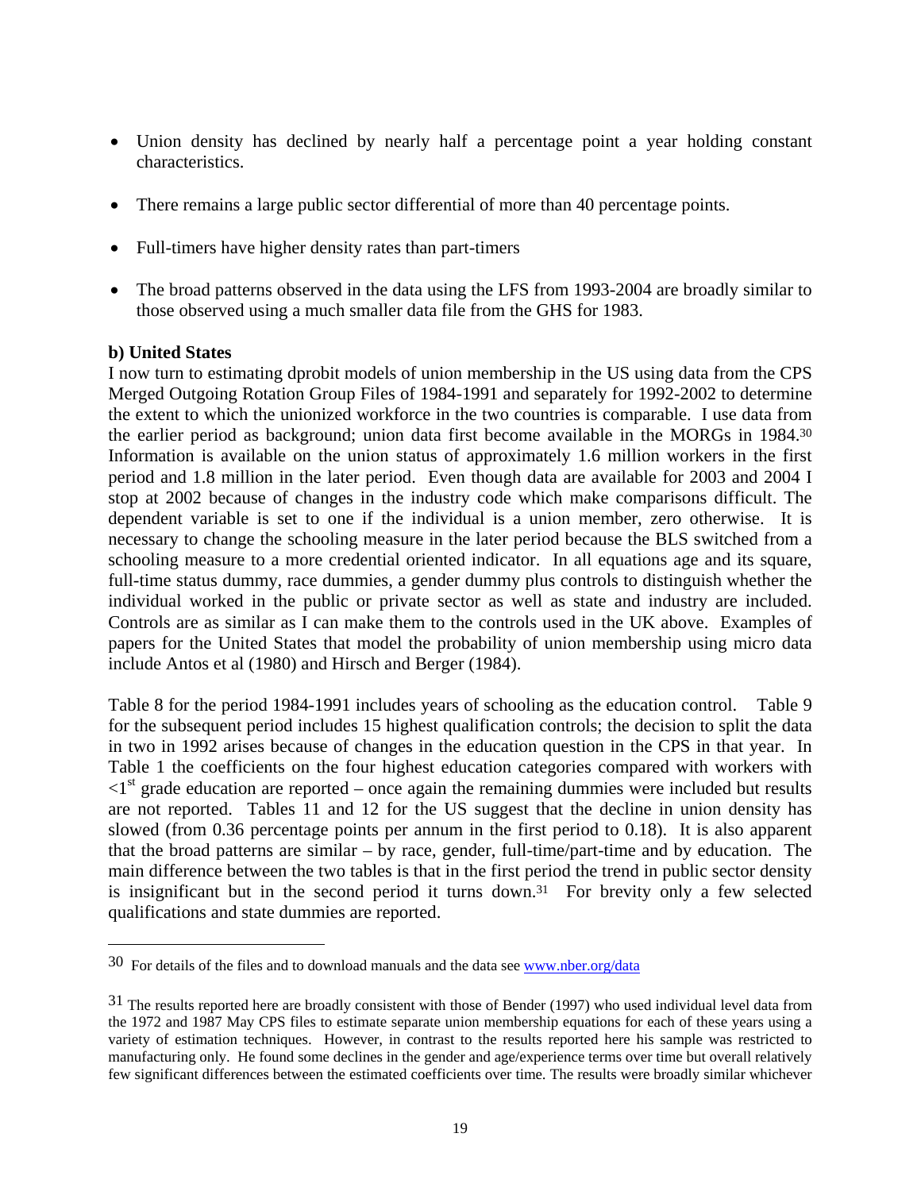- Union density has declined by nearly half a percentage point a year holding constant characteristics.
- There remains a large public sector differential of more than 40 percentage points.
- Full-timers have higher density rates than part-timers
- The broad patterns observed in the data using the LFS from 1993-2004 are broadly similar to those observed using a much smaller data file from the GHS for 1983.

**b) United States**

I now turn to estimating dprobit models of union membership in the US using data from the CPS Merged Outgoing Rotation Group Files of 1984-1991 and separately for 1992-2002 to determine the extent to which the unionized workforce in the two countries is comparable. I use data from the earlier period as background; union data first become available in the MORGs in 1984.[30] Information is available on the union status of approximately 1.6 million workers in the first period and 1.8 million in the later period. Even though data are available for 2003 and 2004 I stop at 2002 because of changes in the industry code which make comparisons difficult. The dependent variable is set to one if the individual is a union member, zero otherwise. It is necessary to change the schooling measure in the later period because the BLS switched from a schooling measure to a more credential oriented indicator. In all equations age and its square, full-time status dummy, race dummies, a gender dummy plus controls to distinguish whether the individual worked in the public or private sector as well as state and industry are included. Controls are as similar as I can make them to the controls used in the UK above. Examples of papers for the United States that model the probability of union membership using micro data include Antos et al (1980) and Hirsch and Berger (1984).

Table 8 for the period 1984-1991 includes years of schooling as the education control. Table 9 for the subsequent period includes 15 highest qualification controls; the decision to split the data in two in 1992 arises because of changes in the education question in the CPS in that year. In Table 1 the coefficients on the four highest education categories compared with workers with <1st grade education are reported – once again the remaining dummies were included but results are not reported. Tables 11 and 12 for the US suggest that the decline in union density has slowed (from 0.36 percentage points per annum in the first period to 0.18). It is also apparent that the broad patterns are similar – by race, gender, full-time/part-time and by education. The main difference between the two tables is that in the first period the trend in public sector density is insignificant but in the second period it turns down.[31] For brevity only a few selected qualifications and state dummies are reported.

---

[30] For details of the files and to download manuals and the data see www.nber.org/data

[31] The results reported here are broadly consistent with those of Bender (1997) who used individual level data from the 1972 and 1987 May CPS files to estimate separate union membership equations for each of these years using a variety of estimation techniques. However, in contrast to the results reported here his sample was restricted to manufacturing only. He found some declines in the gender and age/experience terms over time but overall relatively few significant differences between the estimated coefficients over time. The results were broadly similar whichever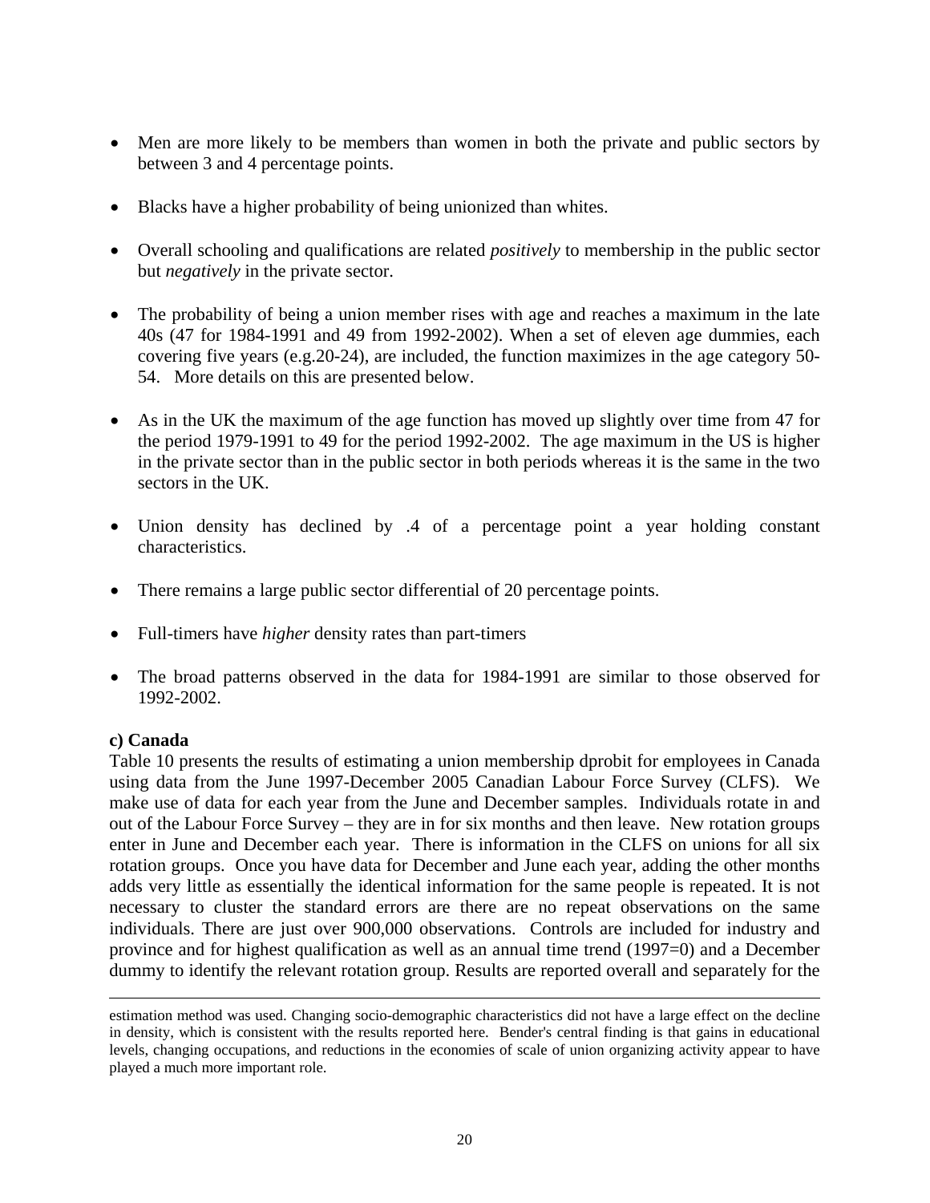- Men are more likely to be members than women in both the private and public sectors by between 3 and 4 percentage points.

- Blacks have a higher probability of being unionized than whites.

- Overall schooling and qualifications are related *positively* to membership in the public sector but *negatively* in the private sector.

- The probability of being a union member rises with age and reaches a maximum in the late 40s (47 for 1984-1991 and 49 from 1992-2002). When a set of eleven age dummies, each covering five years (e.g.20-24), are included, the function maximizes in the age category 50-54. More details on this are presented below.

- As in the UK the maximum of the age function has moved up slightly over time from 47 for the period 1979-1991 to 49 for the period 1992-2002. The age maximum in the US is higher in the private sector than in the public sector in both periods whereas it is the same in the two sectors in the UK.

- Union density has declined by .4 of a percentage point a year holding constant characteristics.

- There remains a large public sector differential of 20 percentage points.

- Full-timers have *higher* density rates than part-timers

- The broad patterns observed in the data for 1984-1991 are similar to those observed for 1992-2002.

**c) Canada**

Table 10 presents the results of estimating a union membership dprobit for employees in Canada using data from the June 1997-December 2005 Canadian Labour Force Survey (CLFS). We make use of data for each year from the June and December samples. Individuals rotate in and out of the Labour Force Survey – they are in for six months and then leave. New rotation groups enter in June and December each year. There is information in the CLFS on unions for all six rotation groups. Once you have data for December and June each year, adding the other months adds very little as essentially the identical information for the same people is repeated. It is not necessary to cluster the standard errors are there are no repeat observations on the same individuals. There are just over 900,000 observations. Controls are included for industry and province and for highest qualification as well as an annual time trend (1997=0) and a December dummy to identify the relevant rotation group. Results are reported overall and separately for the

---

estimation method was used. Changing socio-demographic characteristics did not have a large effect on the decline in density, which is consistent with the results reported here. Bender's central finding is that gains in educational levels, changing occupations, and reductions in the economies of scale of union organizing activity appear to have played a much more important role.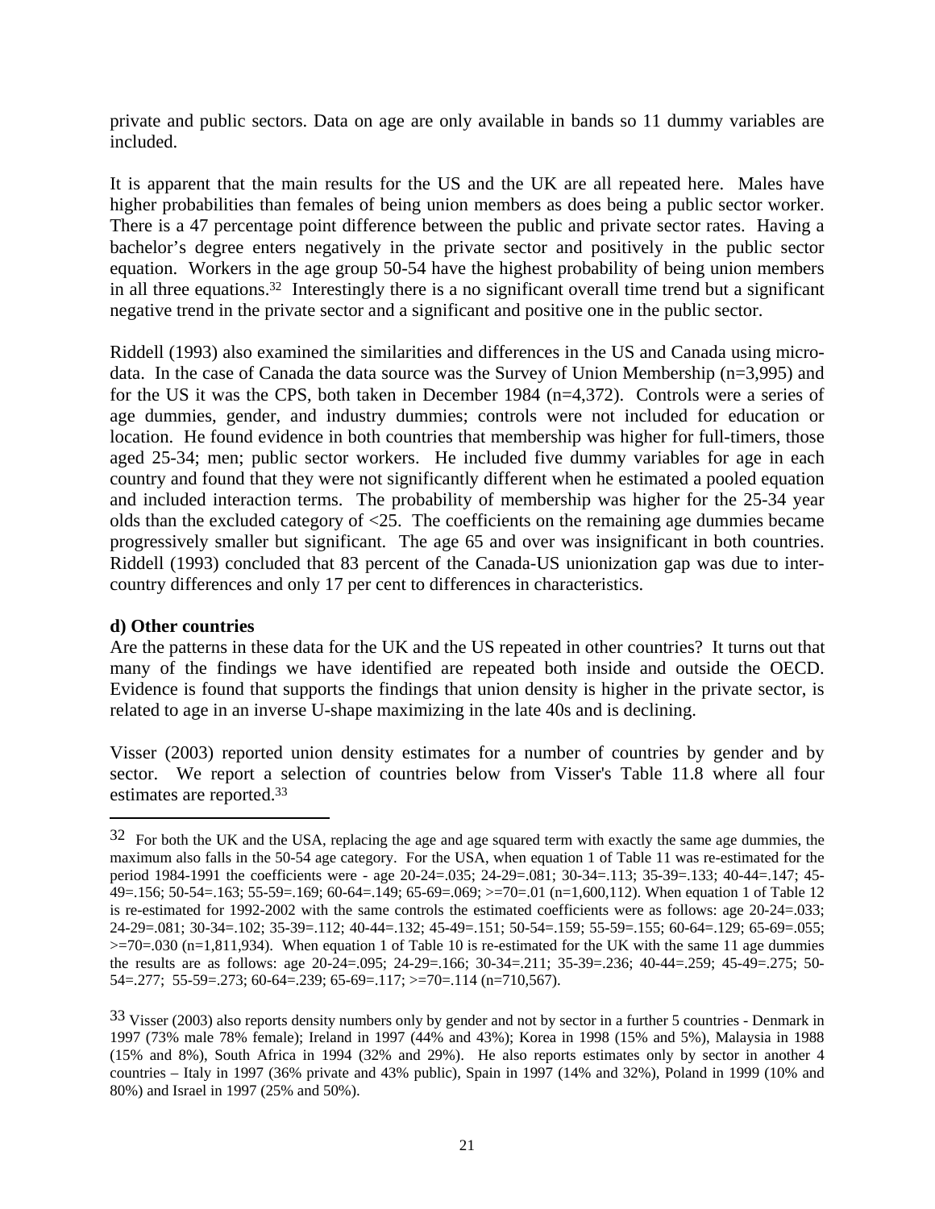private and public sectors. Data on age are only available in bands so 11 dummy variables are included.

It is apparent that the main results for the US and the UK are all repeated here. Males have higher probabilities than females of being union members as does being a public sector worker. There is a 47 percentage point difference between the public and private sector rates. Having a bachelor's degree enters negatively in the private sector and positively in the public sector equation. Workers in the age group 50-54 have the highest probability of being union members in all three equations.[32] Interestingly there is a no significant overall time trend but a significant negative trend in the private sector and a significant and positive one in the public sector.

Riddell (1993) also examined the similarities and differences in the US and Canada using micro-data. In the case of Canada the data source was the Survey of Union Membership (n=3,995) and for the US it was the CPS, both taken in December 1984 (n=4,372). Controls were a series of age dummies, gender, and industry dummies; controls were not included for education or location. He found evidence in both countries that membership was higher for full-timers, those aged 25-34; men; public sector workers. He included five dummy variables for age in each country and found that they were not significantly different when he estimated a pooled equation and included interaction terms. The probability of membership was higher for the 25-34 year olds than the excluded category of <25. The coefficients on the remaining age dummies became progressively smaller but significant. The age 65 and over was insignificant in both countries. Riddell (1993) concluded that 83 percent of the Canada-US unionization gap was due to inter-country differences and only 17 per cent to differences in characteristics.

**d) Other countries**

Are the patterns in these data for the UK and the US repeated in other countries? It turns out that many of the findings we have identified are repeated both inside and outside the OECD. Evidence is found that supports the findings that union density is higher in the private sector, is related to age in an inverse U-shape maximizing in the late 40s and is declining.

Visser (2003) reported union density estimates for a number of countries by gender and by sector. We report a selection of countries below from Visser's Table 11.8 where all four estimates are reported.[33]

---

[32] For both the UK and the USA, replacing the age and age squared term with exactly the same age dummies, the maximum also falls in the 50-54 age category. For the USA, when equation 1 of Table 11 was re-estimated for the period 1984-1991 the coefficients were - age 20-24=.035; 24-29=.081; 30-34=.113; 35-39=.133; 40-44=.147; 45-49=.156; 50-54=.163; 55-59=.169; 60-64=.149; 65-69=.069; >=70=.01 (n=1,600,112). When equation 1 of Table 12 is re-estimated for 1992-2002 with the same controls the estimated coefficients were as follows: age 20-24=.033; 24-29=.081; 30-34=.102; 35-39=.112; 40-44=.132; 45-49=.151; 50-54=.159; 55-59=.155; 60-64=.129; 65-69=.055; >=70=.030 (n=1,811,934). When equation 1 of Table 10 is re-estimated for the UK with the same 11 age dummies the results are as follows: age 20-24=.095; 24-29=.166; 30-34=.211; 35-39=.236; 40-44=.259; 45-49=.275; 50-54=.277; 55-59=.273; 60-64=.239; 65-69=.117; >=70=.114 (n=710,567).

[33] Visser (2003) also reports density numbers only by gender and not by sector in a further 5 countries - Denmark in 1997 (73% male 78% female); Ireland in 1997 (44% and 43%); Korea in 1998 (15% and 5%), Malaysia in 1988 (15% and 8%), South Africa in 1994 (32% and 29%). He also reports estimates only by sector in another 4 countries – Italy in 1997 (36% private and 43% public), Spain in 1997 (14% and 32%), Poland in 1999 (10% and 80%) and Israel in 1997 (25% and 50%).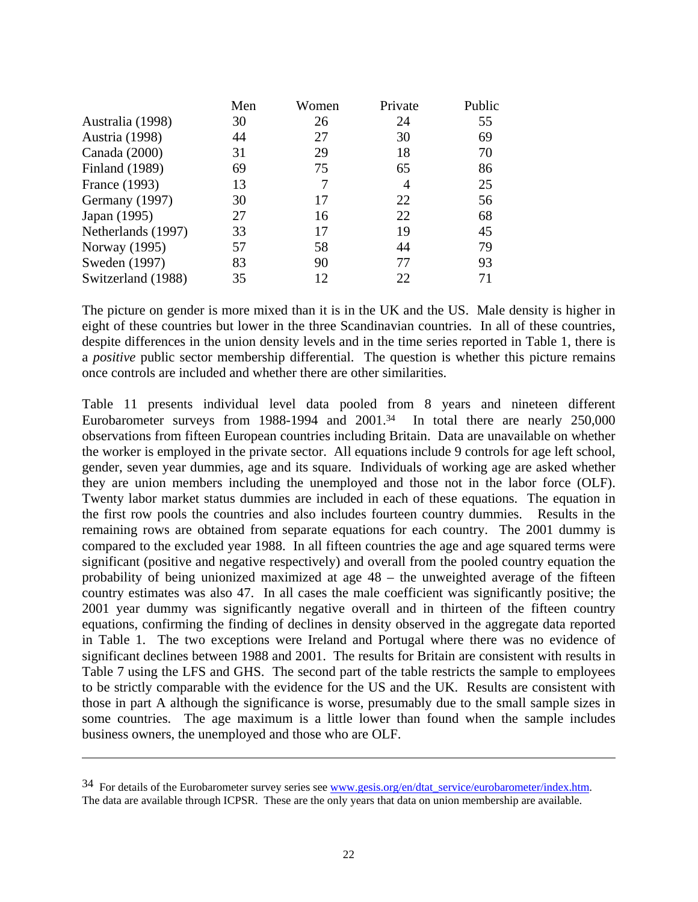| | Men | Women | Private | Public |
|---|---|---|---|---|
| Australia (1998) | 30 | 26 | 24 | 55 |
| Austria (1998) | 44 | 27 | 30 | 69 |
| Canada (2000) | 31 | 29 | 18 | 70 |
| Finland (1989) | 69 | 75 | 65 | 86 |
| France (1993) | 13 | 7 | 4 | 25 |
| Germany (1997) | 30 | 17 | 22 | 56 |
| Japan (1995) | 27 | 16 | 22 | 68 |
| Netherlands (1997) | 33 | 17 | 19 | 45 |
| Norway (1995) | 57 | 58 | 44 | 79 |
| Sweden (1997) | 83 | 90 | 77 | 93 |
| Switzerland (1988) | 35 | 12 | 22 | 71 |

The picture on gender is more mixed than it is in the UK and the US. Male density is higher in eight of these countries but lower in the three Scandinavian countries. In all of these countries, despite differences in the union density levels and in the time series reported in Table 1, there is a *positive* public sector membership differential. The question is whether this picture remains once controls are included and whether there are other similarities.

Table 11 presents individual level data pooled from 8 years and nineteen different Eurobarometer surveys from 1988-1994 and 2001.[34] In total there are nearly 250,000 observations from fifteen European countries including Britain. Data are unavailable on whether the worker is employed in the private sector. All equations include 9 controls for age left school, gender, seven year dummies, age and its square. Individuals of working age are asked whether they are union members including the unemployed and those not in the labor force (OLF). Twenty labor market status dummies are included in each of these equations. The equation in the first row pools the countries and also includes fourteen country dummies. Results in the remaining rows are obtained from separate equations for each country. The 2001 dummy is compared to the excluded year 1988. In all fifteen countries the age and age squared terms were significant (positive and negative respectively) and overall from the pooled country equation the probability of being unionized maximized at age 48 – the unweighted average of the fifteen country estimates was also 47. In all cases the male coefficient was significantly positive; the 2001 year dummy was significantly negative overall and in thirteen of the fifteen country equations, confirming the finding of declines in density observed in the aggregate data reported in Table 1. The two exceptions were Ireland and Portugal where there was no evidence of significant declines between 1988 and 2001. The results for Britain are consistent with results in Table 7 using the LFS and GHS. The second part of the table restricts the sample to employees to be strictly comparable with the evidence for the US and the UK. Results are consistent with those in part A although the significance is worse, presumably due to the small sample sizes in some countries. The age maximum is a little lower than found when the sample includes business owners, the unemployed and those who are OLF.

---

[34] For details of the Eurobarometer survey series see www.gesis.org/en/dtat_service/eurobarometer/index.htm. The data are available through ICPSR. These are the only years that data on union membership are available.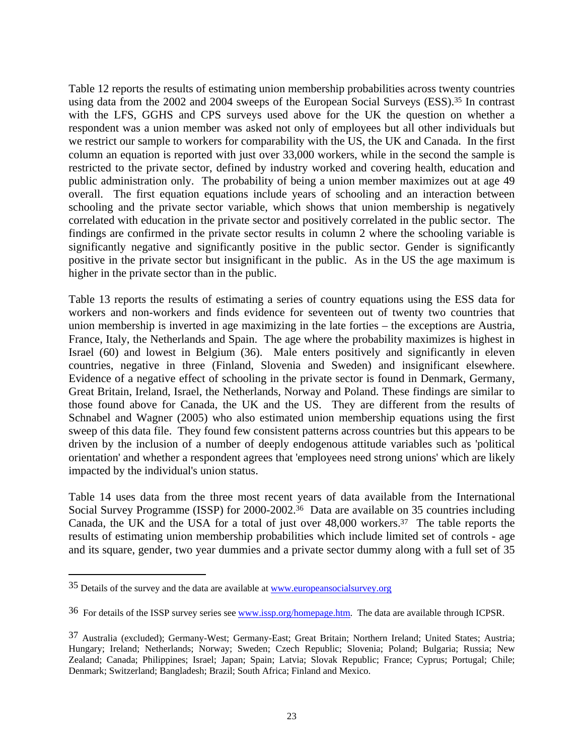Table 12 reports the results of estimating union membership probabilities across twenty countries using data from the 2002 and 2004 sweeps of the European Social Surveys (ESS).[35] In contrast with the LFS, GGHS and CPS surveys used above for the UK the question on whether a respondent was a union member was asked not only of employees but all other individuals but we restrict our sample to workers for comparability with the US, the UK and Canada. In the first column an equation is reported with just over 33,000 workers, while in the second the sample is restricted to the private sector, defined by industry worked and covering health, education and public administration only. The probability of being a union member maximizes out at age 49 overall. The first equation equations include years of schooling and an interaction between schooling and the private sector variable, which shows that union membership is negatively correlated with education in the private sector and positively correlated in the public sector. The findings are confirmed in the private sector results in column 2 where the schooling variable is significantly negative and significantly positive in the public sector. Gender is significantly positive in the private sector but insignificant in the public. As in the US the age maximum is higher in the private sector than in the public.

Table 13 reports the results of estimating a series of country equations using the ESS data for workers and non-workers and finds evidence for seventeen out of twenty two countries that union membership is inverted in age maximizing in the late forties – the exceptions are Austria, France, Italy, the Netherlands and Spain. The age where the probability maximizes is highest in Israel (60) and lowest in Belgium (36). Male enters positively and significantly in eleven countries, negative in three (Finland, Slovenia and Sweden) and insignificant elsewhere. Evidence of a negative effect of schooling in the private sector is found in Denmark, Germany, Great Britain, Ireland, Israel, the Netherlands, Norway and Poland. These findings are similar to those found above for Canada, the UK and the US. They are different from the results of Schnabel and Wagner (2005) who also estimated union membership equations using the first sweep of this data file. They found few consistent patterns across countries but this appears to be driven by the inclusion of a number of deeply endogenous attitude variables such as 'political orientation' and whether a respondent agrees that 'employees need strong unions' which are likely impacted by the individual's union status.

Table 14 uses data from the three most recent years of data available from the International Social Survey Programme (ISSP) for 2000-2002.[36] Data are available on 35 countries including Canada, the UK and the USA for a total of just over 48,000 workers.[37] The table reports the results of estimating union membership probabilities which include limited set of controls - age and its square, gender, two year dummies and a private sector dummy along with a full set of 35

---

[35] Details of the survey and the data are available at www.europeansocialsurvey.org

[36] For details of the ISSP survey series see www.issp.org/homepage.htm. The data are available through ICPSR.

[37] Australia (excluded); Germany-West; Germany-East; Great Britain; Northern Ireland; United States; Austria; Hungary; Ireland; Netherlands; Norway; Sweden; Czech Republic; Slovenia; Poland; Bulgaria; Russia; New Zealand; Canada; Philippines; Israel; Japan; Spain; Latvia; Slovak Republic; France; Cyprus; Portugal; Chile; Denmark; Switzerland; Bangladesh; Brazil; South Africa; Finland and Mexico.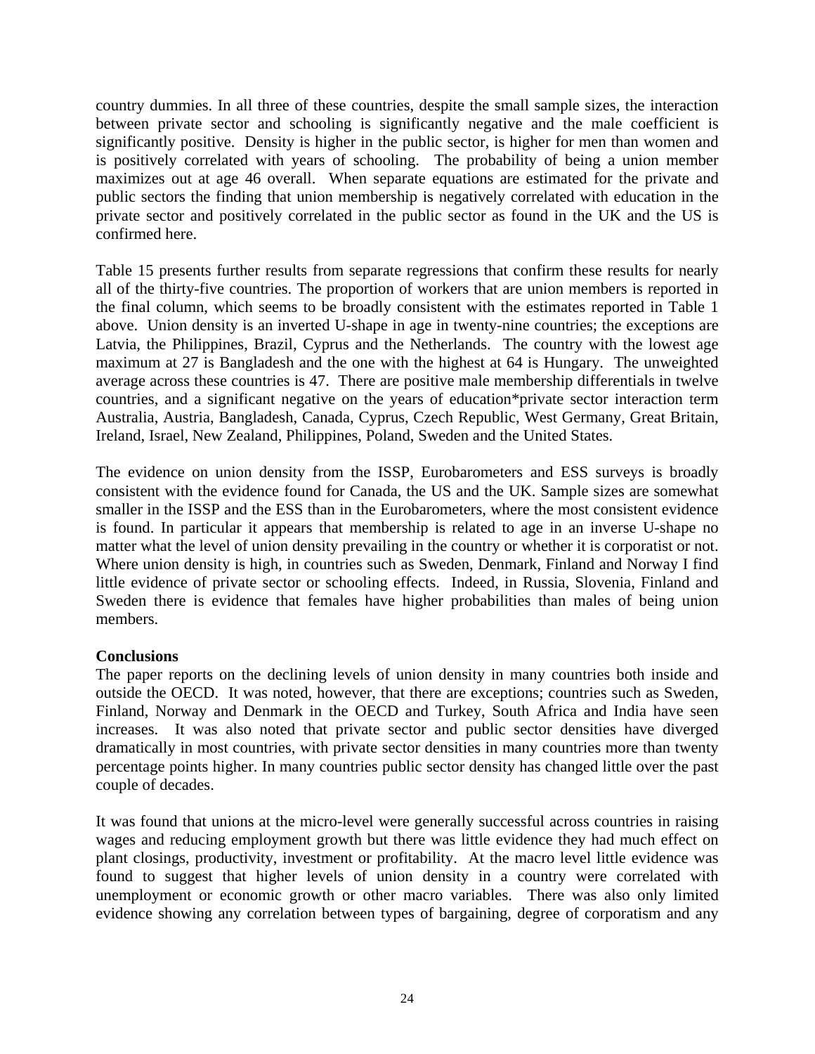country dummies. In all three of these countries, despite the small sample sizes, the interaction between private sector and schooling is significantly negative and the male coefficient is significantly positive. Density is higher in the public sector, is higher for men than women and is positively correlated with years of schooling. The probability of being a union member maximizes out at age 46 overall. When separate equations are estimated for the private and public sectors the finding that union membership is negatively correlated with education in the private sector and positively correlated in the public sector as found in the UK and the US is confirmed here.

Table 15 presents further results from separate regressions that confirm these results for nearly all of the thirty-five countries. The proportion of workers that are union members is reported in the final column, which seems to be broadly consistent with the estimates reported in Table 1 above. Union density is an inverted U-shape in age in twenty-nine countries; the exceptions are Latvia, the Philippines, Brazil, Cyprus and the Netherlands. The country with the lowest age maximum at 27 is Bangladesh and the one with the highest at 64 is Hungary. The unweighted average across these countries is 47. There are positive male membership differentials in twelve countries, and a significant negative on the years of education*private sector interaction term Australia, Austria, Bangladesh, Canada, Cyprus, Czech Republic, West Germany, Great Britain, Ireland, Israel, New Zealand, Philippines, Poland, Sweden and the United States.

The evidence on union density from the ISSP, Eurobarometers and ESS surveys is broadly consistent with the evidence found for Canada, the US and the UK. Sample sizes are somewhat smaller in the ISSP and the ESS than in the Eurobarometers, where the most consistent evidence is found. In particular it appears that membership is related to age in an inverse U-shape no matter what the level of union density prevailing in the country or whether it is corporatist or not. Where union density is high, in countries such as Sweden, Denmark, Finland and Norway I find little evidence of private sector or schooling effects. Indeed, in Russia, Slovenia, Finland and Sweden there is evidence that females have higher probabilities than males of being union members.

**Conclusions**

The paper reports on the declining levels of union density in many countries both inside and outside the OECD. It was noted, however, that there are exceptions; countries such as Sweden, Finland, Norway and Denmark in the OECD and Turkey, South Africa and India have seen increases. It was also noted that private sector and public sector densities have diverged dramatically in most countries, with private sector densities in many countries more than twenty percentage points higher. In many countries public sector density has changed little over the past couple of decades.

It was found that unions at the micro-level were generally successful across countries in raising wages and reducing employment growth but there was little evidence they had much effect on plant closings, productivity, investment or profitability. At the macro level little evidence was found to suggest that higher levels of union density in a country were correlated with unemployment or economic growth or other macro variables. There was also only limited evidence showing any correlation between types of bargaining, degree of corporatism and any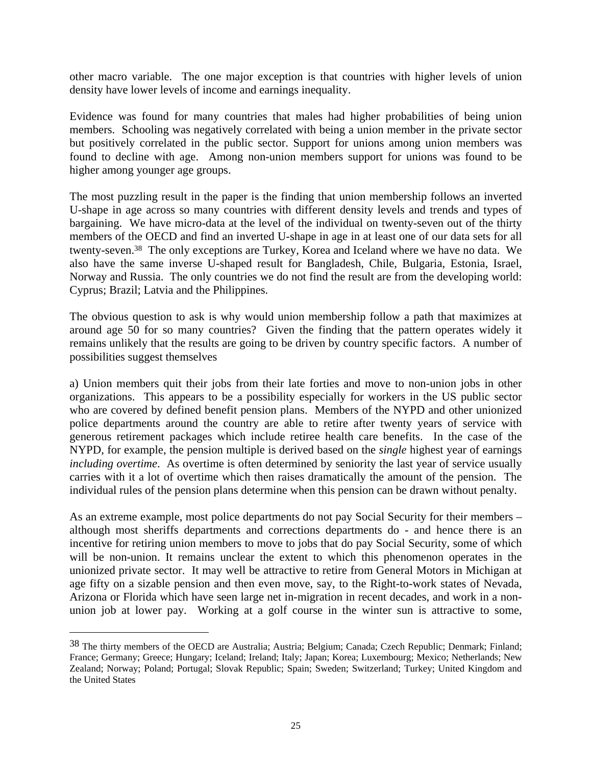other macro variable. The one major exception is that countries with higher levels of union density have lower levels of income and earnings inequality.

Evidence was found for many countries that males had higher probabilities of being union members. Schooling was negatively correlated with being a union member in the private sector but positively correlated in the public sector. Support for unions among union members was found to decline with age. Among non-union members support for unions was found to be higher among younger age groups.

The most puzzling result in the paper is the finding that union membership follows an inverted U-shape in age across so many countries with different density levels and trends and types of bargaining. We have micro-data at the level of the individual on twenty-seven out of the thirty members of the OECD and find an inverted U-shape in age in at least one of our data sets for all twenty-seven.[38] The only exceptions are Turkey, Korea and Iceland where we have no data. We also have the same inverse U-shaped result for Bangladesh, Chile, Bulgaria, Estonia, Israel, Norway and Russia. The only countries we do not find the result are from the developing world: Cyprus; Brazil; Latvia and the Philippines.

The obvious question to ask is why would union membership follow a path that maximizes at around age 50 for so many countries? Given the finding that the pattern operates widely it remains unlikely that the results are going to be driven by country specific factors. A number of possibilities suggest themselves

a) Union members quit their jobs from their late forties and move to non-union jobs in other organizations. This appears to be a possibility especially for workers in the US public sector who are covered by defined benefit pension plans. Members of the NYPD and other unionized police departments around the country are able to retire after twenty years of service with generous retirement packages which include retiree health care benefits. In the case of the NYPD, for example, the pension multiple is derived based on the *single* highest year of earnings *including overtime*. As overtime is often determined by seniority the last year of service usually carries with it a lot of overtime which then raises dramatically the amount of the pension. The individual rules of the pension plans determine when this pension can be drawn without penalty.

As an extreme example, most police departments do not pay Social Security for their members – although most sheriffs departments and corrections departments do - and hence there is an incentive for retiring union members to move to jobs that do pay Social Security, some of which will be non-union. It remains unclear the extent to which this phenomenon operates in the unionized private sector. It may well be attractive to retire from General Motors in Michigan at age fifty on a sizable pension and then even move, say, to the Right-to-work states of Nevada, Arizona or Florida which have seen large net in-migration in recent decades, and work in a non-union job at lower pay. Working at a golf course in the winter sun is attractive to some,

[38] The thirty members of the OECD are Australia; Austria; Belgium; Canada; Czech Republic; Denmark; Finland; France; Germany; Greece; Hungary; Iceland; Ireland; Italy; Japan; Korea; Luxembourg; Mexico; Netherlands; New Zealand; Norway; Poland; Portugal; Slovak Republic; Spain; Sweden; Switzerland; Turkey; United Kingdom and the United States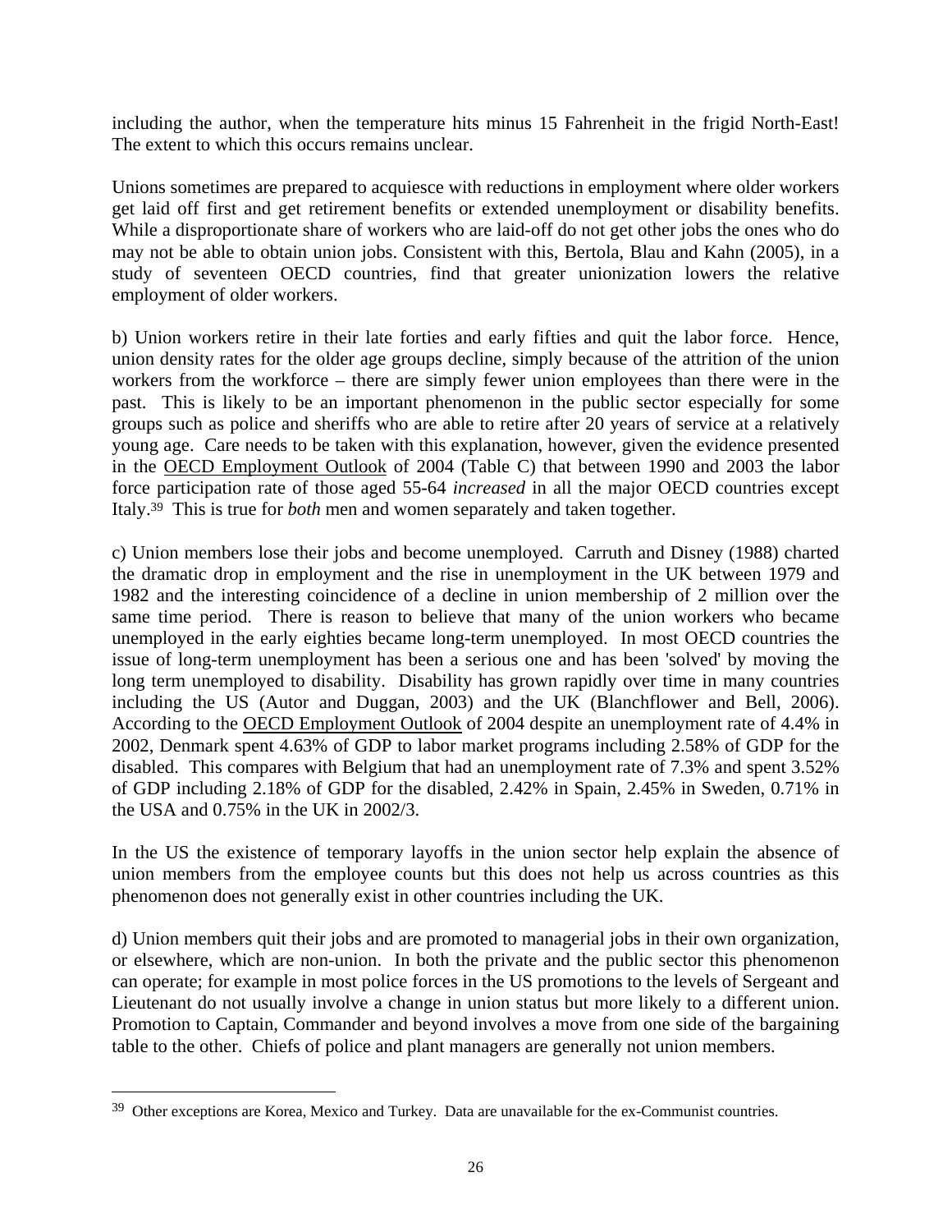including the author, when the temperature hits minus 15 Fahrenheit in the frigid North-East! The extent to which this occurs remains unclear.

Unions sometimes are prepared to acquiesce with reductions in employment where older workers get laid off first and get retirement benefits or extended unemployment or disability benefits. While a disproportionate share of workers who are laid-off do not get other jobs the ones who do may not be able to obtain union jobs. Consistent with this, Bertola, Blau and Kahn (2005), in a study of seventeen OECD countries, find that greater unionization lowers the relative employment of older workers.

b) Union workers retire in their late forties and early fifties and quit the labor force. Hence, union density rates for the older age groups decline, simply because of the attrition of the union workers from the workforce – there are simply fewer union employees than there were in the past. This is likely to be an important phenomenon in the public sector especially for some groups such as police and sheriffs who are able to retire after 20 years of service at a relatively young age. Care needs to be taken with this explanation, however, given the evidence presented in the OECD Employment Outlook of 2004 (Table C) that between 1990 and 2003 the labor force participation rate of those aged 55-64 *increased* in all the major OECD countries except Italy.[39] This is true for *both* men and women separately and taken together.

c) Union members lose their jobs and become unemployed. Carruth and Disney (1988) charted the dramatic drop in employment and the rise in unemployment in the UK between 1979 and 1982 and the interesting coincidence of a decline in union membership of 2 million over the same time period. There is reason to believe that many of the union workers who became unemployed in the early eighties became long-term unemployed. In most OECD countries the issue of long-term unemployment has been a serious one and has been 'solved' by moving the long term unemployed to disability. Disability has grown rapidly over time in many countries including the US (Autor and Duggan, 2003) and the UK (Blanchflower and Bell, 2006). According to the OECD Employment Outlook of 2004 despite an unemployment rate of 4.4% in 2002, Denmark spent 4.63% of GDP to labor market programs including 2.58% of GDP for the disabled. This compares with Belgium that had an unemployment rate of 7.3% and spent 3.52% of GDP including 2.18% of GDP for the disabled, 2.42% in Spain, 2.45% in Sweden, 0.71% in the USA and 0.75% in the UK in 2002/3.

In the US the existence of temporary layoffs in the union sector help explain the absence of union members from the employee counts but this does not help us across countries as this phenomenon does not generally exist in other countries including the UK.

d) Union members quit their jobs and are promoted to managerial jobs in their own organization, or elsewhere, which are non-union. In both the private and the public sector this phenomenon can operate; for example in most police forces in the US promotions to the levels of Sergeant and Lieutenant do not usually involve a change in union status but more likely to a different union. Promotion to Captain, Commander and beyond involves a move from one side of the bargaining table to the other. Chiefs of police and plant managers are generally not union members.

---

[39] Other exceptions are Korea, Mexico and Turkey. Data are unavailable for the ex-Communist countries.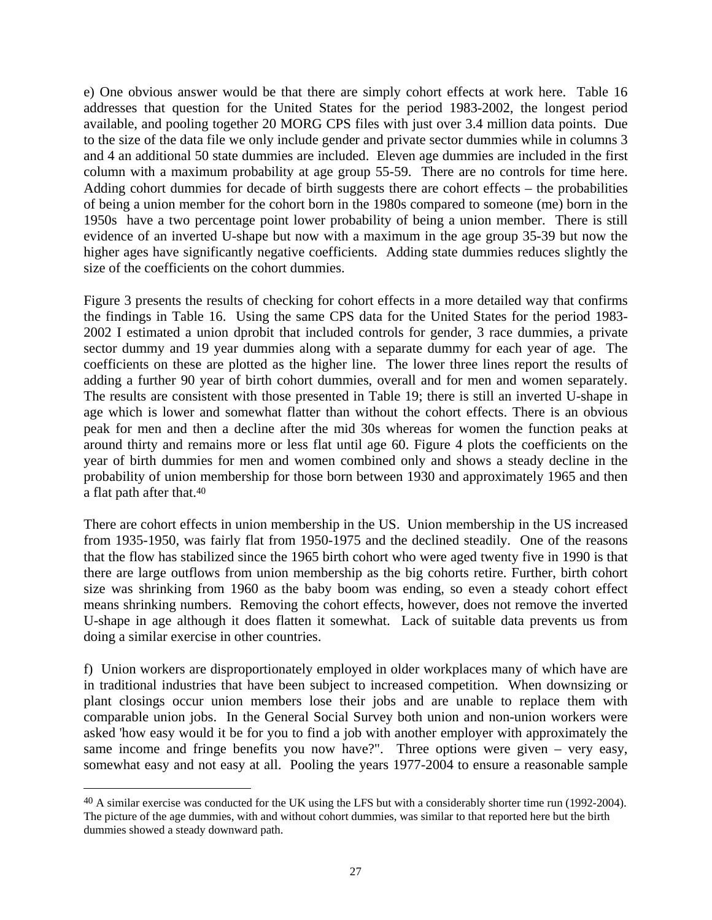e) One obvious answer would be that there are simply cohort effects at work here. Table 16 addresses that question for the United States for the period 1983-2002, the longest period available, and pooling together 20 MORG CPS files with just over 3.4 million data points. Due to the size of the data file we only include gender and private sector dummies while in columns 3 and 4 an additional 50 state dummies are included. Eleven age dummies are included in the first column with a maximum probability at age group 55-59. There are no controls for time here. Adding cohort dummies for decade of birth suggests there are cohort effects – the probabilities of being a union member for the cohort born in the 1980s compared to someone (me) born in the 1950s have a two percentage point lower probability of being a union member. There is still evidence of an inverted U-shape but now with a maximum in the age group 35-39 but now the higher ages have significantly negative coefficients. Adding state dummies reduces slightly the size of the coefficients on the cohort dummies.

Figure 3 presents the results of checking for cohort effects in a more detailed way that confirms the findings in Table 16. Using the same CPS data for the United States for the period 1983-2002 I estimated a union dprobit that included controls for gender, 3 race dummies, a private sector dummy and 19 year dummies along with a separate dummy for each year of age. The coefficients on these are plotted as the higher line. The lower three lines report the results of adding a further 90 year of birth cohort dummies, overall and for men and women separately. The results are consistent with those presented in Table 19; there is still an inverted U-shape in age which is lower and somewhat flatter than without the cohort effects. There is an obvious peak for men and then a decline after the mid 30s whereas for women the function peaks at around thirty and remains more or less flat until age 60. Figure 4 plots the coefficients on the year of birth dummies for men and women combined only and shows a steady decline in the probability of union membership for those born between 1930 and approximately 1965 and then a flat path after that.[40]

There are cohort effects in union membership in the US. Union membership in the US increased from 1935-1950, was fairly flat from 1950-1975 and the declined steadily. One of the reasons that the flow has stabilized since the 1965 birth cohort who were aged twenty five in 1990 is that there are large outflows from union membership as the big cohorts retire. Further, birth cohort size was shrinking from 1960 as the baby boom was ending, so even a steady cohort effect means shrinking numbers. Removing the cohort effects, however, does not remove the inverted U-shape in age although it does flatten it somewhat. Lack of suitable data prevents us from doing a similar exercise in other countries.

f) Union workers are disproportionately employed in older workplaces many of which have are in traditional industries that have been subject to increased competition. When downsizing or plant closings occur union members lose their jobs and are unable to replace them with comparable union jobs. In the General Social Survey both union and non-union workers were asked 'how easy would it be for you to find a job with another employer with approximately the same income and fringe benefits you now have?". Three options were given – very easy, somewhat easy and not easy at all. Pooling the years 1977-2004 to ensure a reasonable sample

[40] A similar exercise was conducted for the UK using the LFS but with a considerably shorter time run (1992-2004). The picture of the age dummies, with and without cohort dummies, was similar to that reported here but the birth dummies showed a steady downward path.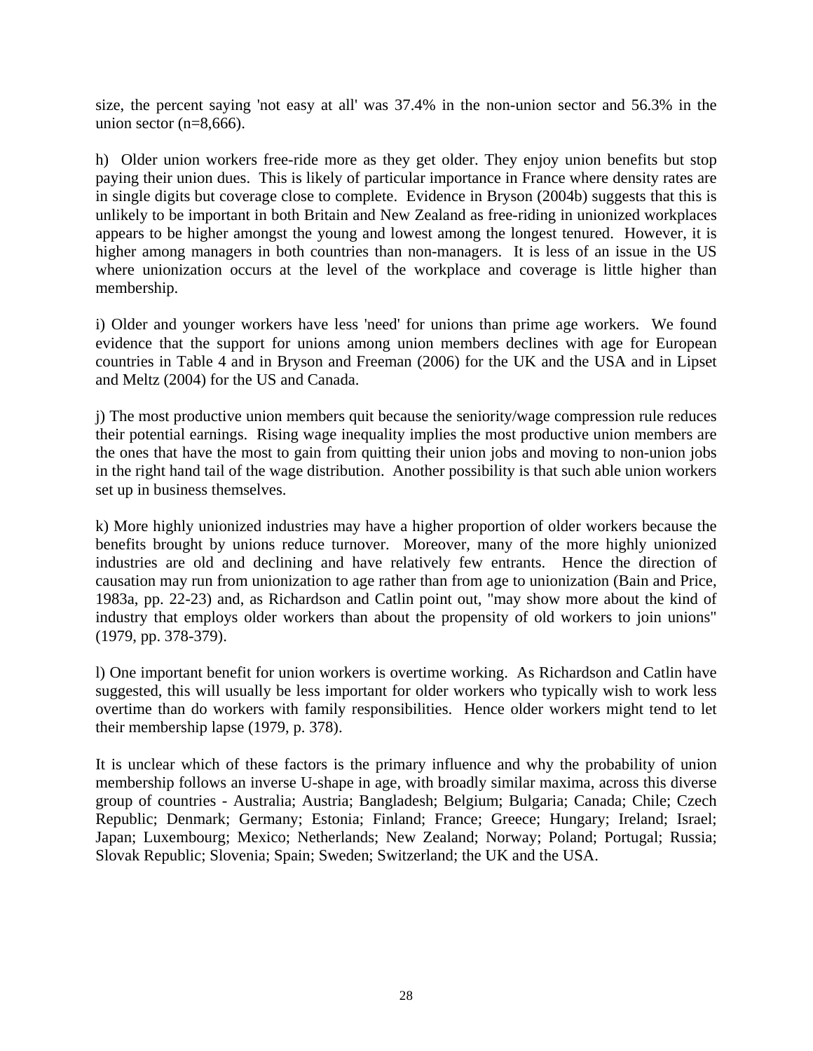size, the percent saying 'not easy at all' was 37.4% in the non-union sector and 56.3% in the union sector (n=8,666).

h) Older union workers free-ride more as they get older. They enjoy union benefits but stop paying their union dues. This is likely of particular importance in France where density rates are in single digits but coverage close to complete. Evidence in Bryson (2004b) suggests that this is unlikely to be important in both Britain and New Zealand as free-riding in unionized workplaces appears to be higher amongst the young and lowest among the longest tenured. However, it is higher among managers in both countries than non-managers. It is less of an issue in the US where unionization occurs at the level of the workplace and coverage is little higher than membership.

i) Older and younger workers have less 'need' for unions than prime age workers. We found evidence that the support for unions among union members declines with age for European countries in Table 4 and in Bryson and Freeman (2006) for the UK and the USA and in Lipset and Meltz (2004) for the US and Canada.

j) The most productive union members quit because the seniority/wage compression rule reduces their potential earnings. Rising wage inequality implies the most productive union members are the ones that have the most to gain from quitting their union jobs and moving to non-union jobs in the right hand tail of the wage distribution. Another possibility is that such able union workers set up in business themselves.

k) More highly unionized industries may have a higher proportion of older workers because the benefits brought by unions reduce turnover. Moreover, many of the more highly unionized industries are old and declining and have relatively few entrants. Hence the direction of causation may run from unionization to age rather than from age to unionization (Bain and Price, 1983a, pp. 22-23) and, as Richardson and Catlin point out, "may show more about the kind of industry that employs older workers than about the propensity of old workers to join unions" (1979, pp. 378-379).

l) One important benefit for union workers is overtime working. As Richardson and Catlin have suggested, this will usually be less important for older workers who typically wish to work less overtime than do workers with family responsibilities. Hence older workers might tend to let their membership lapse (1979, p. 378).

It is unclear which of these factors is the primary influence and why the probability of union membership follows an inverse U-shape in age, with broadly similar maxima, across this diverse group of countries - Australia; Austria; Bangladesh; Belgium; Bulgaria; Canada; Chile; Czech Republic; Denmark; Germany; Estonia; Finland; France; Greece; Hungary; Ireland; Israel; Japan; Luxembourg; Mexico; Netherlands; New Zealand; Norway; Poland; Portugal; Russia; Slovak Republic; Slovenia; Spain; Sweden; Switzerland; the UK and the USA.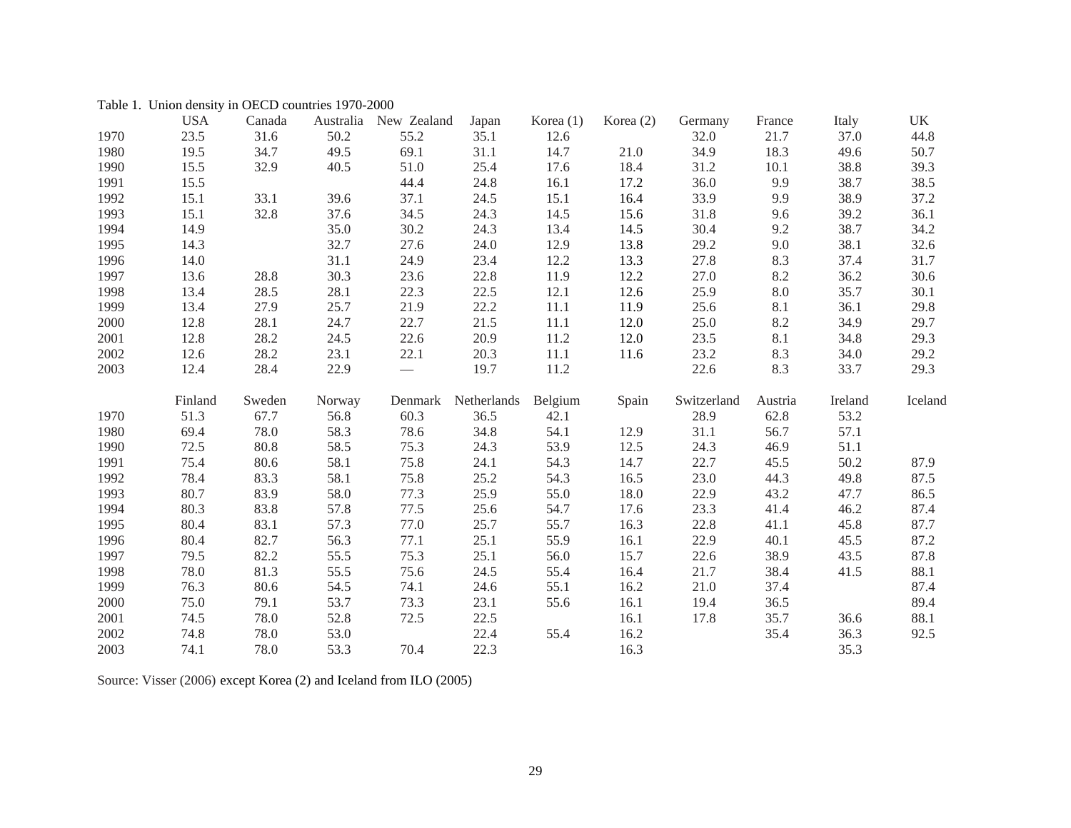Table 1. Union density in OECD countries 1970-2000

| | USA | Canada | Australia | New Zealand | Japan | Korea (1) | Korea (2) | Germany | France | Italy | UK |
|---|---|---|---|---|---|---|---|---|---|---|---|
| 1970 | 23.5 | 31.6 | 50.2 | 55.2 | 35.1 | 12.6 | | 32.0 | 21.7 | 37.0 | 44.8 |
| 1980 | 19.5 | 34.7 | 49.5 | 69.1 | 31.1 | 14.7 | 21.0 | 34.9 | 18.3 | 49.6 | 50.7 |
| 1990 | 15.5 | 32.9 | 40.5 | 51.0 | 25.4 | 17.6 | 18.4 | 31.2 | 10.1 | 38.8 | 39.3 |
| 1991 | 15.5 | | | 44.4 | 24.8 | 16.1 | 17.2 | 36.0 | 9.9 | 38.7 | 38.5 |
| 1992 | 15.1 | 33.1 | 39.6 | 37.1 | 24.5 | 15.1 | 16.4 | 33.9 | 9.9 | 38.9 | 37.2 |
| 1993 | 15.1 | 32.8 | 37.6 | 34.5 | 24.3 | 14.5 | 15.6 | 31.8 | 9.6 | 39.2 | 36.1 |
| 1994 | 14.9 | | 35.0 | 30.2 | 24.3 | 13.4 | 14.5 | 30.4 | 9.2 | 38.7 | 34.2 |
| 1995 | 14.3 | | 32.7 | 27.6 | 24.0 | 12.9 | 13.8 | 29.2 | 9.0 | 38.1 | 32.6 |
| 1996 | 14.0 | | 31.1 | 24.9 | 23.4 | 12.2 | 13.3 | 27.8 | 8.3 | 37.4 | 31.7 |
| 1997 | 13.6 | 28.8 | 30.3 | 23.6 | 22.8 | 11.9 | 12.2 | 27.0 | 8.2 | 36.2 | 30.6 |
| 1998 | 13.4 | 28.5 | 28.1 | 22.3 | 22.5 | 12.1 | 12.6 | 25.9 | 8.0 | 35.7 | 30.1 |
| 1999 | 13.4 | 27.9 | 25.7 | 21.9 | 22.2 | 11.1 | 11.9 | 25.6 | 8.1 | 36.1 | 29.8 |
| 2000 | 12.8 | 28.1 | 24.7 | 22.7 | 21.5 | 11.1 | 12.0 | 25.0 | 8.2 | 34.9 | 29.7 |
| 2001 | 12.8 | 28.2 | 24.5 | 22.6 | 20.9 | 11.2 | 12.0 | 23.5 | 8.1 | 34.8 | 29.3 |
| 2002 | 12.6 | 28.2 | 23.1 | 22.1 | 20.3 | 11.1 | 11.6 | 23.2 | 8.3 | 34.0 | 29.2 |
| 2003 | 12.4 | 28.4 | 22.9 | — | 19.7 | 11.2 | | 22.6 | 8.3 | 33.7 | 29.3 |

| | Finland | Sweden | Norway | Denmark | Netherlands | Belgium | Spain | Switzerland | Austria | Ireland | Iceland |
|---|---|---|---|---|---|---|---|---|---|---|---|
| 1970 | 51.3 | 67.7 | 56.8 | 60.3 | 36.5 | 42.1 | | 28.9 | 62.8 | 53.2 | |
| 1980 | 69.4 | 78.0 | 58.3 | 78.6 | 34.8 | 54.1 | 12.9 | 31.1 | 56.7 | 57.1 | |
| 1990 | 72.5 | 80.8 | 58.5 | 75.3 | 24.3 | 53.9 | 12.5 | 24.3 | 46.9 | 51.1 | |
| 1991 | 75.4 | 80.6 | 58.1 | 75.8 | 24.1 | 54.3 | 14.7 | 22.7 | 45.5 | 50.2 | 87.9 |
| 1992 | 78.4 | 83.3 | 58.1 | 75.8 | 25.2 | 54.3 | 16.5 | 23.0 | 44.3 | 49.8 | 87.5 |
| 1993 | 80.7 | 83.9 | 58.0 | 77.3 | 25.9 | 55.0 | 18.0 | 22.9 | 43.2 | 47.7 | 86.5 |
| 1994 | 80.3 | 83.8 | 57.8 | 77.5 | 25.6 | 54.7 | 17.6 | 23.3 | 41.4 | 46.2 | 87.4 |
| 1995 | 80.4 | 83.1 | 57.3 | 77.0 | 25.7 | 55.7 | 16.3 | 22.8 | 41.1 | 45.8 | 87.7 |
| 1996 | 80.4 | 82.7 | 56.3 | 77.1 | 25.1 | 55.9 | 16.1 | 22.9 | 40.1 | 45.5 | 87.2 |
| 1997 | 79.5 | 82.2 | 55.5 | 75.3 | 25.1 | 56.0 | 15.7 | 22.6 | 38.9 | 43.5 | 87.8 |
| 1998 | 78.0 | 81.3 | 55.5 | 75.6 | 24.5 | 55.4 | 16.4 | 21.7 | 38.4 | 41.5 | 88.1 |
| 1999 | 76.3 | 80.6 | 54.5 | 74.1 | 24.6 | 55.1 | 16.2 | 21.0 | 37.4 | | 87.4 |
| 2000 | 75.0 | 79.1 | 53.7 | 73.3 | 23.1 | 55.6 | 16.1 | 19.4 | 36.5 | | 89.4 |
| 2001 | 74.5 | 78.0 | 52.8 | 72.5 | 22.5 | | 16.1 | 17.8 | 35.7 | 36.6 | 88.1 |
| 2002 | 74.8 | 78.0 | 53.0 | | 22.4 | 55.4 | 16.2 | | 35.4 | 36.3 | 92.5 |
| 2003 | 74.1 | 78.0 | 53.3 | 70.4 | 22.3 | | 16.3 | | | 35.3 | |

Source: Visser (2006) except Korea (2) and Iceland from ILO (2005)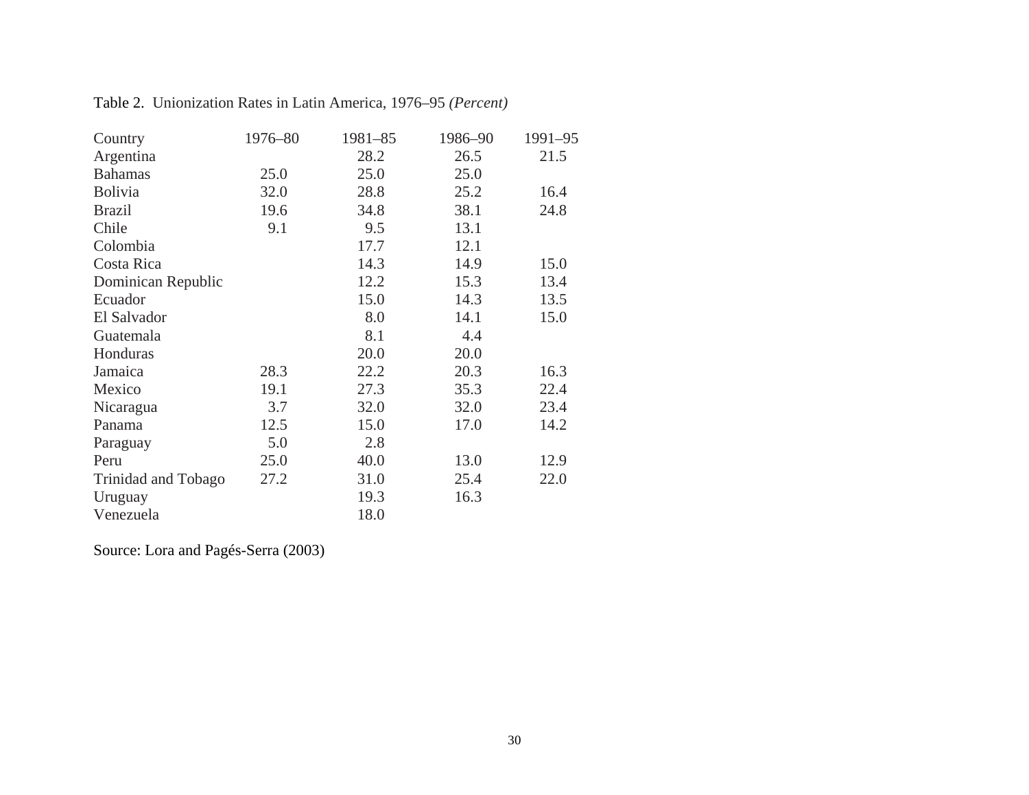Table 2. Unionization Rates in Latin America, 1976–95 *(Percent)*

| Country | 1976–80 | 1981–85 | 1986–90 | 1991–95 |
|---|---|---|---|---|
| Argentina | | 28.2 | 26.5 | 21.5 |
| Bahamas | 25.0 | 25.0 | 25.0 | |
| Bolivia | 32.0 | 28.8 | 25.2 | 16.4 |
| Brazil | 19.6 | 34.8 | 38.1 | 24.8 |
| Chile | 9.1 | 9.5 | 13.1 | |
| Colombia | | 17.7 | 12.1 | |
| Costa Rica | | 14.3 | 14.9 | 15.0 |
| Dominican Republic | | 12.2 | 15.3 | 13.4 |
| Ecuador | | 15.0 | 14.3 | 13.5 |
| El Salvador | | 8.0 | 14.1 | 15.0 |
| Guatemala | | 8.1 | 4.4 | |
| Honduras | | 20.0 | 20.0 | |
| Jamaica | 28.3 | 22.2 | 20.3 | 16.3 |
| Mexico | 19.1 | 27.3 | 35.3 | 22.4 |
| Nicaragua | 3.7 | 32.0 | 32.0 | 23.4 |
| Panama | 12.5 | 15.0 | 17.0 | 14.2 |
| Paraguay | 5.0 | 2.8 | | |
| Peru | 25.0 | 40.0 | 13.0 | 12.9 |
| Trinidad and Tobago | 27.2 | 31.0 | 25.4 | 22.0 |
| Uruguay | | 19.3 | 16.3 | |
| Venezuela | | 18.0 | | |

Source: Lora and Pagés-Serra (2003)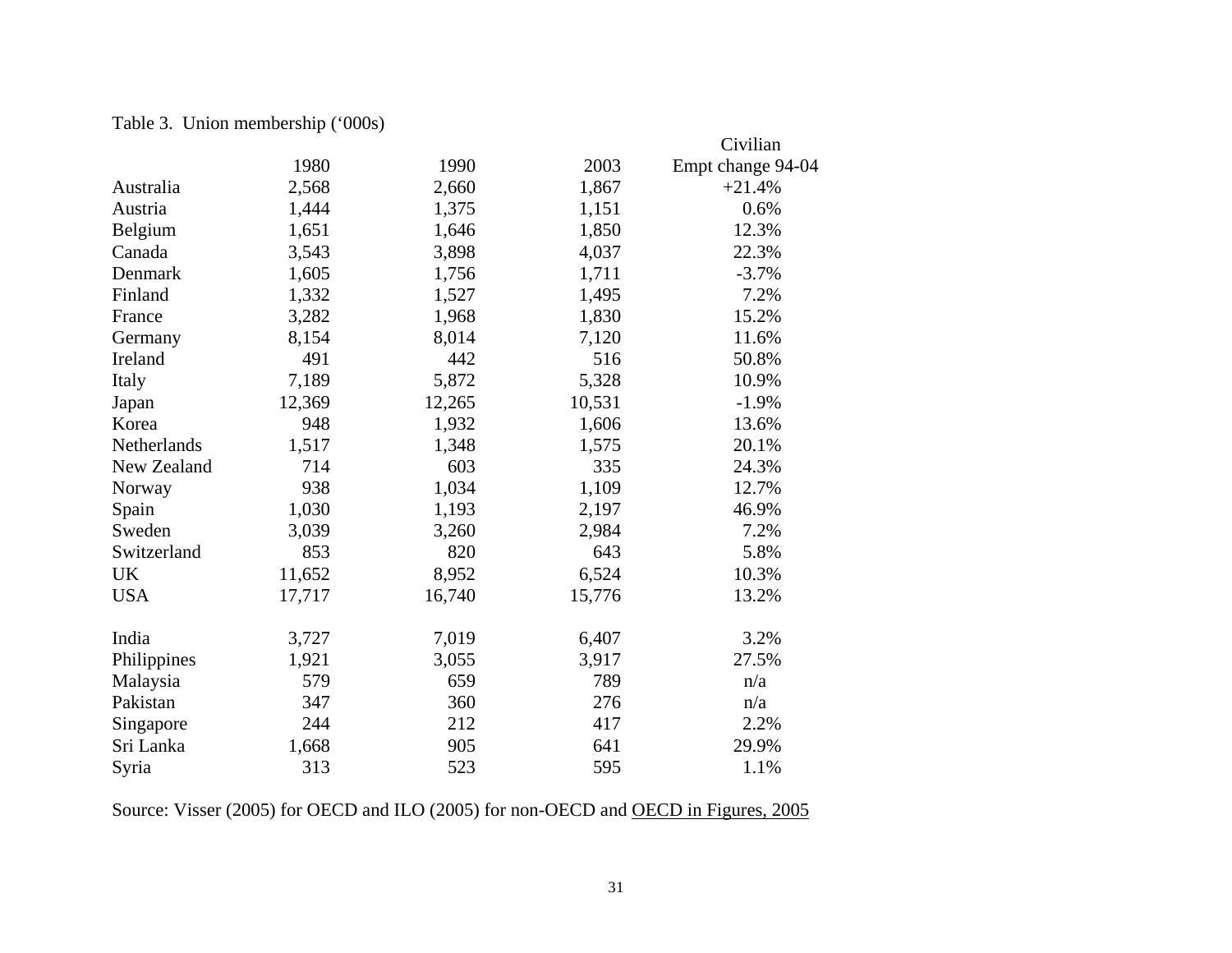Table 3. Union membership ('000s)

| | 1980 | 1990 | 2003 | Civilian Empt change 94-04 |
|---|---|---|---|---|
| Australia | 2,568 | 2,660 | 1,867 | +21.4% |
| Austria | 1,444 | 1,375 | 1,151 | 0.6% |
| Belgium | 1,651 | 1,646 | 1,850 | 12.3% |
| Canada | 3,543 | 3,898 | 4,037 | 22.3% |
| Denmark | 1,605 | 1,756 | 1,711 | -3.7% |
| Finland | 1,332 | 1,527 | 1,495 | 7.2% |
| France | 3,282 | 1,968 | 1,830 | 15.2% |
| Germany | 8,154 | 8,014 | 7,120 | 11.6% |
| Ireland | 491 | 442 | 516 | 50.8% |
| Italy | 7,189 | 5,872 | 5,328 | 10.9% |
| Japan | 12,369 | 12,265 | 10,531 | -1.9% |
| Korea | 948 | 1,932 | 1,606 | 13.6% |
| Netherlands | 1,517 | 1,348 | 1,575 | 20.1% |
| New Zealand | 714 | 603 | 335 | 24.3% |
| Norway | 938 | 1,034 | 1,109 | 12.7% |
| Spain | 1,030 | 1,193 | 2,197 | 46.9% |
| Sweden | 3,039 | 3,260 | 2,984 | 7.2% |
| Switzerland | 853 | 820 | 643 | 5.8% |
| UK | 11,652 | 8,952 | 6,524 | 10.3% |
| USA | 17,717 | 16,740 | 15,776 | 13.2% |
| | | | | |
| India | 3,727 | 7,019 | 6,407 | 3.2% |
| Philippines | 1,921 | 3,055 | 3,917 | 27.5% |
| Malaysia | 579 | 659 | 789 | n/a |
| Pakistan | 347 | 360 | 276 | n/a |
| Singapore | 244 | 212 | 417 | 2.2% |
| Sri Lanka | 1,668 | 905 | 641 | 29.9% |
| Syria | 313 | 523 | 595 | 1.1% |

Source: Visser (2005) for OECD and ILO (2005) for non-OECD and OECD in Figures, 2005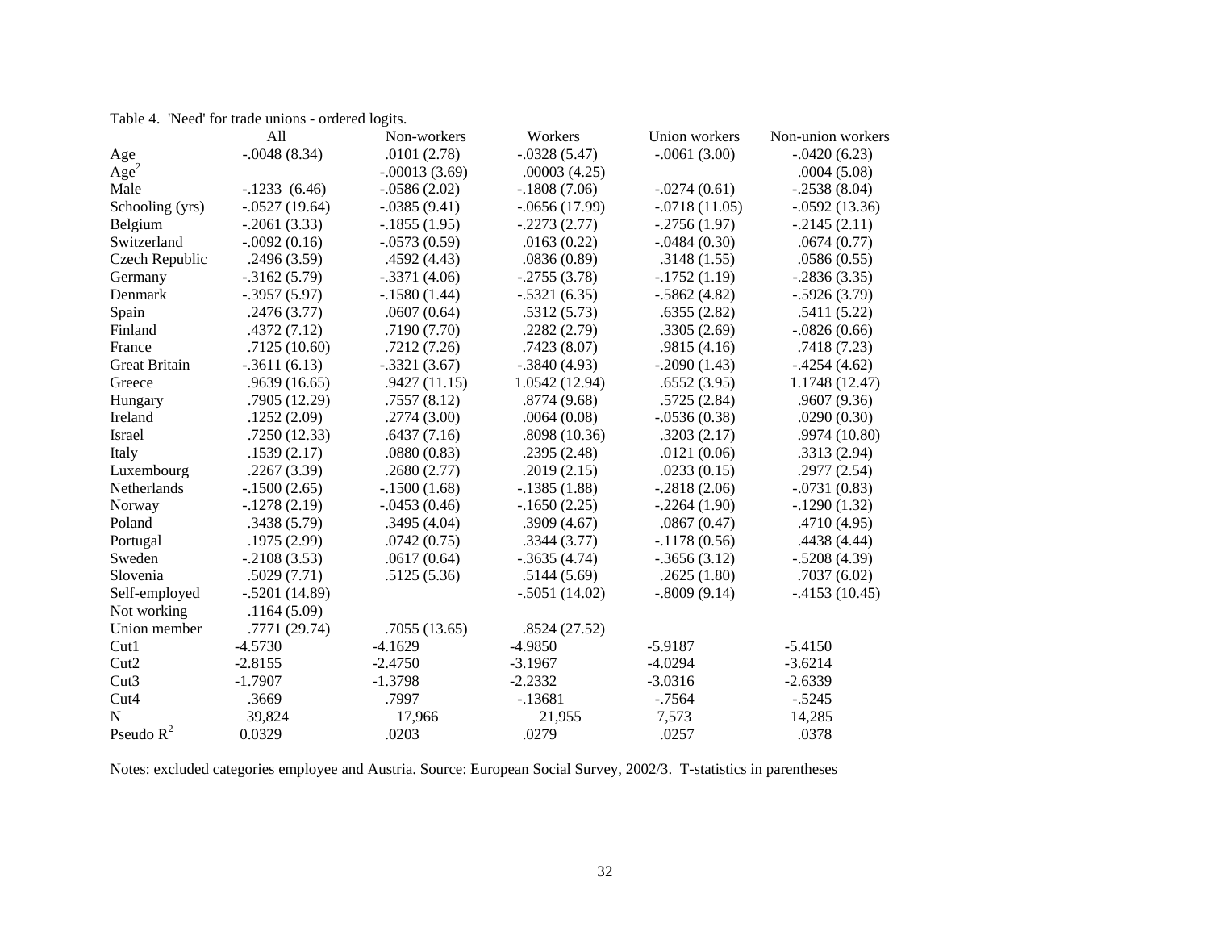Table 4. 'Need' for trade unions - ordered logits.

| | All | Non-workers | Workers | Union workers | Non-union workers |
|---|---|---|---|---|---|
| Age | -.0048 (8.34) | .0101 (2.78) | -.0328 (5.47) | -.0061 (3.00) | -.0420 (6.23) |
| $Age^2$ | | -.00013 (3.69) | .00003 (4.25) | | .0004 (5.08) |
| Male | -.1233 (6.46) | -.0586 (2.02) | -.1808 (7.06) | -.0274 (0.61) | -.2538 (8.04) |
| Schooling (yrs) | -.0527 (19.64) | -.0385 (9.41) | -.0656 (17.99) | -.0718 (11.05) | -.0592 (13.36) |
| Belgium | -.2061 (3.33) | -.1855 (1.95) | -.2273 (2.77) | -.2756 (1.97) | -.2145 (2.11) |
| Switzerland | -.0092 (0.16) | -.0573 (0.59) | .0163 (0.22) | -.0484 (0.30) | .0674 (0.77) |
| Czech Republic | .2496 (3.59) | .4592 (4.43) | .0836 (0.89) | .3148 (1.55) | .0586 (0.55) |
| Germany | -.3162 (5.79) | -.3371 (4.06) | -.2755 (3.78) | -.1752 (1.19) | -.2836 (3.35) |
| Denmark | -.3957 (5.97) | -.1580 (1.44) | -.5321 (6.35) | -.5862 (4.82) | -.5926 (3.79) |
| Spain | .2476 (3.77) | .0607 (0.64) | .5312 (5.73) | .6355 (2.82) | .5411 (5.22) |
| Finland | .4372 (7.12) | .7190 (7.70) | .2282 (2.79) | .3305 (2.69) | -.0826 (0.66) |
| France | .7125 (10.60) | .7212 (7.26) | .7423 (8.07) | .9815 (4.16) | .7418 (7.23) |
| Great Britain | -.3611 (6.13) | -.3321 (3.67) | -.3840 (4.93) | -.2090 (1.43) | -.4254 (4.62) |
| Greece | .9639 (16.65) | .9427 (11.15) | 1.0542 (12.94) | .6552 (3.95) | 1.1748 (12.47) |
| Hungary | .7905 (12.29) | .7557 (8.12) | .8774 (9.68) | .5725 (2.84) | .9607 (9.36) |
| Ireland | .1252 (2.09) | .2774 (3.00) | .0064 (0.08) | -.0536 (0.38) | .0290 (0.30) |
| Israel | .7250 (12.33) | .6437 (7.16) | .8098 (10.36) | .3203 (2.17) | .9974 (10.80) |
| Italy | .1539 (2.17) | .0880 (0.83) | .2395 (2.48) | .0121 (0.06) | .3313 (2.94) |
| Luxembourg | .2267 (3.39) | .2680 (2.77) | .2019 (2.15) | .0233 (0.15) | .2977 (2.54) |
| Netherlands | -.1500 (2.65) | -.1500 (1.68) | -.1385 (1.88) | -.2818 (2.06) | -.0731 (0.83) |
| Norway | -.1278 (2.19) | -.0453 (0.46) | -.1650 (2.25) | -.2264 (1.90) | -.1290 (1.32) |
| Poland | .3438 (5.79) | .3495 (4.04) | .3909 (4.67) | .0867 (0.47) | .4710 (4.95) |
| Portugal | .1975 (2.99) | .0742 (0.75) | .3344 (3.77) | -.1178 (0.56) | .4438 (4.44) |
| Sweden | -.2108 (3.53) | .0617 (0.64) | -.3635 (4.74) | -.3656 (3.12) | -.5208 (4.39) |
| Slovenia | .5029 (7.71) | .5125 (5.36) | .5144 (5.69) | .2625 (1.80) | .7037 (6.02) |
| Self-employed | -.5201 (14.89) | | -.5051 (14.02) | -.8009 (9.14) | -.4153 (10.45) |
| Not working | .1164 (5.09) | | | | |
| Union member | .7771 (29.74) | .7055 (13.65) | .8524 (27.52) | | |
| Cut1 | -4.5730 | -4.1629 | -4.9850 | -5.9187 | -5.4150 |
| Cut2 | -2.8155 | -2.4750 | -3.1967 | -4.0294 | -3.6214 |
| Cut3 | -1.7907 | -1.3798 | -2.2332 | -3.0316 | -2.6339 |
| Cut4 | .3669 | .7997 | -.13681 | -.7564 | -.5245 |
| N | 39,824 | 17,966 | 21,955 | 7,573 | 14,285 |
| Pseudo $R^2$ | 0.0329 | .0203 | .0279 | .0257 | .0378 |

Notes: excluded categories employee and Austria. Source: European Social Survey, 2002/3. T-statistics in parentheses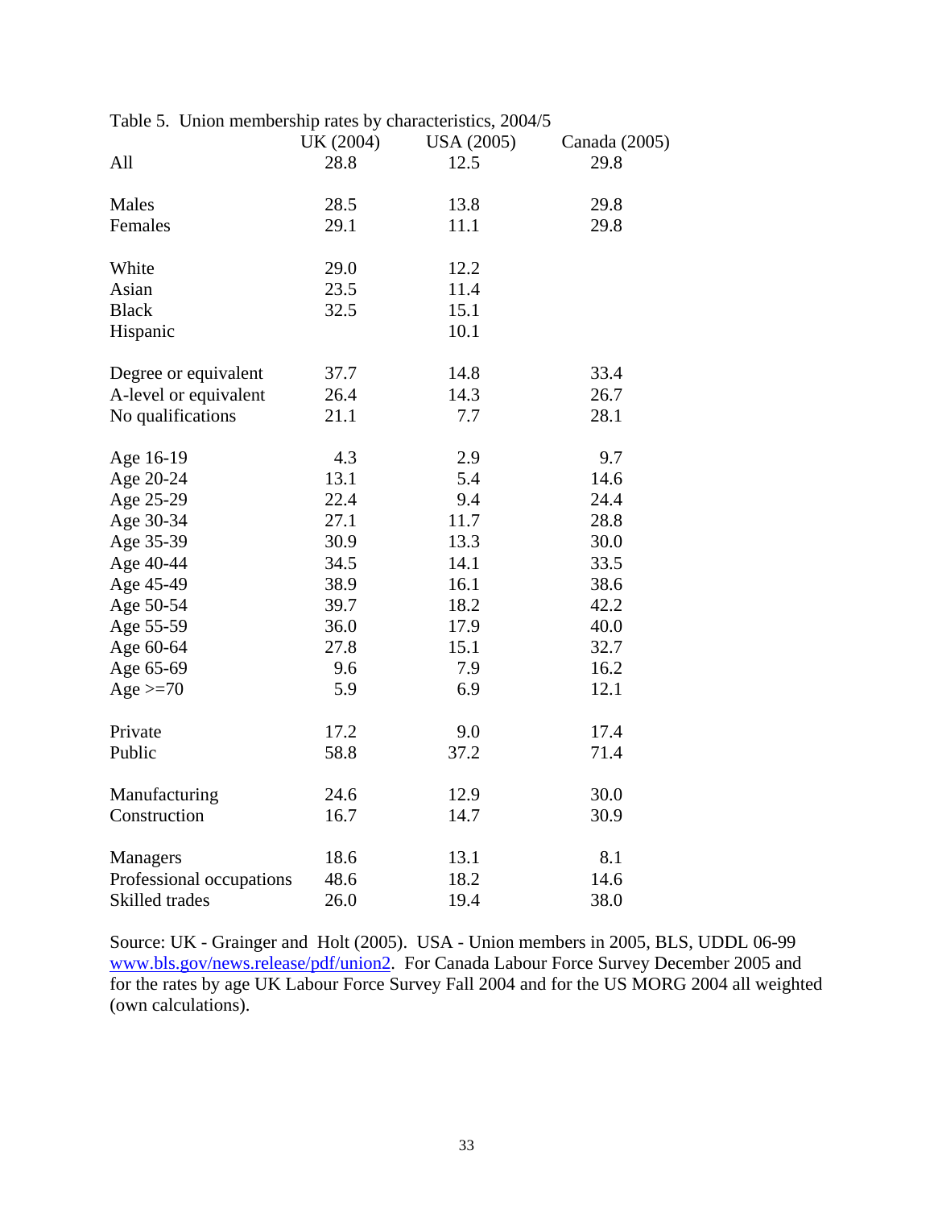Table 5. Union membership rates by characteristics, 2004/5

| | UK (2004) | USA (2005) | Canada (2005) |
|---|---|---|---|
| All | 28.8 | 12.5 | 29.8 |
| | | | |
| Males | 28.5 | 13.8 | 29.8 |
| Females | 29.1 | 11.1 | 29.8 |
| | | | |
| White | 29.0 | 12.2 | |
| Asian | 23.5 | 11.4 | |
| Black | 32.5 | 15.1 | |
| Hispanic | | 10.1 | |
| | | | |
| Degree or equivalent | 37.7 | 14.8 | 33.4 |
| A-level or equivalent | 26.4 | 14.3 | 26.7 |
| No qualifications | 21.1 | 7.7 | 28.1 |
| | | | |
| Age 16-19 | 4.3 | 2.9 | 9.7 |
| Age 20-24 | 13.1 | 5.4 | 14.6 |
| Age 25-29 | 22.4 | 9.4 | 24.4 |
| Age 30-34 | 27.1 | 11.7 | 28.8 |
| Age 35-39 | 30.9 | 13.3 | 30.0 |
| Age 40-44 | 34.5 | 14.1 | 33.5 |
| Age 45-49 | 38.9 | 16.1 | 38.6 |
| Age 50-54 | 39.7 | 18.2 | 42.2 |
| Age 55-59 | 36.0 | 17.9 | 40.0 |
| Age 60-64 | 27.8 | 15.1 | 32.7 |
| Age 65-69 | 9.6 | 7.9 | 16.2 |
| Age >=70 | 5.9 | 6.9 | 12.1 |
| | | | |
| Private | 17.2 | 9.0 | 17.4 |
| Public | 58.8 | 37.2 | 71.4 |
| | | | |
| Manufacturing | 24.6 | 12.9 | 30.0 |
| Construction | 16.7 | 14.7 | 30.9 |
| | | | |
| Managers | 18.6 | 13.1 | 8.1 |
| Professional occupations | 48.6 | 18.2 | 14.6 |
| Skilled trades | 26.0 | 19.4 | 38.0 |

Source: UK - Grainger and Holt (2005). USA - Union members in 2005, BLS, UDDL 06-99 www.bls.gov/news.release/pdf/union2. For Canada Labour Force Survey December 2005 and for the rates by age UK Labour Force Survey Fall 2004 and for the US MORG 2004 all weighted (own calculations).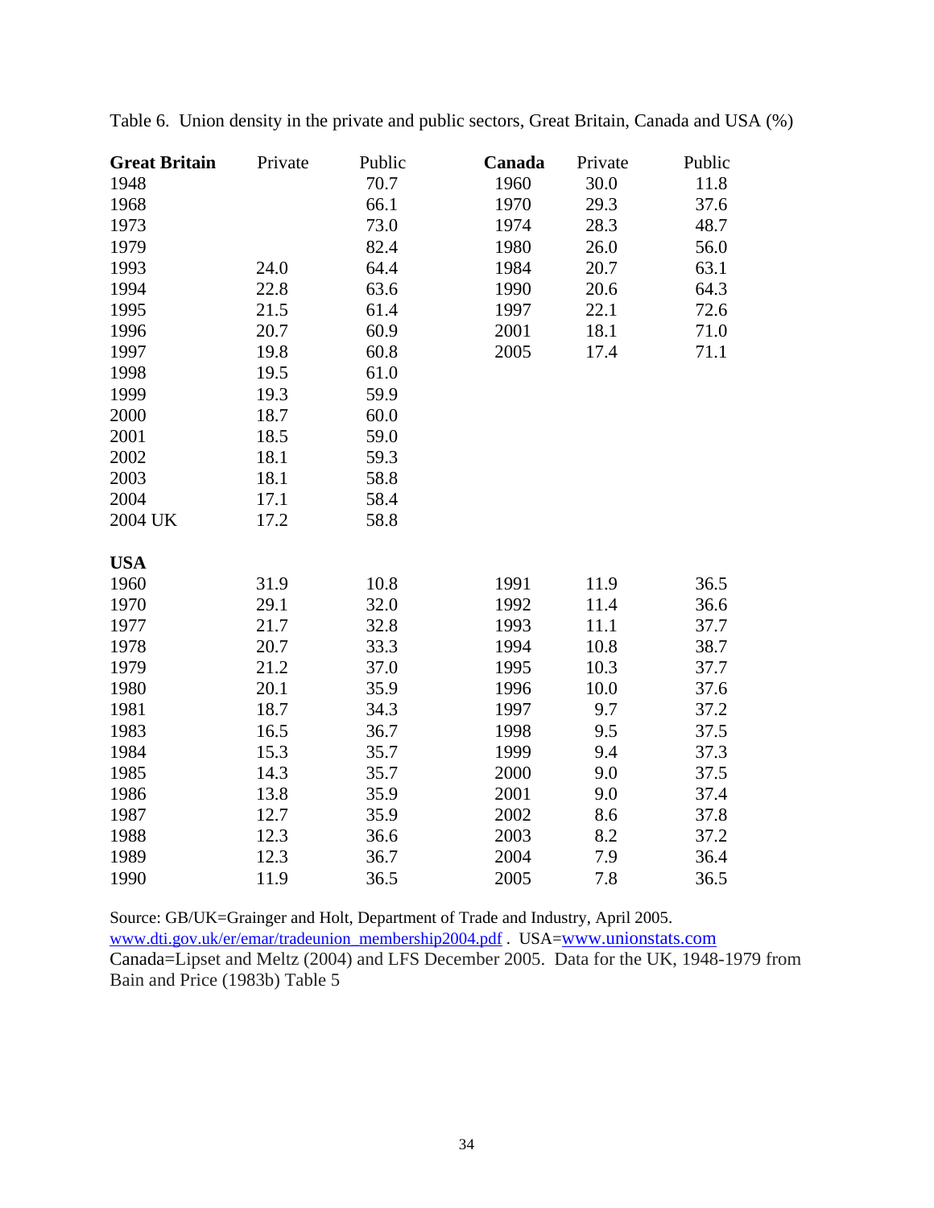Table 6. Union density in the private and public sectors, Great Britain, Canada and USA (%)

| **Great Britain** | Private | Public | **Canada** | Private | Public |
|---|---|---|---|---|---|
| 1948 | | 70.7 | 1960 | 30.0 | 11.8 |
| 1968 | | 66.1 | 1970 | 29.3 | 37.6 |
| 1973 | | 73.0 | 1974 | 28.3 | 48.7 |
| 1979 | | 82.4 | 1980 | 26.0 | 56.0 |
| 1993 | 24.0 | 64.4 | 1984 | 20.7 | 63.1 |
| 1994 | 22.8 | 63.6 | 1990 | 20.6 | 64.3 |
| 1995 | 21.5 | 61.4 | 1997 | 22.1 | 72.6 |
| 1996 | 20.7 | 60.9 | 2001 | 18.1 | 71.0 |
| 1997 | 19.8 | 60.8 | 2005 | 17.4 | 71.1 |
| 1998 | 19.5 | 61.0 | | | |
| 1999 | 19.3 | 59.9 | | | |
| 2000 | 18.7 | 60.0 | | | |
| 2001 | 18.5 | 59.0 | | | |
| 2002 | 18.1 | 59.3 | | | |
| 2003 | 18.1 | 58.8 | | | |
| 2004 | 17.1 | 58.4 | | | |
| 2004 UK | 17.2 | 58.8 | | | |
| | | | | | |
| **USA** | | | | | |
| 1960 | 31.9 | 10.8 | 1991 | 11.9 | 36.5 |
| 1970 | 29.1 | 32.0 | 1992 | 11.4 | 36.6 |
| 1977 | 21.7 | 32.8 | 1993 | 11.1 | 37.7 |
| 1978 | 20.7 | 33.3 | 1994 | 10.8 | 38.7 |
| 1979 | 21.2 | 37.0 | 1995 | 10.3 | 37.7 |
| 1980 | 20.1 | 35.9 | 1996 | 10.0 | 37.6 |
| 1981 | 18.7 | 34.3 | 1997 | 9.7 | 37.2 |
| 1983 | 16.5 | 36.7 | 1998 | 9.5 | 37.5 |
| 1984 | 15.3 | 35.7 | 1999 | 9.4 | 37.3 |
| 1985 | 14.3 | 35.7 | 2000 | 9.0 | 37.5 |
| 1986 | 13.8 | 35.9 | 2001 | 9.0 | 37.4 |
| 1987 | 12.7 | 35.9 | 2002 | 8.6 | 37.8 |
| 1988 | 12.3 | 36.6 | 2003 | 8.2 | 37.2 |
| 1989 | 12.3 | 36.7 | 2004 | 7.9 | 36.4 |
| 1990 | 11.9 | 36.5 | 2005 | 7.8 | 36.5 |

Source: GB/UK=Grainger and Holt, Department of Trade and Industry, April 2005. www.dti.gov.uk/er/emar/tradeunion_membership2004.pdf . USA=www.unionstats.com
Canada=Lipset and Meltz (2004) and LFS December 2005. Data for the UK, 1948-1979 from Bain and Price (1983b) Table 5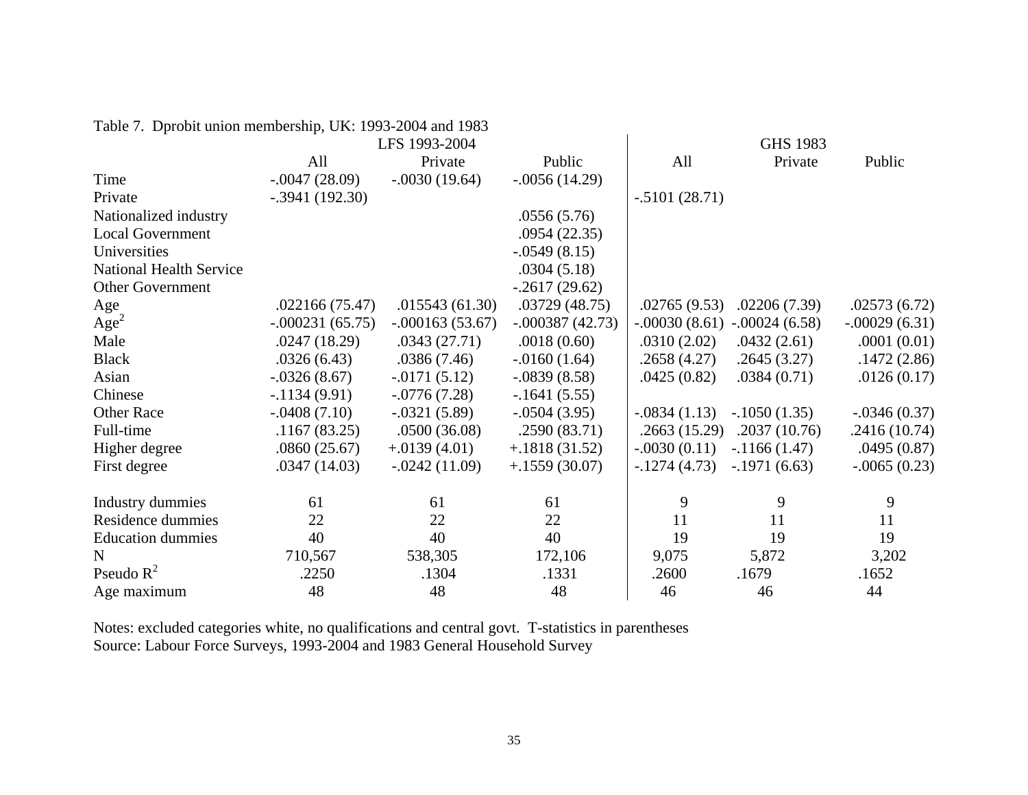Table 7. Dprobit union membership, UK: 1993-2004 and 1983

| | LFS 1993-2004 | | | GHS 1983 | | |
|---|---|---|---|---|---|---|
| | All | Private | Public | All | Private | Public |
| Time | -.0047 (28.09) | -.0030 (19.64) | -.0056 (14.29) | | | |
| Private | -.3941 (192.30) | | | -.5101 (28.71) | | |
| Nationalized industry | | | .0556 (5.76) | | | |
| Local Government | | | .0954 (22.35) | | | |
| Universities | | | -.0549 (8.15) | | | |
| National Health Service | | | .0304 (5.18) | | | |
| Other Government | | | -.2617 (29.62) | | | |
| Age | .022166 (75.47) | .015543 (61.30) | .03729 (48.75) | .02765 (9.53) | .02206 (7.39) | .02573 (6.72) |
| Age$^2$ | -.000231 (65.75) | -.000163 (53.67) | -.000387 (42.73) | -.00030 (8.61) | -.00024 (6.58) | -.00029 (6.31) |
| Male | .0247 (18.29) | .0343 (27.71) | .0018 (0.60) | .0310 (2.02) | .0432 (2.61) | .0001 (0.01) |
| Black | .0326 (6.43) | .0386 (7.46) | -.0160 (1.64) | .2658 (4.27) | .2645 (3.27) | .1472 (2.86) |
| Asian | -.0326 (8.67) | -.0171 (5.12) | -.0839 (8.58) | .0425 (0.82) | .0384 (0.71) | .0126 (0.17) |
| Chinese | -.1134 (9.91) | -.0776 (7.28) | -.1641 (5.55) | | | |
| Other Race | -.0408 (7.10) | -.0321 (5.89) | -.0504 (3.95) | -.0834 (1.13) | -.1050 (1.35) | -.0346 (0.37) |
| Full-time | .1167 (83.25) | .0500 (36.08) | .2590 (83.71) | .2663 (15.29) | .2037 (10.76) | .2416 (10.74) |
| Higher degree | .0860 (25.67) | +.0139 (4.01) | +.1818 (31.52) | -.0030 (0.11) | -.1166 (1.47) | .0495 (0.87) |
| First degree | .0347 (14.03) | -.0242 (11.09) | +.1559 (30.07) | -.1274 (4.73) | -.1971 (6.63) | -.0065 (0.23) |
| Industry dummies | 61 | 61 | 61 | 9 | 9 | 9 |
| Residence dummies | 22 | 22 | 22 | 11 | 11 | 11 |
| Education dummies | 40 | 40 | 40 | 19 | 19 | 19 |
| N | 710,567 | 538,305 | 172,106 | 9,075 | 5,872 | 3,202 |
| Pseudo $R^2$ | .2250 | .1304 | .1331 | .2600 | .1679 | .1652 |
| Age maximum | 48 | 48 | 48 | 46 | 46 | 44 |

Notes: excluded categories white, no qualifications and central govt. T-statistics in parentheses
Source: Labour Force Surveys, 1993-2004 and 1983 General Household Survey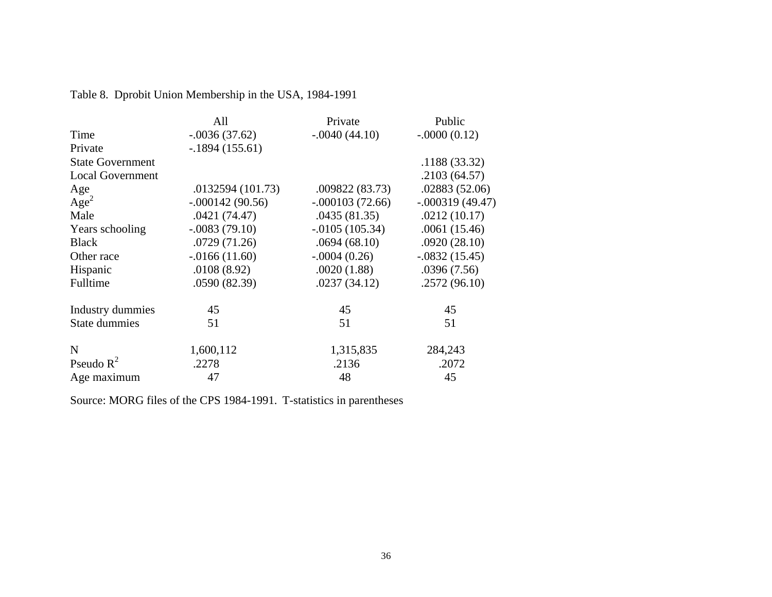Table 8. Dprobit Union Membership in the USA, 1984-1991

| | All | Private | Public |
|---|---|---|---|
| Time | -.0036 (37.62) | -.0040 (44.10) | -.0000 (0.12) |
| Private | -.1894 (155.61) | | |
| State Government | | | .1188 (33.32) |
| Local Government | | | .2103 (64.57) |
| Age | .0132594 (101.73) | .009822 (83.73) | .02883 (52.06) |
| $Age^2$ | -.000142 (90.56) | -.000103 (72.66) | -.000319 (49.47) |
| Male | .0421 (74.47) | .0435 (81.35) | .0212 (10.17) |
| Years schooling | -.0083 (79.10) | -.0105 (105.34) | .0061 (15.46) |
| Black | .0729 (71.26) | .0694 (68.10) | .0920 (28.10) |
| Other race | -.0166 (11.60) | -.0004 (0.26) | -.0832 (15.45) |
| Hispanic | .0108 (8.92) | .0020 (1.88) | .0396 (7.56) |
| Fulltime | .0590 (82.39) | .0237 (34.12) | .2572 (96.10) |
| | | | |
| Industry dummies | 45 | 45 | 45 |
| State dummies | 51 | 51 | 51 |
| | | | |
| N | 1,600,112 | 1,315,835 | 284,243 |
| Pseudo $R^2$ | .2278 | .2136 | .2072 |
| Age maximum | 47 | 48 | 45 |

Source: MORG files of the CPS 1984-1991. T-statistics in parentheses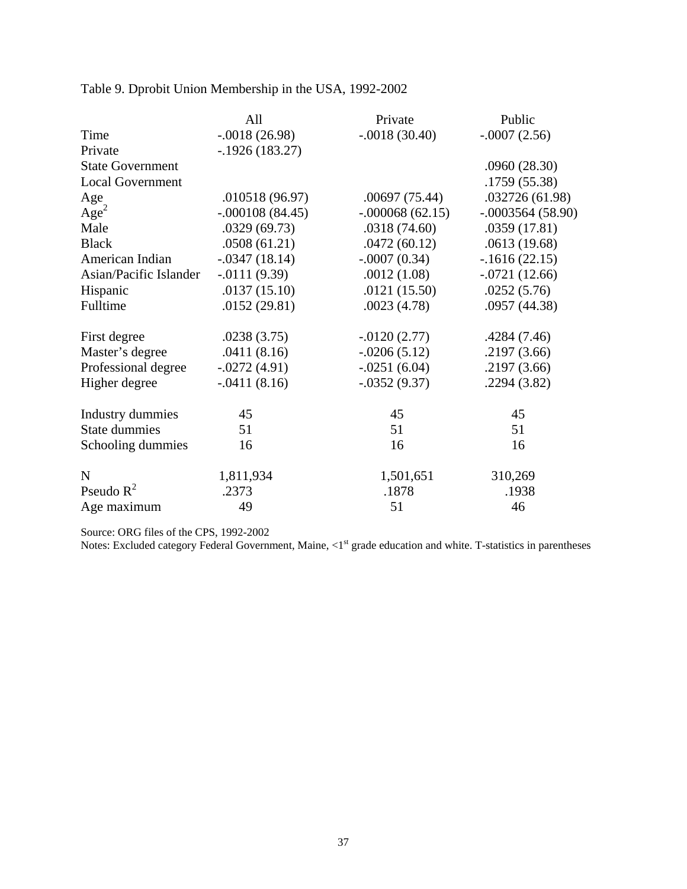Table 9. Dprobit Union Membership in the USA, 1992-2002

| | All | Private | Public |
|---|---|---|---|
| Time | -.0018 (26.98) | -.0018 (30.40) | -.0007 (2.56) |
| Private | -.1926 (183.27) | | |
| State Government | | | .0960 (28.30) |
| Local Government | | | .1759 (55.38) |
| Age | .010518 (96.97) | .00697 (75.44) | .032726 (61.98) |
| $Age^2$ | -.000108 (84.45) | -.000068 (62.15) | -.0003564 (58.90) |
| Male | .0329 (69.73) | .0318 (74.60) | .0359 (17.81) |
| Black | .0508 (61.21) | .0472 (60.12) | .0613 (19.68) |
| American Indian | -.0347 (18.14) | -.0007 (0.34) | -.1616 (22.15) |
| Asian/Pacific Islander | -.0111 (9.39) | .0012 (1.08) | -.0721 (12.66) |
| Hispanic | .0137 (15.10) | .0121 (15.50) | .0252 (5.76) |
| Fulltime | .0152 (29.81) | .0023 (4.78) | .0957 (44.38) |
| | | | |
| First degree | .0238 (3.75) | -.0120 (2.77) | .4284 (7.46) |
| Master's degree | .0411 (8.16) | -.0206 (5.12) | .2197 (3.66) |
| Professional degree | -.0272 (4.91) | -.0251 (6.04) | .2197 (3.66) |
| Higher degree | -.0411 (8.16) | -.0352 (9.37) | .2294 (3.82) |
| | | | |
| Industry dummies | 45 | 45 | 45 |
| State dummies | 51 | 51 | 51 |
| Schooling dummies | 16 | 16 | 16 |
| | | | |
| N | 1,811,934 | 1,501,651 | 310,269 |
| Pseudo $R^2$ | .2373 | .1878 | .1938 |
| Age maximum | 49 | 51 | 46 |

Source: ORG files of the CPS, 1992-2002

Notes: Excluded category Federal Government, Maine, <1st grade education and white. T-statistics in parentheses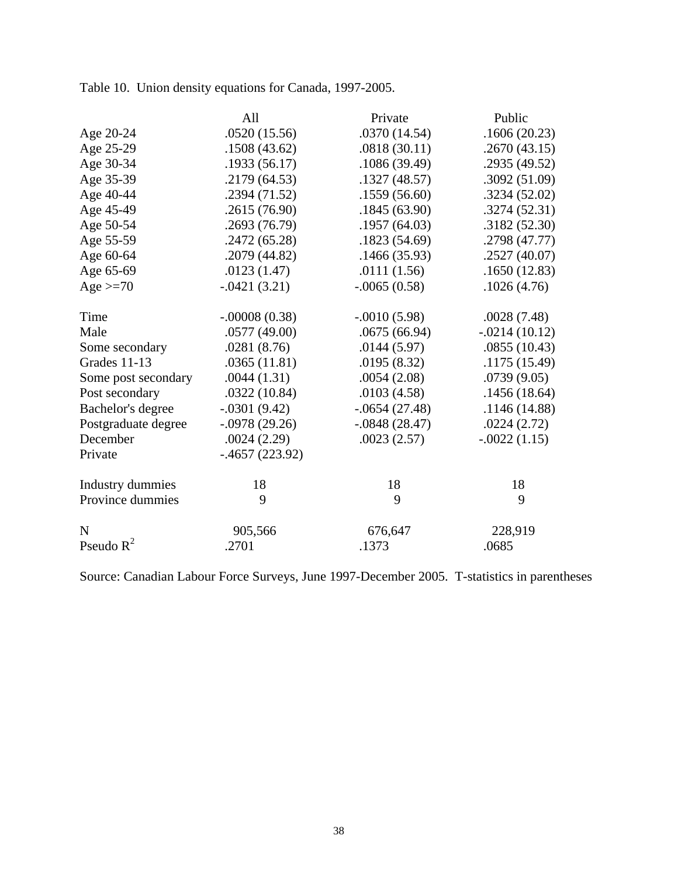Table 10. Union density equations for Canada, 1997-2005.

| | All | Private | Public |
|---|---|---|---|
| Age 20-24 | .0520 (15.56) | .0370 (14.54) | .1606 (20.23) |
| Age 25-29 | .1508 (43.62) | .0818 (30.11) | .2670 (43.15) |
| Age 30-34 | .1933 (56.17) | .1086 (39.49) | .2935 (49.52) |
| Age 35-39 | .2179 (64.53) | .1327 (48.57) | .3092 (51.09) |
| Age 40-44 | .2394 (71.52) | .1559 (56.60) | .3234 (52.02) |
| Age 45-49 | .2615 (76.90) | .1845 (63.90) | .3274 (52.31) |
| Age 50-54 | .2693 (76.79) | .1957 (64.03) | .3182 (52.30) |
| Age 55-59 | .2472 (65.28) | .1823 (54.69) | .2798 (47.77) |
| Age 60-64 | .2079 (44.82) | .1466 (35.93) | .2527 (40.07) |
| Age 65-69 | .0123 (1.47) | .0111 (1.56) | .1650 (12.83) |
| Age >=70 | -.0421 (3.21) | -.0065 (0.58) | .1026 (4.76) |
| | | | |
| Time | -.00008 (0.38) | -.0010 (5.98) | .0028 (7.48) |
| Male | .0577 (49.00) | .0675 (66.94) | -.0214 (10.12) |
| Some secondary | .0281 (8.76) | .0144 (5.97) | .0855 (10.43) |
| Grades 11-13 | .0365 (11.81) | .0195 (8.32) | .1175 (15.49) |
| Some post secondary | .0044 (1.31) | .0054 (2.08) | .0739 (9.05) |
| Post secondary | .0322 (10.84) | .0103 (4.58) | .1456 (18.64) |
| Bachelor's degree | -.0301 (9.42) | -.0654 (27.48) | .1146 (14.88) |
| Postgraduate degree | -.0978 (29.26) | -.0848 (28.47) | .0224 (2.72) |
| December | .0024 (2.29) | .0023 (2.57) | -.0022 (1.15) |
| Private | -.4657 (223.92) | | |
| | | | |
| Industry dummies | 18 | 18 | 18 |
| Province dummies | 9 | 9 | 9 |
| | | | |
| N | 905,566 | 676,647 | 228,919 |
| Pseudo $R^2$ | .2701 | .1373 | .0685 |

Source: Canadian Labour Force Surveys, June 1997-December 2005. T-statistics in parentheses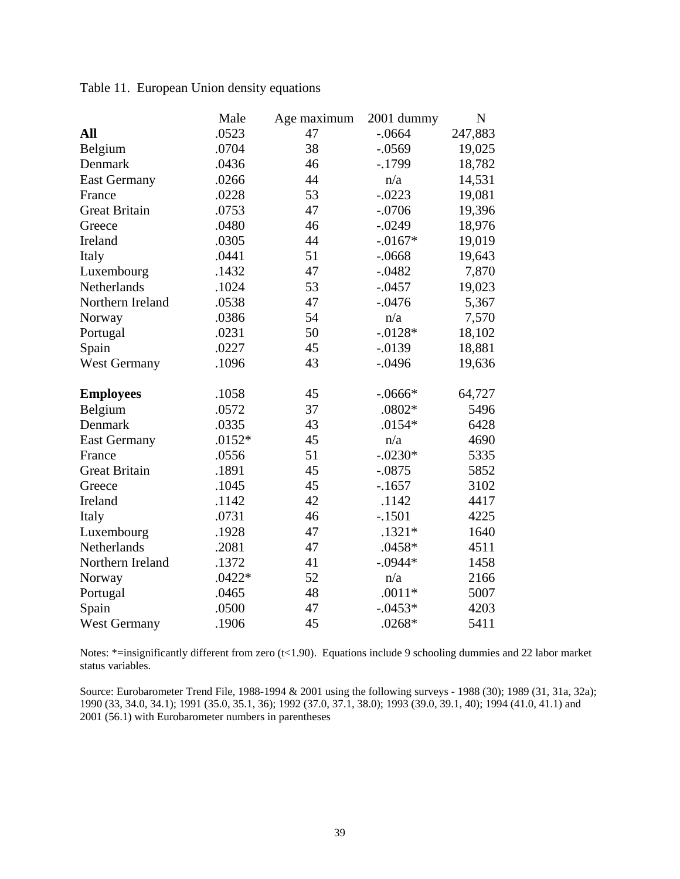Table 11. European Union density equations

| | Male | Age maximum | 2001 dummy | N |
|---|---|---|---|---|
| **All** | .0523 | 47 | -.0664 | 247,883 |
| Belgium | .0704 | 38 | -.0569 | 19,025 |
| Denmark | .0436 | 46 | -.1799 | 18,782 |
| East Germany | .0266 | 44 | n/a | 14,531 |
| France | .0228 | 53 | -.0223 | 19,081 |
| Great Britain | .0753 | 47 | -.0706 | 19,396 |
| Greece | .0480 | 46 | -.0249 | 18,976 |
| Ireland | .0305 | 44 | -.0167* | 19,019 |
| Italy | .0441 | 51 | -.0668 | 19,643 |
| Luxembourg | .1432 | 47 | -.0482 | 7,870 |
| Netherlands | .1024 | 53 | -.0457 | 19,023 |
| Northern Ireland | .0538 | 47 | -.0476 | 5,367 |
| Norway | .0386 | 54 | n/a | 7,570 |
| Portugal | .0231 | 50 | -.0128* | 18,102 |
| Spain | .0227 | 45 | -.0139 | 18,881 |
| West Germany | .1096 | 43 | -.0496 | 19,636 |
| | | | | |
| **Employees** | .1058 | 45 | -.0666* | 64,727 |
| Belgium | .0572 | 37 | .0802* | 5496 |
| Denmark | .0335 | 43 | .0154* | 6428 |
| East Germany | .0152* | 45 | n/a | 4690 |
| France | .0556 | 51 | -.0230* | 5335 |
| Great Britain | .1891 | 45 | -.0875 | 5852 |
| Greece | .1045 | 45 | -.1657 | 3102 |
| Ireland | .1142 | 42 | .1142 | 4417 |
| Italy | .0731 | 46 | -.1501 | 4225 |
| Luxembourg | .1928 | 47 | .1321* | 1640 |
| Netherlands | .2081 | 47 | .0458* | 4511 |
| Northern Ireland | .1372 | 41 | -.0944* | 1458 |
| Norway | .0422* | 52 | n/a | 2166 |
| Portugal | .0465 | 48 | .0011* | 5007 |
| Spain | .0500 | 47 | -.0453* | 4203 |
| West Germany | .1906 | 45 | .0268* | 5411 |

Notes: *=insignificantly different from zero (t<1.90). Equations include 9 schooling dummies and 22 labor market status variables.

Source: Eurobarometer Trend File, 1988-1994 & 2001 using the following surveys - 1988 (30); 1989 (31, 31a, 32a); 1990 (33, 34.0, 34.1); 1991 (35.0, 35.1, 36); 1992 (37.0, 37.1, 38.0); 1993 (39.0, 39.1, 40); 1994 (41.0, 41.1) and 2001 (56.1) with Eurobarometer numbers in parentheses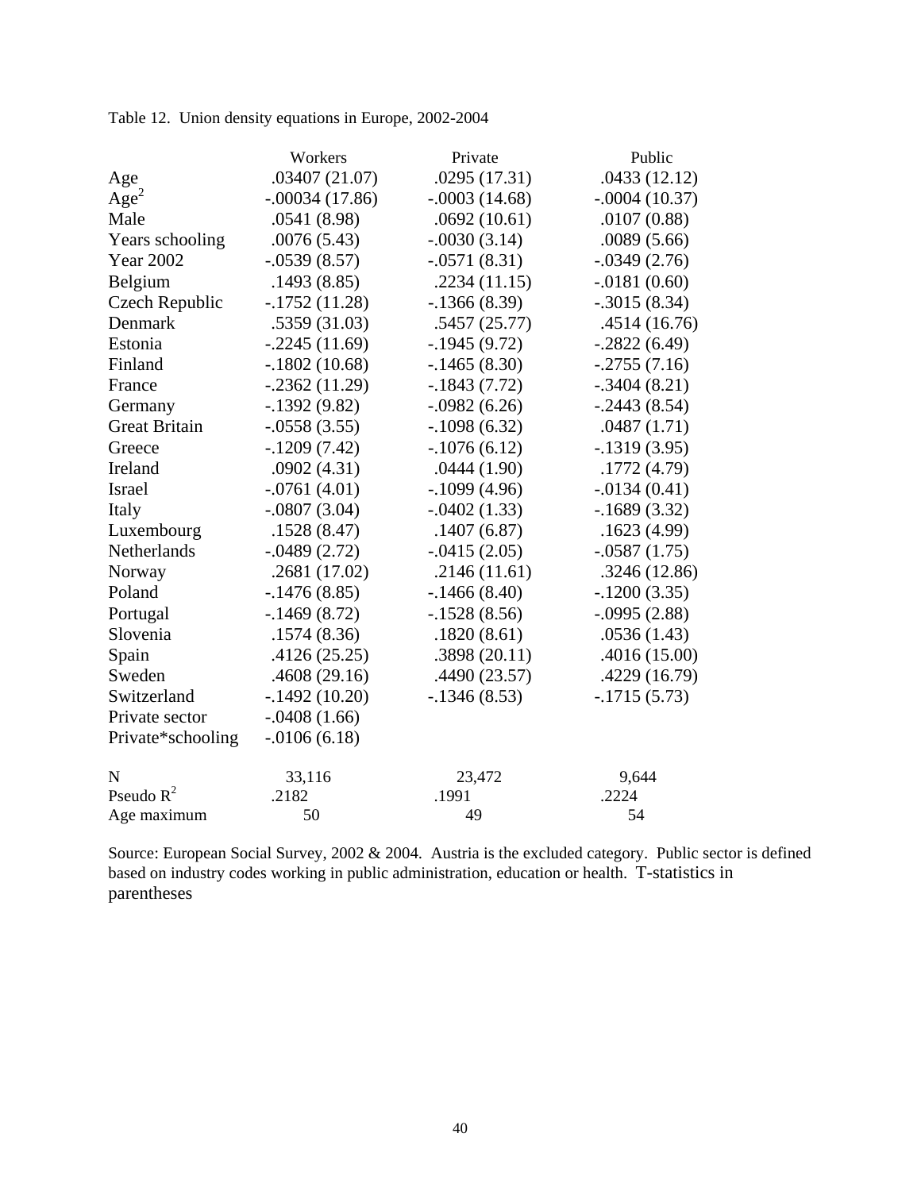Table 12. Union density equations in Europe, 2002-2004

| | Workers | Private | Public |
|---|---|---|---|
| Age | .03407 (21.07) | .0295 (17.31) | .0433 (12.12) |
| $Age^2$ | -.00034 (17.86) | -.0003 (14.68) | -.0004 (10.37) |
| Male | .0541 (8.98) | .0692 (10.61) | .0107 (0.88) |
| Years schooling | .0076 (5.43) | -.0030 (3.14) | .0089 (5.66) |
| Year 2002 | -.0539 (8.57) | -.0571 (8.31) | -.0349 (2.76) |
| Belgium | .1493 (8.85) | .2234 (11.15) | -.0181 (0.60) |
| Czech Republic | -.1752 (11.28) | -.1366 (8.39) | -.3015 (8.34) |
| Denmark | .5359 (31.03) | .5457 (25.77) | .4514 (16.76) |
| Estonia | -.2245 (11.69) | -.1945 (9.72) | -.2822 (6.49) |
| Finland | -.1802 (10.68) | -.1465 (8.30) | -.2755 (7.16) |
| France | -.2362 (11.29) | -.1843 (7.72) | -.3404 (8.21) |
| Germany | -.1392 (9.82) | -.0982 (6.26) | -.2443 (8.54) |
| Great Britain | -.0558 (3.55) | -.1098 (6.32) | .0487 (1.71) |
| Greece | -.1209 (7.42) | -.1076 (6.12) | -.1319 (3.95) |
| Ireland | .0902 (4.31) | .0444 (1.90) | .1772 (4.79) |
| Israel | -.0761 (4.01) | -.1099 (4.96) | -.0134 (0.41) |
| Italy | -.0807 (3.04) | -.0402 (1.33) | -.1689 (3.32) |
| Luxembourg | .1528 (8.47) | .1407 (6.87) | .1623 (4.99) |
| Netherlands | -.0489 (2.72) | -.0415 (2.05) | -.0587 (1.75) |
| Norway | .2681 (17.02) | .2146 (11.61) | .3246 (12.86) |
| Poland | -.1476 (8.85) | -.1466 (8.40) | -.1200 (3.35) |
| Portugal | -.1469 (8.72) | -.1528 (8.56) | -.0995 (2.88) |
| Slovenia | .1574 (8.36) | .1820 (8.61) | .0536 (1.43) |
| Spain | .4126 (25.25) | .3898 (20.11) | .4016 (15.00) |
| Sweden | .4608 (29.16) | .4490 (23.57) | .4229 (16.79) |
| Switzerland | -.1492 (10.20) | -.1346 (8.53) | -.1715 (5.73) |
| Private sector | -.0408 (1.66) | | |
| Private*schooling | -.0106 (6.18) | | |
| N | 33,116 | 23,472 | 9,644 |
| Pseudo $R^2$ | .2182 | .1991 | .2224 |
| Age maximum | 50 | 49 | 54 |

Source: European Social Survey, 2002 & 2004. Austria is the excluded category. Public sector is defined based on industry codes working in public administration, education or health. T-statistics in parentheses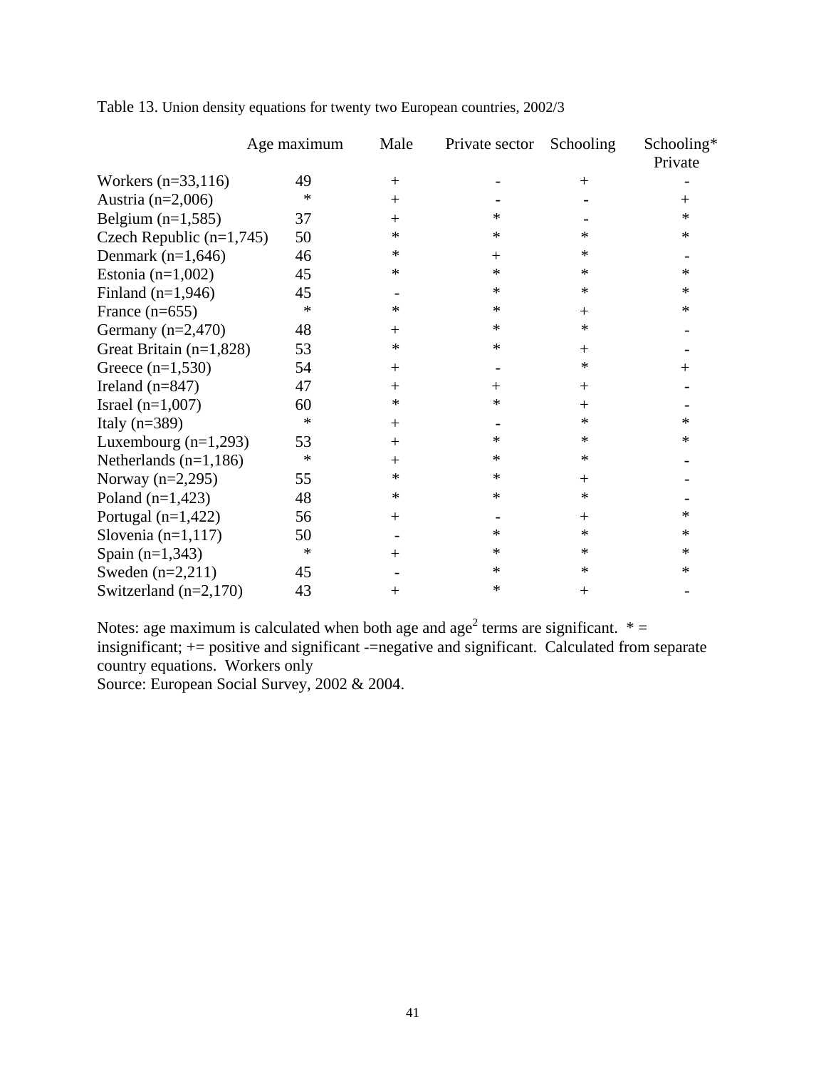Table 13. Union density equations for twenty two European countries, 2002/3

| | Age maximum | Male | Private sector | Schooling | Schooling* Private |
|---|---|---|---|---|---|
| Workers (n=33,116) | 49 | + | - | + | - |
| Austria (n=2,006) | * | + | - | - | + |
| Belgium (n=1,585) | 37 | + | * | - | * |
| Czech Republic (n=1,745) | 50 | * | * | * | * |
| Denmark (n=1,646) | 46 | * | + | * | - |
| Estonia (n=1,002) | 45 | * | * | * | * |
| Finland (n=1,946) | 45 | - | * | * | * |
| France (n=655) | * | * | * | + | * |
| Germany (n=2,470) | 48 | + | * | * | - |
| Great Britain (n=1,828) | 53 | * | * | + | - |
| Greece (n=1,530) | 54 | + | - | * | + |
| Ireland (n=847) | 47 | + | + | + | - |
| Israel (n=1,007) | 60 | * | * | + | - |
| Italy (n=389) | * | + | - | * | * |
| Luxembourg (n=1,293) | 53 | + | * | * | * |
| Netherlands (n=1,186) | * | + | * | * | - |
| Norway (n=2,295) | 55 | * | * | + | - |
| Poland (n=1,423) | 48 | * | * | * | - |
| Portugal (n=1,422) | 56 | + | - | + | * |
| Slovenia (n=1,117) | 50 | - | * | * | * |
| Spain (n=1,343) | * | + | * | * | * |
| Sweden (n=2,211) | 45 | - | * | * | * |
| Switzerland (n=2,170) | 43 | + | * | + | - |

Notes: age maximum is calculated when both age and $age^2$ terms are significant. * = insignificant; += positive and significant -=negative and significant. Calculated from separate country equations. Workers only

Source: European Social Survey, 2002 & 2004.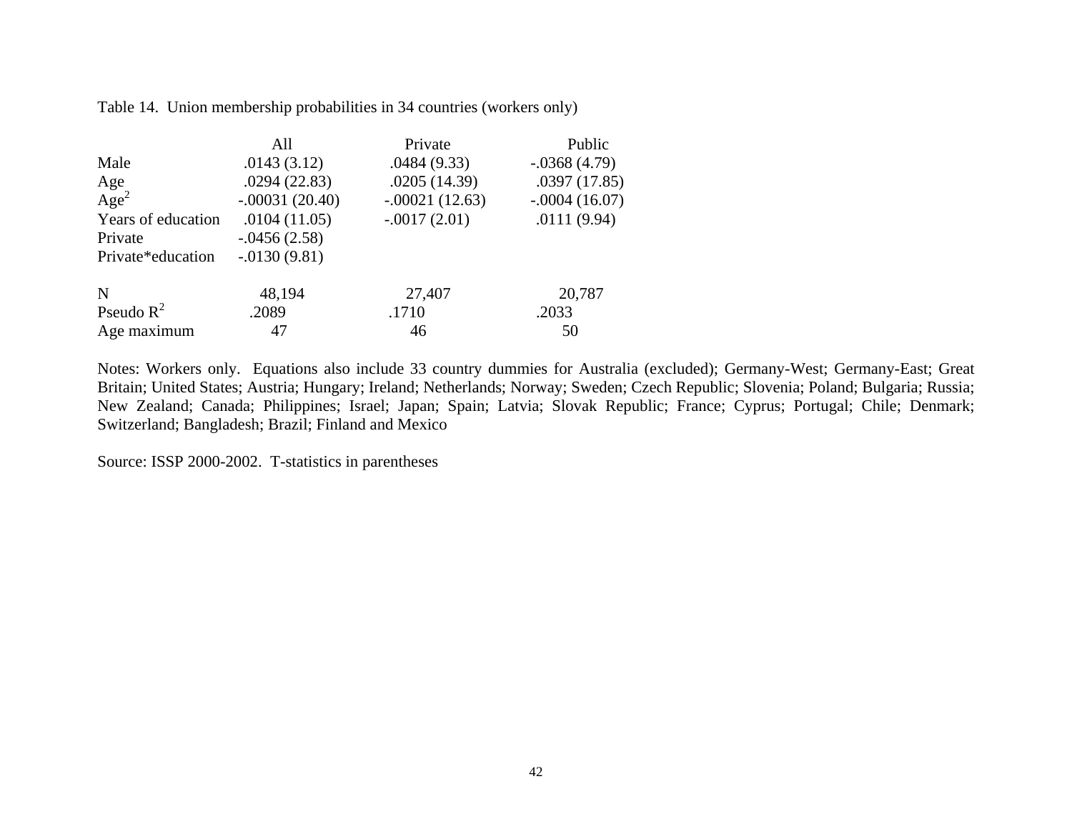Table 14. Union membership probabilities in 34 countries (workers only)

| | All | Private | Public |
|---|---|---|---|
| Male | .0143 (3.12) | .0484 (9.33) | -.0368 (4.79) |
| Age | .0294 (22.83) | .0205 (14.39) | .0397 (17.85) |
| $Age^2$ | -.00031 (20.40) | -.00021 (12.63) | -.0004 (16.07) |
| Years of education | .0104 (11.05) | -.0017 (2.01) | .0111 (9.94) |
| Private | -.0456 (2.58) | | |
| Private*education | -.0130 (9.81) | | |
| N | 48,194 | 27,407 | 20,787 |
| Pseudo $R^2$ | .2089 | .1710 | .2033 |
| Age maximum | 47 | 46 | 50 |

Notes: Workers only. Equations also include 33 country dummies for Australia (excluded); Germany-West; Germany-East; Great Britain; United States; Austria; Hungary; Ireland; Netherlands; Norway; Sweden; Czech Republic; Slovenia; Poland; Bulgaria; Russia; New Zealand; Canada; Philippines; Israel; Japan; Spain; Latvia; Slovak Republic; France; Cyprus; Portugal; Chile; Denmark; Switzerland; Bangladesh; Brazil; Finland and Mexico

Source: ISSP 2000-2002. T-statistics in parentheses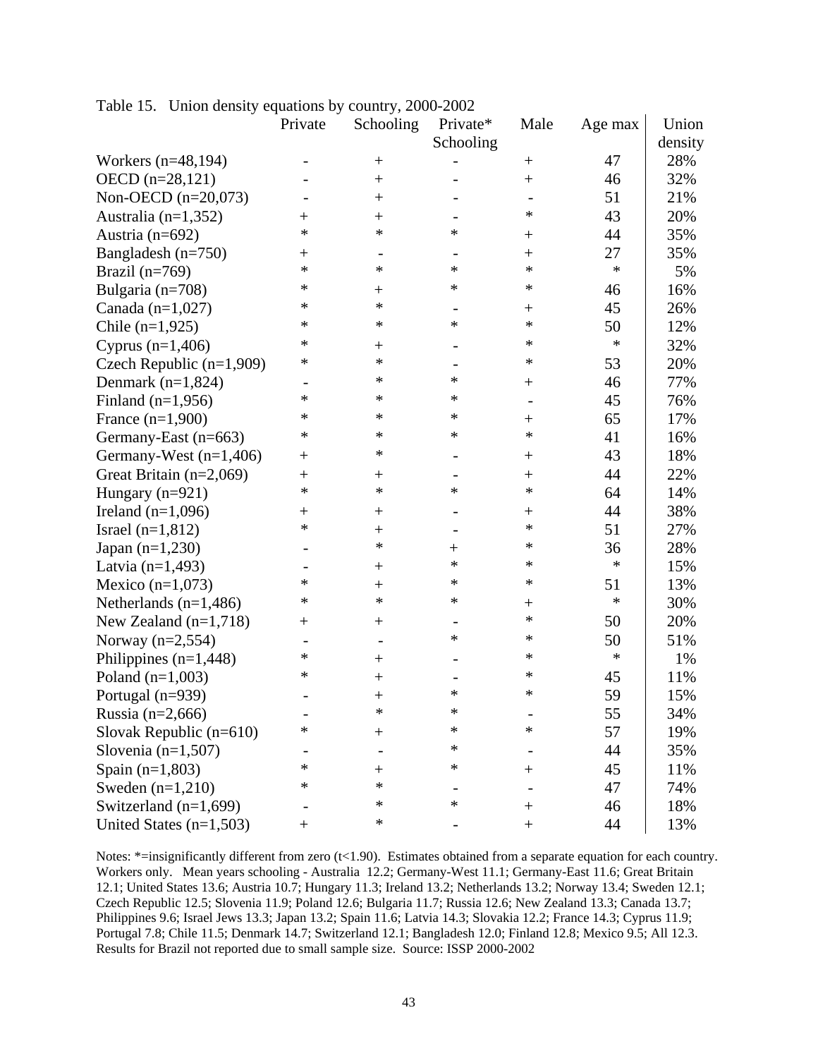Table 15. Union density equations by country, 2000-2002

| | Private | Schooling | Private* Schooling | Male | Age max | Union density |
|---|---|---|---|---|---|---|
| Workers (n=48,194) | - | + | - | + | 47 | 28% |
| OECD (n=28,121) | - | + | - | + | 46 | 32% |
| Non-OECD (n=20,073) | - | + | - | - | 51 | 21% |
| Australia (n=1,352) | + | + | - | * | 43 | 20% |
| Austria (n=692) | * | * | * | + | 44 | 35% |
| Bangladesh (n=750) | + | - | - | + | 27 | 35% |
| Brazil (n=769) | * | * | * | * | * | 5% |
| Bulgaria (n=708) | * | + | * | * | 46 | 16% |
| Canada (n=1,027) | * | * | - | + | 45 | 26% |
| Chile (n=1,925) | * | * | * | * | 50 | 12% |
| Cyprus (n=1,406) | * | + | - | * | * | 32% |
| Czech Republic (n=1,909) | * | * | - | * | 53 | 20% |
| Denmark (n=1,824) | - | * | * | + | 46 | 77% |
| Finland (n=1,956) | * | * | * | - | 45 | 76% |
| France (n=1,900) | * | * | * | + | 65 | 17% |
| Germany-East (n=663) | * | * | * | * | 41 | 16% |
| Germany-West (n=1,406) | + | * | - | + | 43 | 18% |
| Great Britain (n=2,069) | + | + | - | + | 44 | 22% |
| Hungary (n=921) | * | * | * | * | 64 | 14% |
| Ireland (n=1,096) | + | + | - | + | 44 | 38% |
| Israel (n=1,812) | * | + | - | * | 51 | 27% |
| Japan (n=1,230) | - | * | + | * | 36 | 28% |
| Latvia (n=1,493) | - | + | * | * | * | 15% |
| Mexico (n=1,073) | * | + | * | * | 51 | 13% |
| Netherlands (n=1,486) | * | * | * | + | * | 30% |
| New Zealand (n=1,718) | + | + | - | * | 50 | 20% |
| Norway (n=2,554) | - | - | * | * | 50 | 51% |
| Philippines (n=1,448) | * | + | - | * | * | 1% |
| Poland (n=1,003) | * | + | - | * | 45 | 11% |
| Portugal (n=939) | - | + | * | * | 59 | 15% |
| Russia (n=2,666) | - | * | * | - | 55 | 34% |
| Slovak Republic (n=610) | * | + | * | * | 57 | 19% |
| Slovenia (n=1,507) | - | - | * | - | 44 | 35% |
| Spain (n=1,803) | * | + | * | + | 45 | 11% |
| Sweden (n=1,210) | * | * | - | - | 47 | 74% |
| Switzerland (n=1,699) | - | * | * | + | 46 | 18% |
| United States (n=1,503) | + | * | - | + | 44 | 13% |

Notes: *=insignificantly different from zero (t<1.90). Estimates obtained from a separate equation for each country. Workers only. Mean years schooling - Australia 12.2; Germany-West 11.1; Germany-East 11.6; Great Britain 12.1; United States 13.6; Austria 10.7; Hungary 11.3; Ireland 13.2; Netherlands 13.2; Norway 13.4; Sweden 12.1; Czech Republic 12.5; Slovenia 11.9; Poland 12.6; Bulgaria 11.7; Russia 12.6; New Zealand 13.3; Canada 13.7; Philippines 9.6; Israel Jews 13.3; Japan 13.2; Spain 11.6; Latvia 14.3; Slovakia 12.2; France 14.3; Cyprus 11.9; Portugal 7.8; Chile 11.5; Denmark 14.7; Switzerland 12.1; Bangladesh 12.0; Finland 12.8; Mexico 9.5; All 12.3. Results for Brazil not reported due to small sample size. Source: ISSP 2000-2002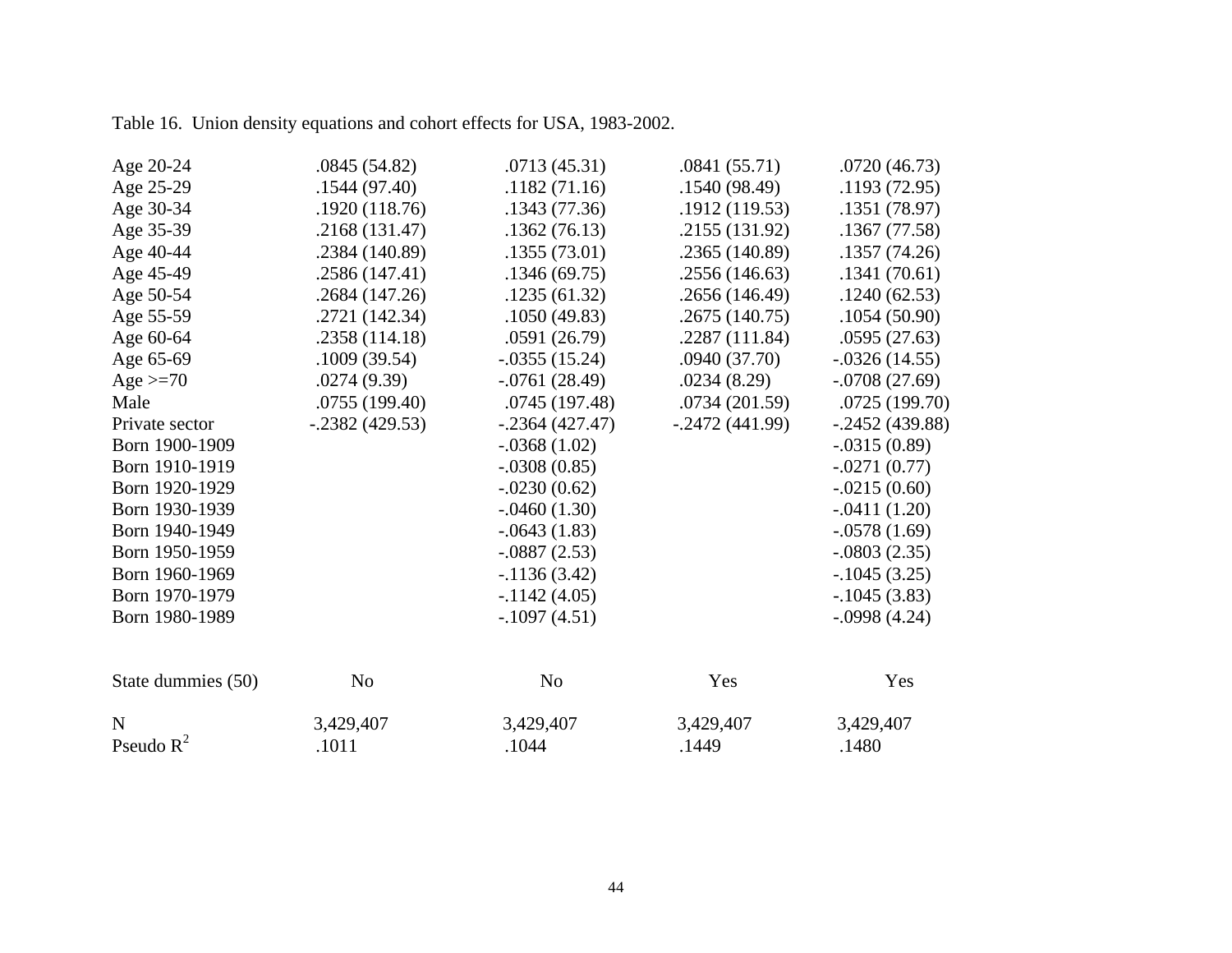Table 16. Union density equations and cohort effects for USA, 1983-2002.

| | | | | |
|---|---|---|---|---|
| Age 20-24 | .0845 (54.82) | .0713 (45.31) | .0841 (55.71) | .0720 (46.73) |
| Age 25-29 | .1544 (97.40) | .1182 (71.16) | .1540 (98.49) | .1193 (72.95) |
| Age 30-34 | .1920 (118.76) | .1343 (77.36) | .1912 (119.53) | .1351 (78.97) |
| Age 35-39 | .2168 (131.47) | .1362 (76.13) | .2155 (131.92) | .1367 (77.58) |
| Age 40-44 | .2384 (140.89) | .1355 (73.01) | .2365 (140.89) | .1357 (74.26) |
| Age 45-49 | .2586 (147.41) | .1346 (69.75) | .2556 (146.63) | .1341 (70.61) |
| Age 50-54 | .2684 (147.26) | .1235 (61.32) | .2656 (146.49) | .1240 (62.53) |
| Age 55-59 | .2721 (142.34) | .1050 (49.83) | .2675 (140.75) | .1054 (50.90) |
| Age 60-64 | .2358 (114.18) | .0591 (26.79) | .2287 (111.84) | .0595 (27.63) |
| Age 65-69 | .1009 (39.54) | -.0355 (15.24) | .0940 (37.70) | -.0326 (14.55) |
| Age >=70 | .0274 (9.39) | -.0761 (28.49) | .0234 (8.29) | -.0708 (27.69) |
| Male | .0755 (199.40) | .0745 (197.48) | .0734 (201.59) | .0725 (199.70) |
| Private sector | -.2382 (429.53) | -.2364 (427.47) | -.2472 (441.99) | -.2452 (439.88) |
| Born 1900-1909 | | -.0368 (1.02) | | -.0315 (0.89) |
| Born 1910-1919 | | -.0308 (0.85) | | -.0271 (0.77) |
| Born 1920-1929 | | -.0230 (0.62) | | -.0215 (0.60) |
| Born 1930-1939 | | -.0460 (1.30) | | -.0411 (1.20) |
| Born 1940-1949 | | -.0643 (1.83) | | -.0578 (1.69) |
| Born 1950-1959 | | -.0887 (2.53) | | -.0803 (2.35) |
| Born 1960-1969 | | -.1136 (3.42) | | -.1045 (3.25) |
| Born 1970-1979 | | -.1142 (4.05) | | -.1045 (3.83) |
| Born 1980-1989 | | -.1097 (4.51) | | -.0998 (4.24) |
| State dummies (50) | No | No | Yes | Yes |
| N | 3,429,407 | 3,429,407 | 3,429,407 | 3,429,407 |
| Pseudo $R^2$ | .1011 | .1044 | .1449 | .1480 |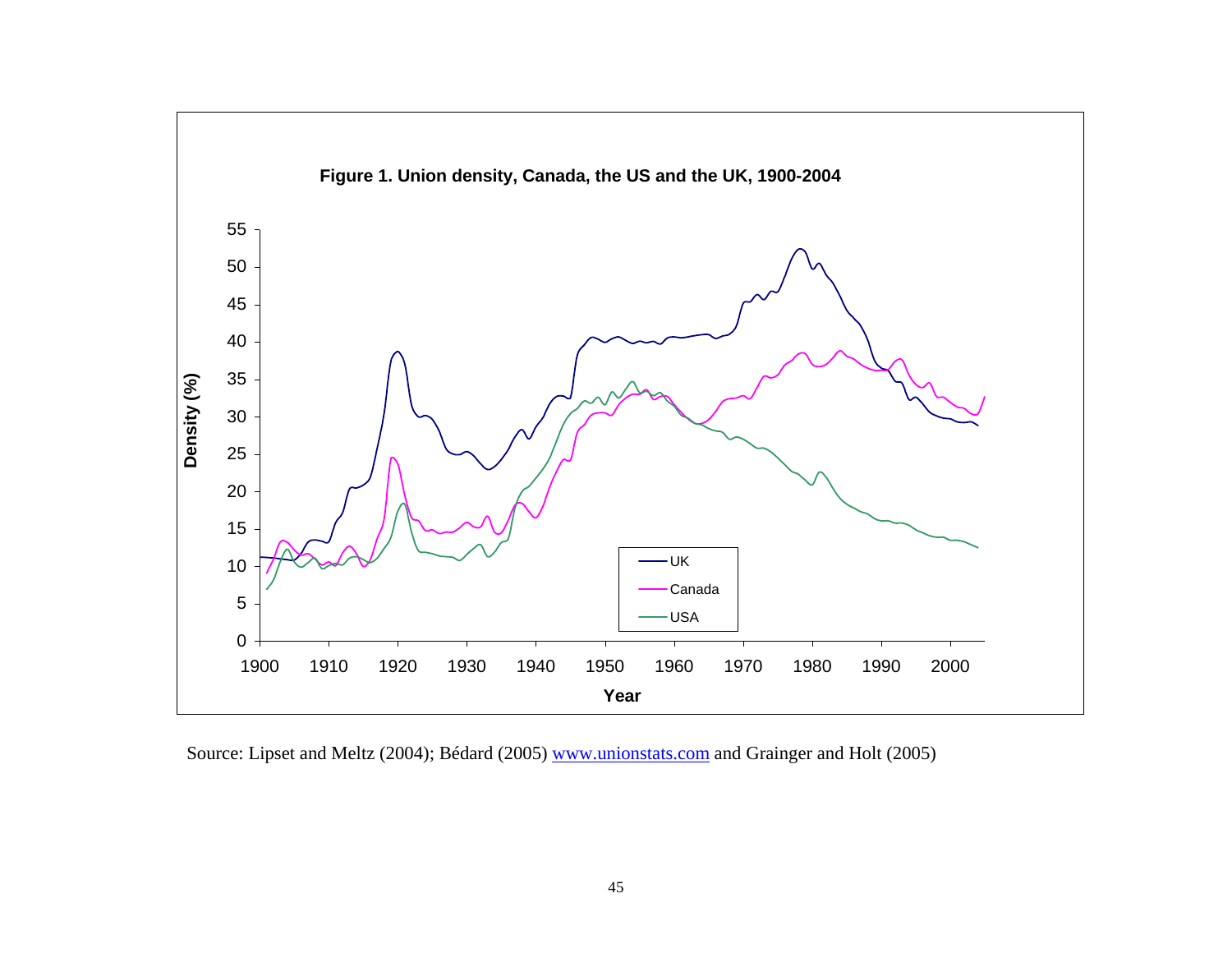**Figure 1. Union density, Canada, the US and the UK, 1900-2004**

Source: Lipset and Meltz (2004); Bédard (2005) www.unionstats.com and Grainger and Holt (2005)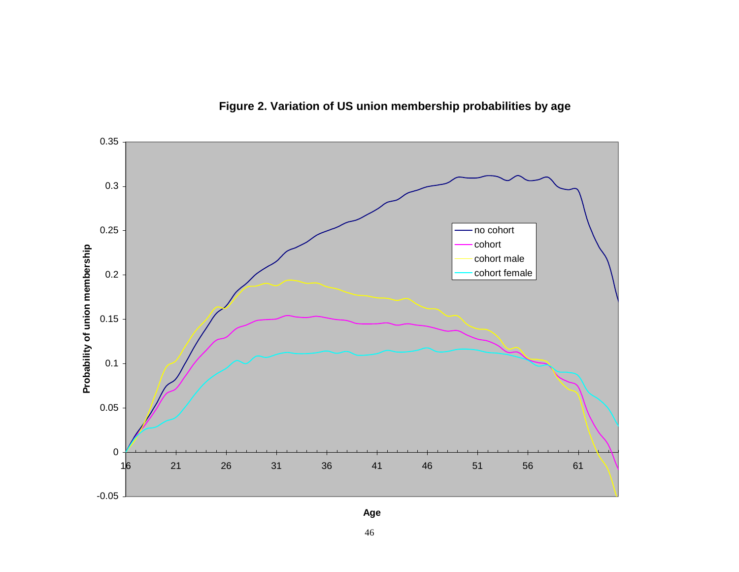**Figure 2. Variation of US union membership probabilities by age**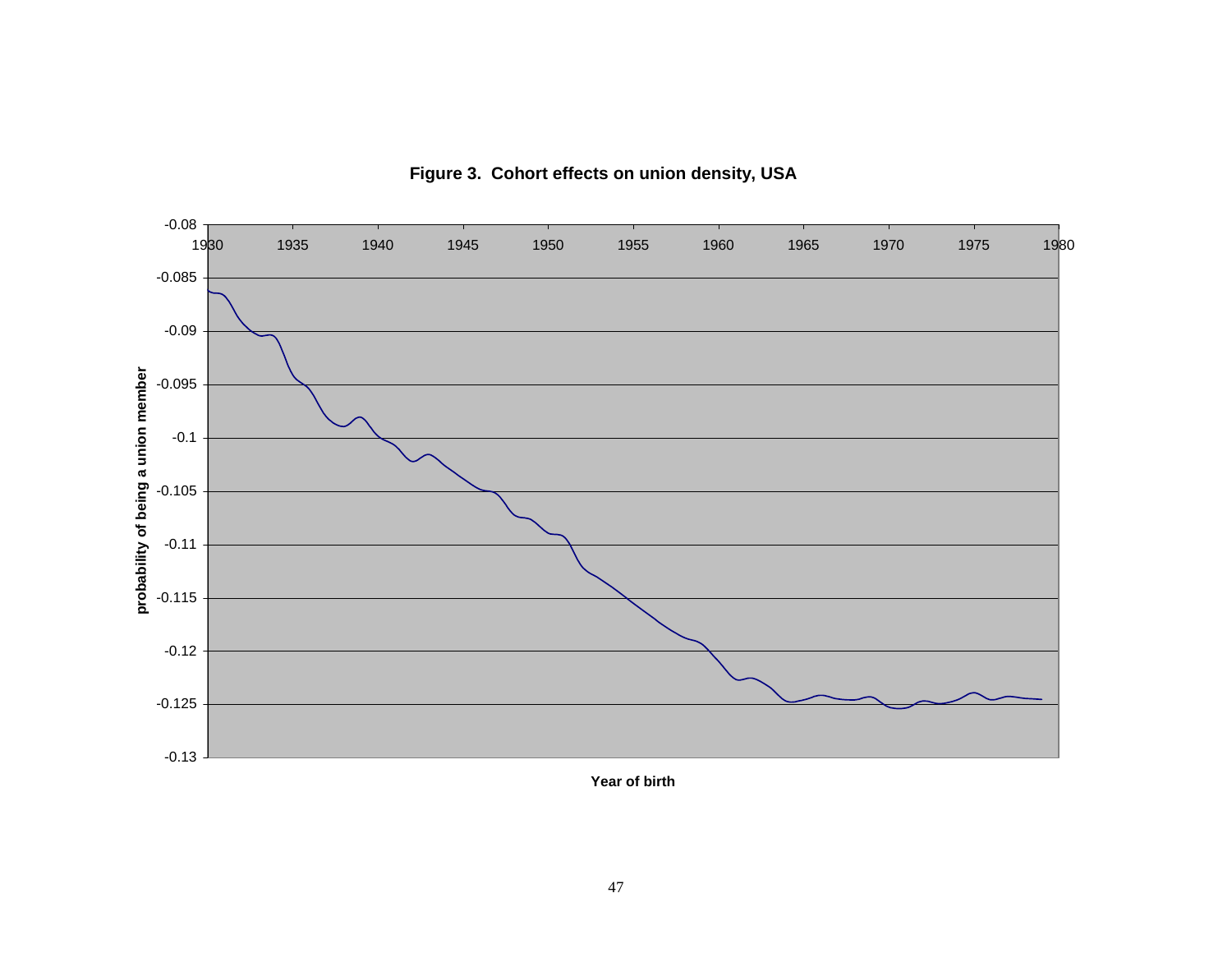**Figure 3. Cohort effects on union density, USA**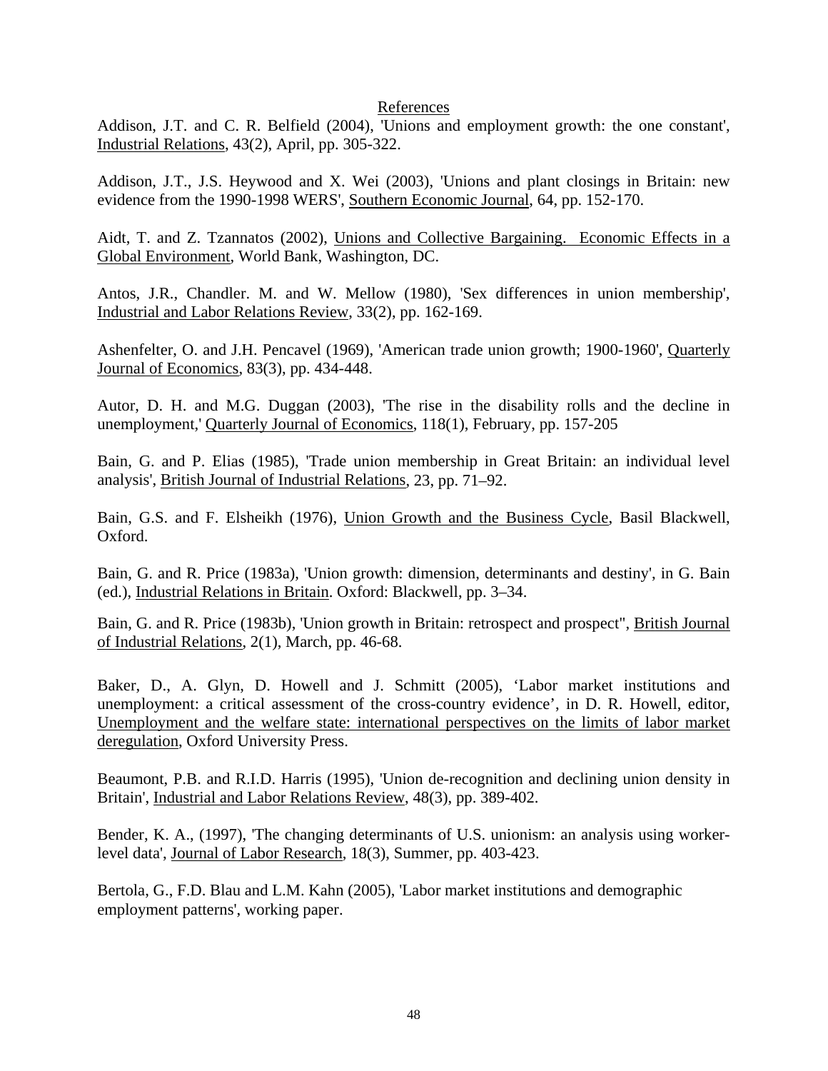## References

Addison, J.T. and C. R. Belfield (2004), 'Unions and employment growth: the one constant', Industrial Relations, 43(2), April, pp. 305-322.

Addison, J.T., J.S. Heywood and X. Wei (2003), 'Unions and plant closings in Britain: new evidence from the 1990-1998 WERS', Southern Economic Journal, 64, pp. 152-170.

Aidt, T. and Z. Tzannatos (2002), Unions and Collective Bargaining. Economic Effects in a Global Environment, World Bank, Washington, DC.

Antos, J.R., Chandler. M. and W. Mellow (1980), 'Sex differences in union membership', Industrial and Labor Relations Review, 33(2), pp. 162-169.

Ashenfelter, O. and J.H. Pencavel (1969), 'American trade union growth; 1900-1960', Quarterly Journal of Economics, 83(3), pp. 434-448.

Autor, D. H. and M.G. Duggan (2003), 'The rise in the disability rolls and the decline in unemployment,' Quarterly Journal of Economics, 118(1), February, pp. 157-205

Bain, G. and P. Elias (1985), 'Trade union membership in Great Britain: an individual level analysis', British Journal of Industrial Relations, 23, pp. 71–92.

Bain, G.S. and F. Elsheikh (1976), Union Growth and the Business Cycle, Basil Blackwell, Oxford.

Bain, G. and R. Price (1983a), 'Union growth: dimension, determinants and destiny', in G. Bain (ed.), Industrial Relations in Britain. Oxford: Blackwell, pp. 3–34.

Bain, G. and R. Price (1983b), 'Union growth in Britain: retrospect and prospect", British Journal of Industrial Relations, 2(1), March, pp. 46-68.

Baker, D., A. Glyn, D. Howell and J. Schmitt (2005), 'Labor market institutions and unemployment: a critical assessment of the cross-country evidence', in D. R. Howell, editor, Unemployment and the welfare state: international perspectives on the limits of labor market deregulation, Oxford University Press.

Beaumont, P.B. and R.I.D. Harris (1995), 'Union de-recognition and declining union density in Britain', Industrial and Labor Relations Review, 48(3), pp. 389-402.

Bender, K. A., (1997), 'The changing determinants of U.S. unionism: an analysis using worker-level data', Journal of Labor Research, 18(3), Summer, pp. 403-423.

Bertola, G., F.D. Blau and L.M. Kahn (2005), 'Labor market institutions and demographic employment patterns', working paper.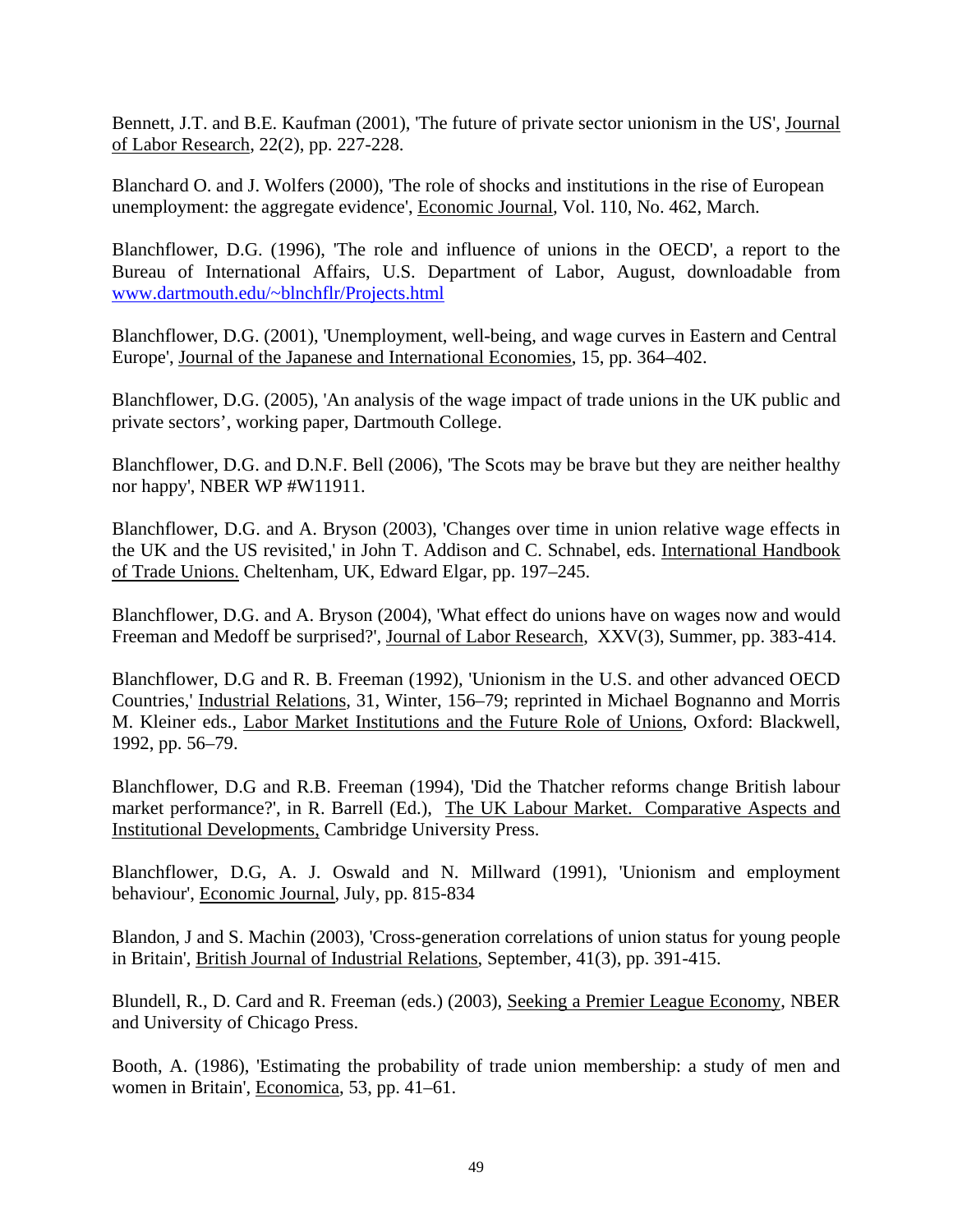Bennett, J.T. and B.E. Kaufman (2001), 'The future of private sector unionism in the US', Journal of Labor Research, 22(2), pp. 227-228.

Blanchard O. and J. Wolfers (2000), 'The role of shocks and institutions in the rise of European unemployment: the aggregate evidence', Economic Journal, Vol. 110, No. 462, March.

Blanchflower, D.G. (1996), 'The role and influence of unions in the OECD', a report to the Bureau of International Affairs, U.S. Department of Labor, August, downloadable from www.dartmouth.edu/~blnchflr/Projects.html

Blanchflower, D.G. (2001), 'Unemployment, well-being, and wage curves in Eastern and Central Europe', Journal of the Japanese and International Economies, 15, pp. 364–402.

Blanchflower, D.G. (2005), 'An analysis of the wage impact of trade unions in the UK public and private sectors', working paper, Dartmouth College.

Blanchflower, D.G. and D.N.F. Bell (2006), 'The Scots may be brave but they are neither healthy nor happy', NBER WP #W11911.

Blanchflower, D.G. and A. Bryson (2003), 'Changes over time in union relative wage effects in the UK and the US revisited,' in John T. Addison and C. Schnabel, eds. International Handbook of Trade Unions. Cheltenham, UK, Edward Elgar, pp. 197–245.

Blanchflower, D.G. and A. Bryson (2004), 'What effect do unions have on wages now and would Freeman and Medoff be surprised?', Journal of Labor Research, XXV(3), Summer, pp. 383-414.

Blanchflower, D.G and R. B. Freeman (1992), 'Unionism in the U.S. and other advanced OECD Countries,' Industrial Relations, 31, Winter, 156–79; reprinted in Michael Bognanno and Morris M. Kleiner eds., Labor Market Institutions and the Future Role of Unions, Oxford: Blackwell, 1992, pp. 56–79.

Blanchflower, D.G and R.B. Freeman (1994), 'Did the Thatcher reforms change British labour market performance?', in R. Barrell (Ed.), The UK Labour Market. Comparative Aspects and Institutional Developments, Cambridge University Press.

Blanchflower, D.G, A. J. Oswald and N. Millward (1991), 'Unionism and employment behaviour', Economic Journal, July, pp. 815-834

Blandon, J and S. Machin (2003), 'Cross-generation correlations of union status for young people in Britain', British Journal of Industrial Relations, September, 41(3), pp. 391-415.

Blundell, R., D. Card and R. Freeman (eds.) (2003), Seeking a Premier League Economy, NBER and University of Chicago Press.

Booth, A. (1986), 'Estimating the probability of trade union membership: a study of men and women in Britain', Economica, 53, pp. 41–61.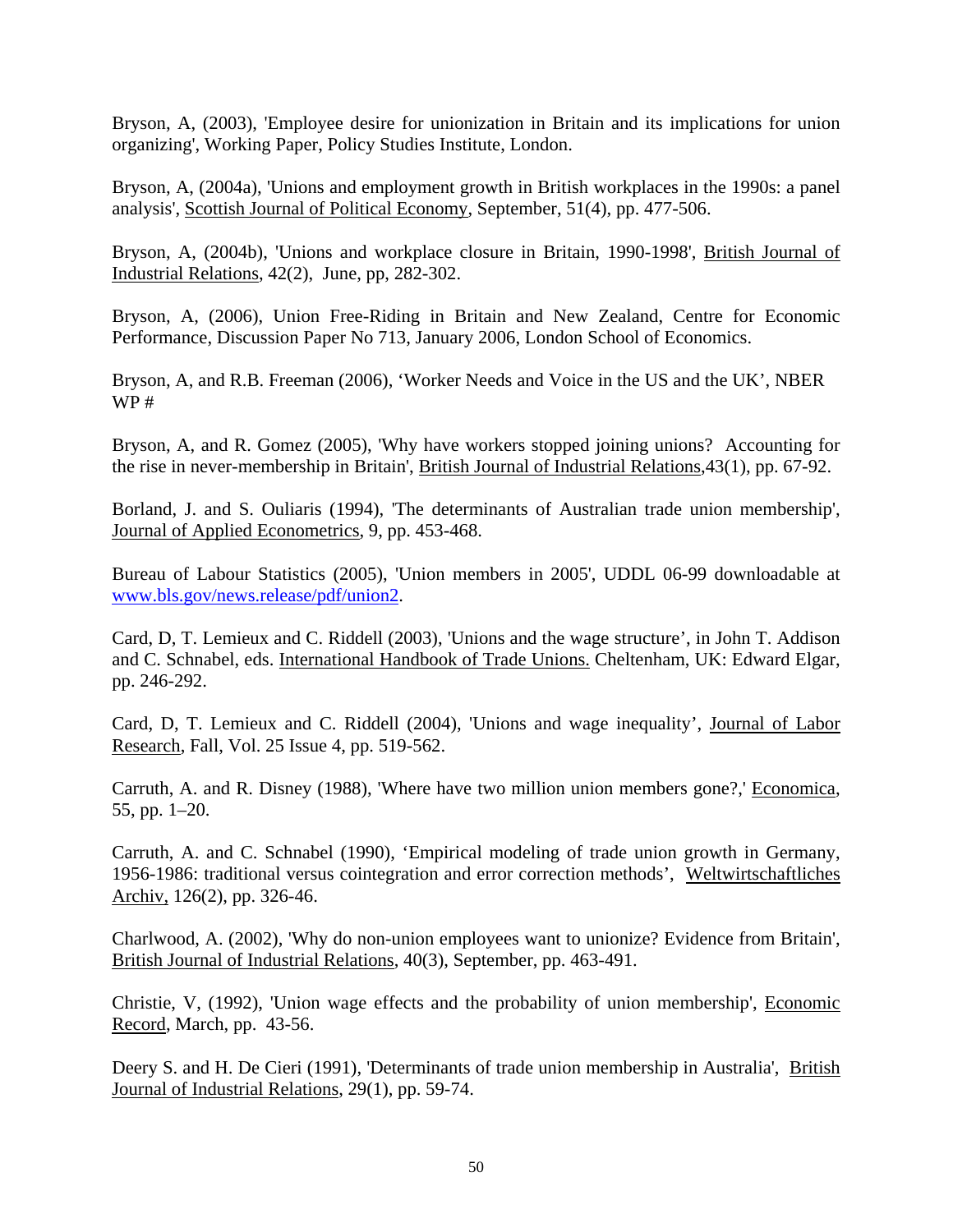Bryson, A, (2003), 'Employee desire for unionization in Britain and its implications for union organizing', Working Paper, Policy Studies Institute, London.

Bryson, A, (2004a), 'Unions and employment growth in British workplaces in the 1990s: a panel analysis', Scottish Journal of Political Economy, September, 51(4), pp. 477-506.

Bryson, A, (2004b), 'Unions and workplace closure in Britain, 1990-1998', British Journal of Industrial Relations, 42(2), June, pp, 282-302.

Bryson, A, (2006), Union Free-Riding in Britain and New Zealand, Centre for Economic Performance, Discussion Paper No 713, January 2006, London School of Economics.

Bryson, A, and R.B. Freeman (2006), 'Worker Needs and Voice in the US and the UK', NBER WP #

Bryson, A, and R. Gomez (2005), 'Why have workers stopped joining unions? Accounting for the rise in never-membership in Britain', British Journal of Industrial Relations,43(1), pp. 67-92.

Borland, J. and S. Ouliaris (1994), 'The determinants of Australian trade union membership', Journal of Applied Econometrics, 9, pp. 453-468.

Bureau of Labour Statistics (2005), 'Union members in 2005', UDDL 06-99 downloadable at www.bls.gov/news.release/pdf/union2.

Card, D, T. Lemieux and C. Riddell (2003), 'Unions and the wage structure', in John T. Addison and C. Schnabel, eds. International Handbook of Trade Unions. Cheltenham, UK: Edward Elgar, pp. 246-292.

Card, D, T. Lemieux and C. Riddell (2004), 'Unions and wage inequality', Journal of Labor Research, Fall, Vol. 25 Issue 4, pp. 519-562.

Carruth, A. and R. Disney (1988), 'Where have two million union members gone?,' Economica, 55, pp. 1–20.

Carruth, A. and C. Schnabel (1990), 'Empirical modeling of trade union growth in Germany, 1956-1986: traditional versus cointegration and error correction methods', Weltwirtschaftliches Archiv, 126(2), pp. 326-46.

Charlwood, A. (2002), 'Why do non-union employees want to unionize? Evidence from Britain', British Journal of Industrial Relations, 40(3), September, pp. 463-491.

Christie, V, (1992), 'Union wage effects and the probability of union membership', Economic Record, March, pp. 43-56.

Deery S. and H. De Cieri (1991), 'Determinants of trade union membership in Australia', British Journal of Industrial Relations, 29(1), pp. 59-74.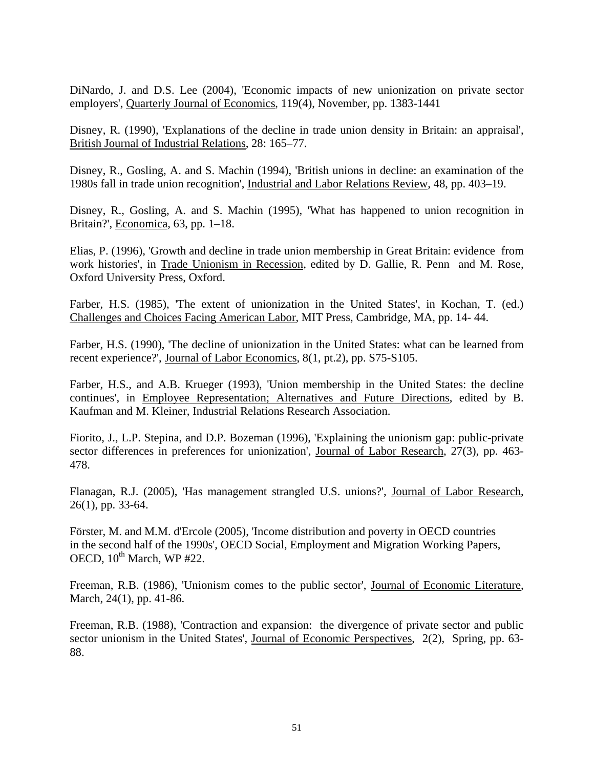DiNardo, J. and D.S. Lee (2004), 'Economic impacts of new unionization on private sector employers', Quarterly Journal of Economics, 119(4), November, pp. 1383-1441

Disney, R. (1990), 'Explanations of the decline in trade union density in Britain: an appraisal', British Journal of Industrial Relations, 28: 165–77.

Disney, R., Gosling, A. and S. Machin (1994), 'British unions in decline: an examination of the 1980s fall in trade union recognition', Industrial and Labor Relations Review, 48, pp. 403–19.

Disney, R., Gosling, A. and S. Machin (1995), 'What has happened to union recognition in Britain?', Economica, 63, pp. 1–18.

Elias, P. (1996), 'Growth and decline in trade union membership in Great Britain: evidence from work histories', in Trade Unionism in Recession, edited by D. Gallie, R. Penn and M. Rose, Oxford University Press, Oxford.

Farber, H.S. (1985), 'The extent of unionization in the United States', in Kochan, T. (ed.) Challenges and Choices Facing American Labor, MIT Press, Cambridge, MA, pp. 14- 44.

Farber, H.S. (1990), 'The decline of unionization in the United States: what can be learned from recent experience?', Journal of Labor Economics, 8(1, pt.2), pp. S75-S105.

Farber, H.S., and A.B. Krueger (1993), 'Union membership in the United States: the decline continues', in Employee Representation; Alternatives and Future Directions, edited by B. Kaufman and M. Kleiner, Industrial Relations Research Association.

Fiorito, J., L.P. Stepina, and D.P. Bozeman (1996), 'Explaining the unionism gap: public-private sector differences in preferences for unionization', Journal of Labor Research, 27(3), pp. 463-478.

Flanagan, R.J. (2005), 'Has management strangled U.S. unions?', Journal of Labor Research, 26(1), pp. 33-64.

Förster, M. and M.M. d'Ercole (2005), 'Income distribution and poverty in OECD countries in the second half of the 1990s', OECD Social, Employment and Migration Working Papers, OECD, 10th March, WP #22.

Freeman, R.B. (1986), 'Unionism comes to the public sector', Journal of Economic Literature, March, 24(1), pp. 41-86.

Freeman, R.B. (1988), 'Contraction and expansion: the divergence of private sector and public sector unionism in the United States', Journal of Economic Perspectives, 2(2), Spring, pp. 63-88.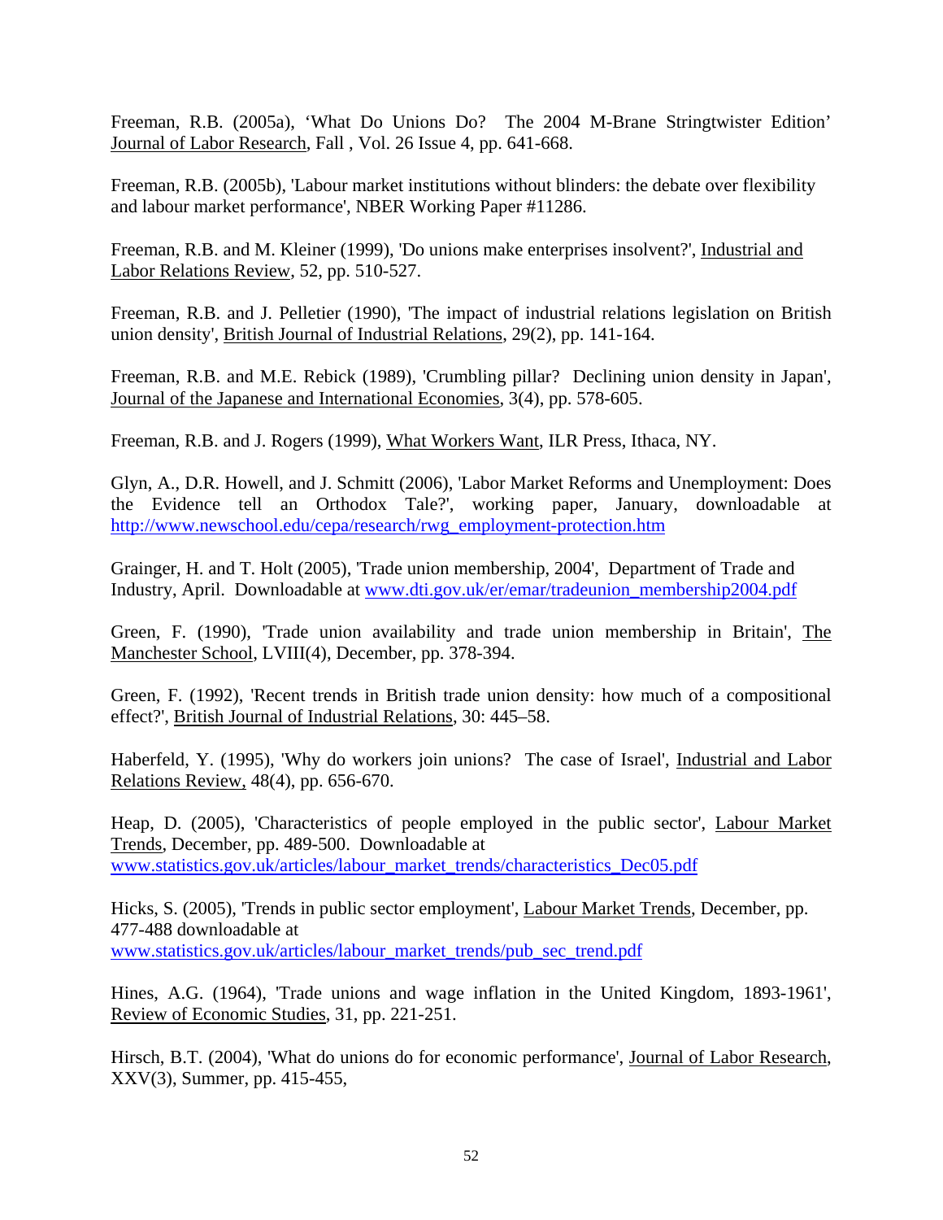Freeman, R.B. (2005a), 'What Do Unions Do? The 2004 M-Brane Stringtwister Edition' Journal of Labor Research, Fall , Vol. 26 Issue 4, pp. 641-668.

Freeman, R.B. (2005b), 'Labour market institutions without blinders: the debate over flexibility and labour market performance', NBER Working Paper #11286.

Freeman, R.B. and M. Kleiner (1999), 'Do unions make enterprises insolvent?', Industrial and Labor Relations Review, 52, pp. 510-527.

Freeman, R.B. and J. Pelletier (1990), 'The impact of industrial relations legislation on British union density', British Journal of Industrial Relations, 29(2), pp. 141-164.

Freeman, R.B. and M.E. Rebick (1989), 'Crumbling pillar? Declining union density in Japan', Journal of the Japanese and International Economies, 3(4), pp. 578-605.

Freeman, R.B. and J. Rogers (1999), What Workers Want, ILR Press, Ithaca, NY.

Glyn, A., D.R. Howell, and J. Schmitt (2006), 'Labor Market Reforms and Unemployment: Does the Evidence tell an Orthodox Tale?', working paper, January, downloadable at http://www.newschool.edu/cepa/research/rwg_employment-protection.htm

Grainger, H. and T. Holt (2005), 'Trade union membership, 2004', Department of Trade and Industry, April. Downloadable at www.dti.gov.uk/er/emar/tradeunion_membership2004.pdf

Green, F. (1990), 'Trade union availability and trade union membership in Britain', The Manchester School, LVIII(4), December, pp. 378-394.

Green, F. (1992), 'Recent trends in British trade union density: how much of a compositional effect?', British Journal of Industrial Relations, 30: 445–58.

Haberfeld, Y. (1995), 'Why do workers join unions? The case of Israel', Industrial and Labor Relations Review, 48(4), pp. 656-670.

Heap, D. (2005), 'Characteristics of people employed in the public sector', Labour Market Trends, December, pp. 489-500. Downloadable at www.statistics.gov.uk/articles/labour_market_trends/characteristics_Dec05.pdf

Hicks, S. (2005), 'Trends in public sector employment', Labour Market Trends, December, pp. 477-488 downloadable at www.statistics.gov.uk/articles/labour_market_trends/pub_sec_trend.pdf

Hines, A.G. (1964), 'Trade unions and wage inflation in the United Kingdom, 1893-1961', Review of Economic Studies, 31, pp. 221-251.

Hirsch, B.T. (2004), 'What do unions do for economic performance', Journal of Labor Research, XXV(3), Summer, pp. 415-455,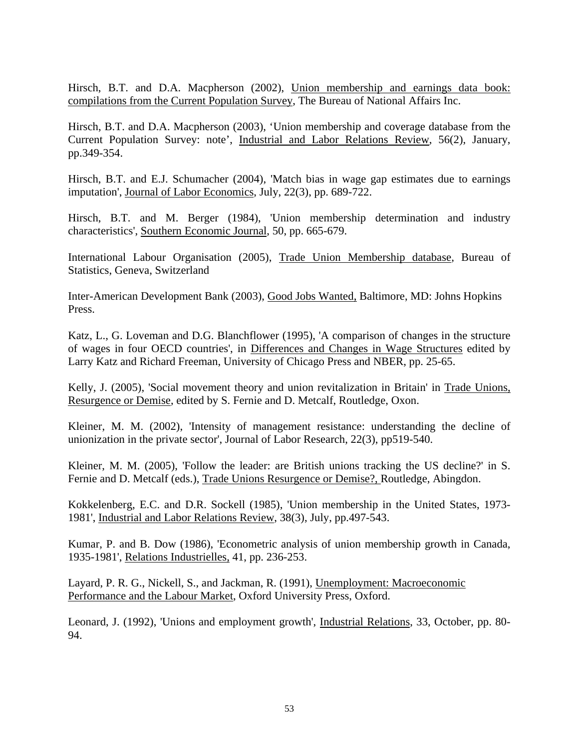Hirsch, B.T. and D.A. Macpherson (2002), Union membership and earnings data book: compilations from the Current Population Survey, The Bureau of National Affairs Inc.

Hirsch, B.T. and D.A. Macpherson (2003), 'Union membership and coverage database from the Current Population Survey: note', Industrial and Labor Relations Review, 56(2), January, pp.349-354.

Hirsch, B.T. and E.J. Schumacher (2004), 'Match bias in wage gap estimates due to earnings imputation', Journal of Labor Economics, July, 22(3), pp. 689-722.

Hirsch, B.T. and M. Berger (1984), 'Union membership determination and industry characteristics', Southern Economic Journal, 50, pp. 665-679.

International Labour Organisation (2005), Trade Union Membership database, Bureau of Statistics, Geneva, Switzerland

Inter-American Development Bank (2003), Good Jobs Wanted, Baltimore, MD: Johns Hopkins Press.

Katz, L., G. Loveman and D.G. Blanchflower (1995), 'A comparison of changes in the structure of wages in four OECD countries', in Differences and Changes in Wage Structures edited by Larry Katz and Richard Freeman, University of Chicago Press and NBER, pp. 25-65.

Kelly, J. (2005), 'Social movement theory and union revitalization in Britain' in Trade Unions, Resurgence or Demise, edited by S. Fernie and D. Metcalf, Routledge, Oxon.

Kleiner, M. M. (2002), 'Intensity of management resistance: understanding the decline of unionization in the private sector', Journal of Labor Research, 22(3), pp519-540.

Kleiner, M. M. (2005), 'Follow the leader: are British unions tracking the US decline?' in S. Fernie and D. Metcalf (eds.), Trade Unions Resurgence or Demise?, Routledge, Abingdon.

Kokkelenberg, E.C. and D.R. Sockell (1985), 'Union membership in the United States, 1973-1981', Industrial and Labor Relations Review, 38(3), July, pp.497-543.

Kumar, P. and B. Dow (1986), 'Econometric analysis of union membership growth in Canada, 1935-1981', Relations Industrielles, 41, pp. 236-253.

Layard, P. R. G., Nickell, S., and Jackman, R. (1991), Unemployment: Macroeconomic Performance and the Labour Market, Oxford University Press, Oxford.

Leonard, J. (1992), 'Unions and employment growth', Industrial Relations, 33, October, pp. 80-94.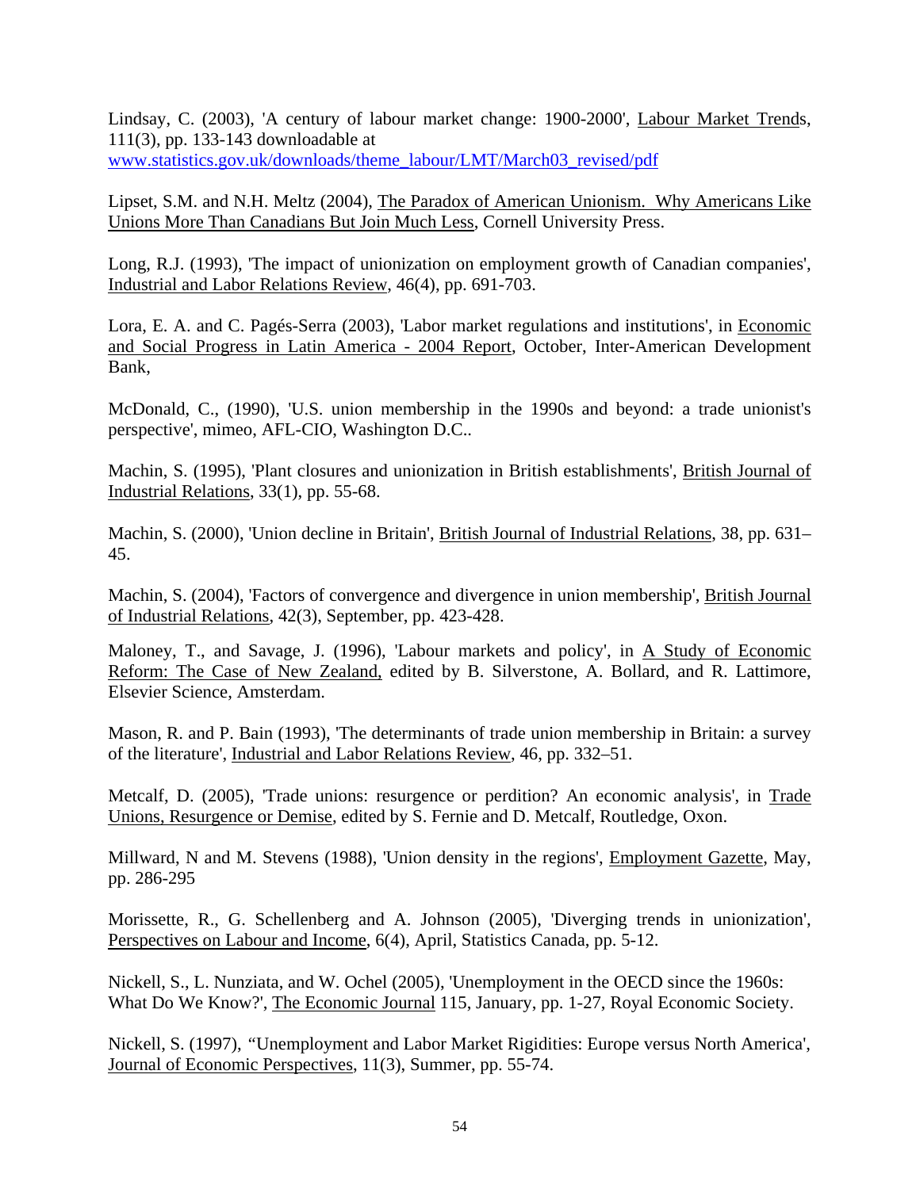Lindsay, C. (2003), 'A century of labour market change: 1900-2000', Labour Market Trends, 111(3), pp. 133-143 downloadable at www.statistics.gov.uk/downloads/theme_labour/LMT/March03_revised/pdf

Lipset, S.M. and N.H. Meltz (2004), The Paradox of American Unionism. Why Americans Like Unions More Than Canadians But Join Much Less, Cornell University Press.

Long, R.J. (1993), 'The impact of unionization on employment growth of Canadian companies', Industrial and Labor Relations Review, 46(4), pp. 691-703.

Lora, E. A. and C. Pagés-Serra (2003), 'Labor market regulations and institutions', in Economic and Social Progress in Latin America - 2004 Report, October, Inter-American Development Bank,

McDonald, C., (1990), 'U.S. union membership in the 1990s and beyond: a trade unionist's perspective', mimeo, AFL-CIO, Washington D.C..

Machin, S. (1995), 'Plant closures and unionization in British establishments', British Journal of Industrial Relations, 33(1), pp. 55-68.

Machin, S. (2000), 'Union decline in Britain', British Journal of Industrial Relations, 38, pp. 631–45.

Machin, S. (2004), 'Factors of convergence and divergence in union membership', British Journal of Industrial Relations, 42(3), September, pp. 423-428.

Maloney, T., and Savage, J. (1996), 'Labour markets and policy', in A Study of Economic Reform: The Case of New Zealand, edited by B. Silverstone, A. Bollard, and R. Lattimore, Elsevier Science, Amsterdam.

Mason, R. and P. Bain (1993), 'The determinants of trade union membership in Britain: a survey of the literature', Industrial and Labor Relations Review, 46, pp. 332–51.

Metcalf, D. (2005), 'Trade unions: resurgence or perdition? An economic analysis', in Trade Unions, Resurgence or Demise, edited by S. Fernie and D. Metcalf, Routledge, Oxon.

Millward, N and M. Stevens (1988), 'Union density in the regions', Employment Gazette, May, pp. 286-295

Morissette, R., G. Schellenberg and A. Johnson (2005), 'Diverging trends in unionization', Perspectives on Labour and Income, 6(4), April, Statistics Canada, pp. 5-12.

Nickell, S., L. Nunziata, and W. Ochel (2005), 'Unemployment in the OECD since the 1960s: What Do We Know?', The Economic Journal 115, January, pp. 1-27, Royal Economic Society.

Nickell, S. (1997), "Unemployment and Labor Market Rigidities: Europe versus North America', Journal of Economic Perspectives, 11(3), Summer, pp. 55-74.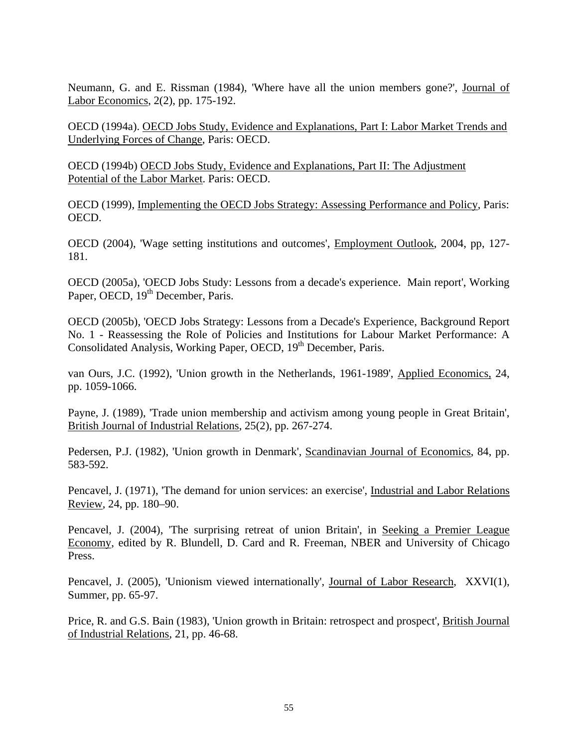Neumann, G. and E. Rissman (1984), 'Where have all the union members gone?', Journal of Labor Economics, 2(2), pp. 175-192.

OECD (1994a). OECD Jobs Study, Evidence and Explanations, Part I: Labor Market Trends and Underlying Forces of Change, Paris: OECD.

OECD (1994b) OECD Jobs Study, Evidence and Explanations, Part II: The Adjustment Potential of the Labor Market. Paris: OECD.

OECD (1999), Implementing the OECD Jobs Strategy: Assessing Performance and Policy, Paris: OECD.

OECD (2004), 'Wage setting institutions and outcomes', Employment Outlook, 2004, pp, 127-181.

OECD (2005a), 'OECD Jobs Study: Lessons from a decade's experience. Main report', Working Paper, OECD, 19th December, Paris.

OECD (2005b), 'OECD Jobs Strategy: Lessons from a Decade's Experience, Background Report No. 1 - Reassessing the Role of Policies and Institutions for Labour Market Performance: A Consolidated Analysis, Working Paper, OECD, 19th December, Paris.

van Ours, J.C. (1992), 'Union growth in the Netherlands, 1961-1989', Applied Economics, 24, pp. 1059-1066.

Payne, J. (1989), 'Trade union membership and activism among young people in Great Britain', British Journal of Industrial Relations, 25(2), pp. 267-274.

Pedersen, P.J. (1982), 'Union growth in Denmark', Scandinavian Journal of Economics, 84, pp. 583-592.

Pencavel, J. (1971), 'The demand for union services: an exercise', Industrial and Labor Relations Review, 24, pp. 180–90.

Pencavel, J. (2004), 'The surprising retreat of union Britain', in Seeking a Premier League Economy, edited by R. Blundell, D. Card and R. Freeman, NBER and University of Chicago Press.

Pencavel, J. (2005), 'Unionism viewed internationally', Journal of Labor Research, XXVI(1), Summer, pp. 65-97.

Price, R. and G.S. Bain (1983), 'Union growth in Britain: retrospect and prospect', British Journal of Industrial Relations, 21, pp. 46-68.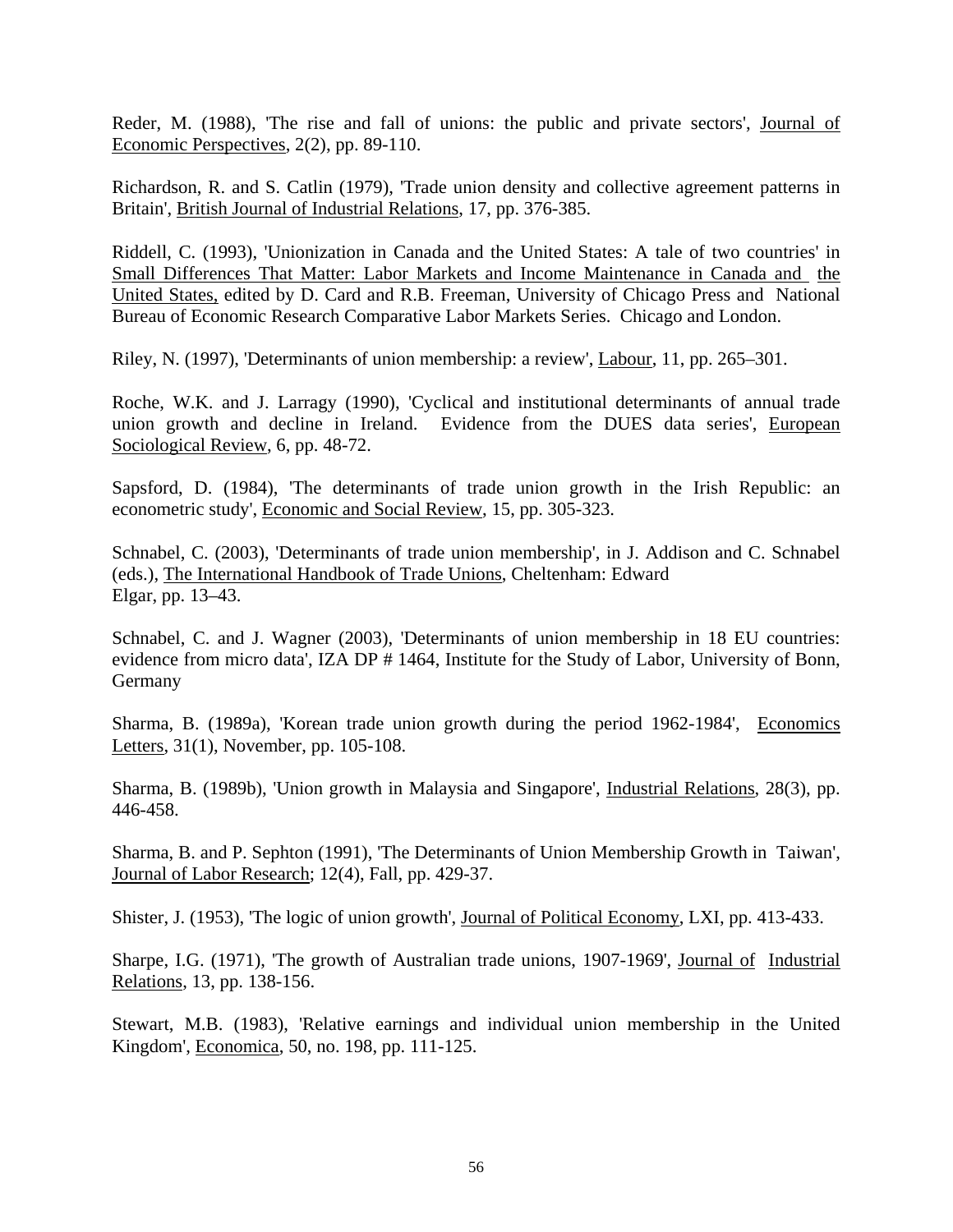Reder, M. (1988), 'The rise and fall of unions: the public and private sectors', Journal of Economic Perspectives, 2(2), pp. 89-110.

Richardson, R. and S. Catlin (1979), 'Trade union density and collective agreement patterns in Britain', British Journal of Industrial Relations, 17, pp. 376-385.

Riddell, C. (1993), 'Unionization in Canada and the United States: A tale of two countries' in Small Differences That Matter: Labor Markets and Income Maintenance in Canada and the United States, edited by D. Card and R.B. Freeman, University of Chicago Press and National Bureau of Economic Research Comparative Labor Markets Series. Chicago and London.

Riley, N. (1997), 'Determinants of union membership: a review', Labour, 11, pp. 265–301.

Roche, W.K. and J. Larragy (1990), 'Cyclical and institutional determinants of annual trade union growth and decline in Ireland. Evidence from the DUES data series', European Sociological Review, 6, pp. 48-72.

Sapsford, D. (1984), 'The determinants of trade union growth in the Irish Republic: an econometric study', Economic and Social Review, 15, pp. 305-323.

Schnabel, C. (2003), 'Determinants of trade union membership', in J. Addison and C. Schnabel (eds.), The International Handbook of Trade Unions, Cheltenham: Edward Elgar, pp. 13–43.

Schnabel, C. and J. Wagner (2003), 'Determinants of union membership in 18 EU countries: evidence from micro data', IZA DP # 1464, Institute for the Study of Labor, University of Bonn, Germany

Sharma, B. (1989a), 'Korean trade union growth during the period 1962-1984', Economics Letters, 31(1), November, pp. 105-108.

Sharma, B. (1989b), 'Union growth in Malaysia and Singapore', Industrial Relations, 28(3), pp. 446-458.

Sharma, B. and P. Sephton (1991), 'The Determinants of Union Membership Growth in Taiwan', Journal of Labor Research; 12(4), Fall, pp. 429-37.

Shister, J. (1953), 'The logic of union growth', Journal of Political Economy, LXI, pp. 413-433.

Sharpe, I.G. (1971), 'The growth of Australian trade unions, 1907-1969', Journal of Industrial Relations, 13, pp. 138-156.

Stewart, M.B. (1983), 'Relative earnings and individual union membership in the United Kingdom', Economica, 50, no. 198, pp. 111-125.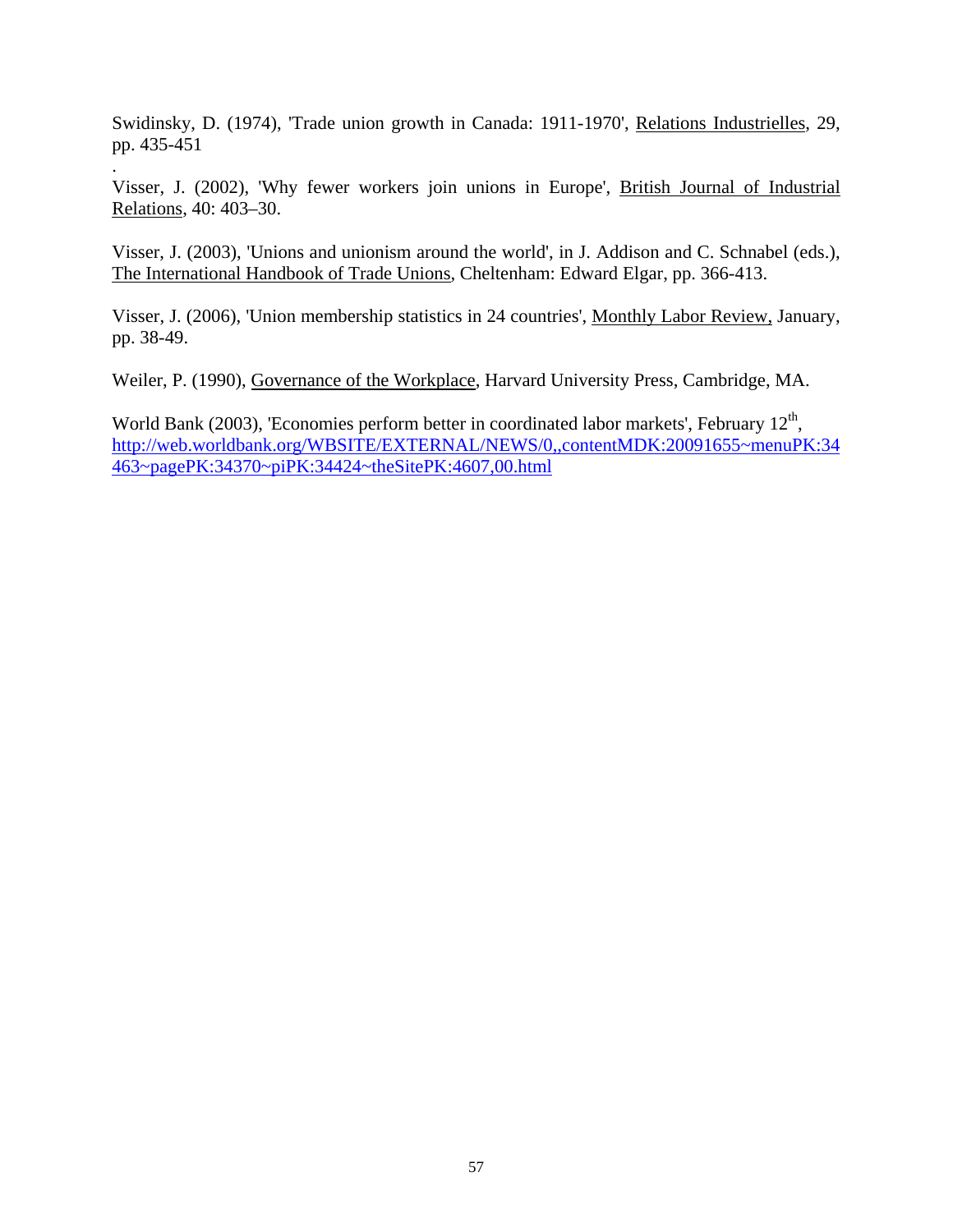Swidinsky, D. (1974), 'Trade union growth in Canada: 1911-1970', Relations Industrielles, 29, pp. 435-451

.
Visser, J. (2002), 'Why fewer workers join unions in Europe', British Journal of Industrial Relations, 40: 403–30.

Visser, J. (2003), 'Unions and unionism around the world', in J. Addison and C. Schnabel (eds.), The International Handbook of Trade Unions, Cheltenham: Edward Elgar, pp. 366-413.

Visser, J. (2006), 'Union membership statistics in 24 countries', Monthly Labor Review, January, pp. 38-49.

Weiler, P. (1990), Governance of the Workplace, Harvard University Press, Cambridge, MA.

World Bank (2003), 'Economies perform better in coordinated labor markets', February 12th, http://web.worldbank.org/WBSITE/EXTERNAL/NEWS/0,,contentMDK:20091655~menuPK:34463~pagePK:34370~piPK:34424~theSitePK:4607,00.html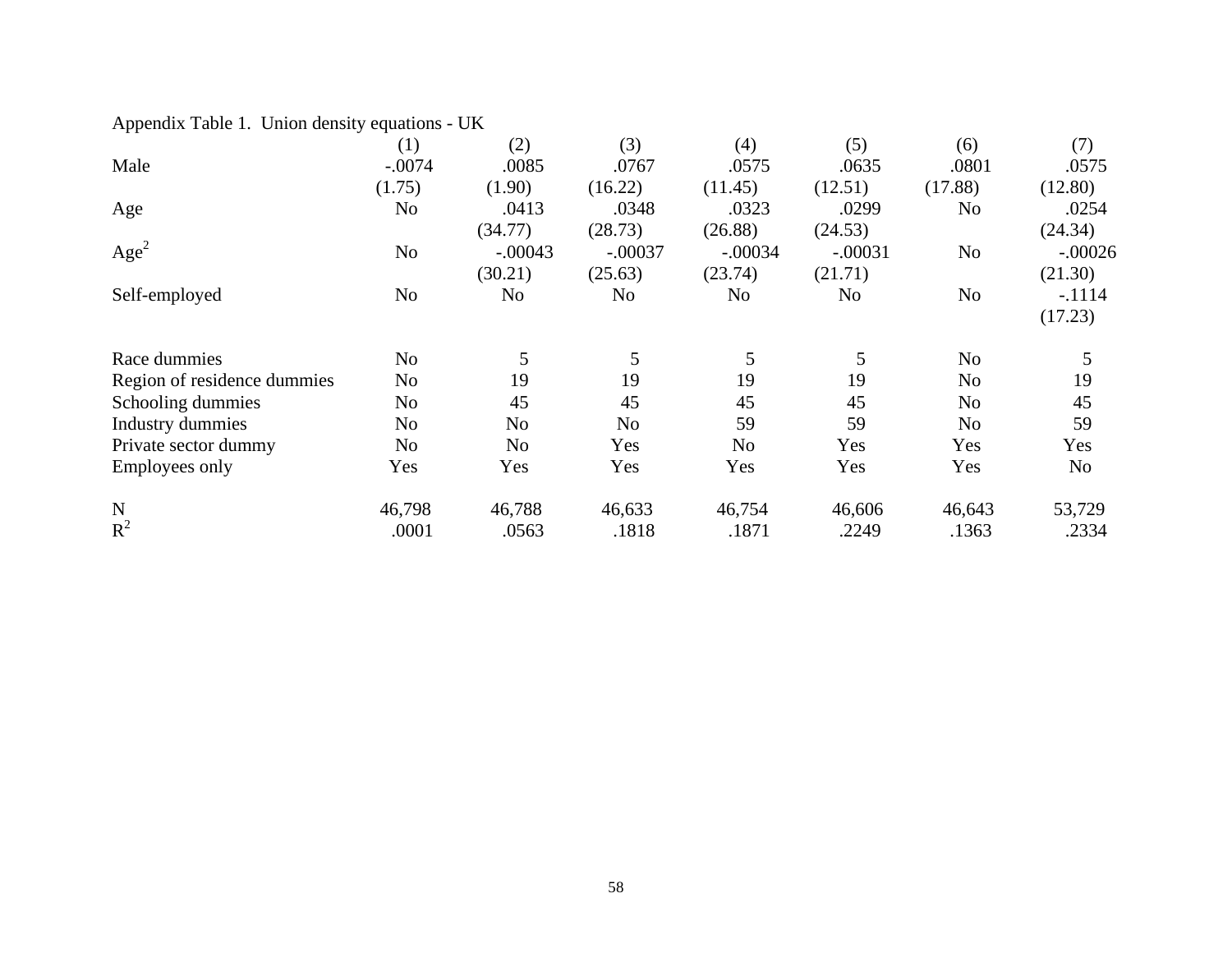Appendix Table 1. Union density equations - UK

| | (1) | (2) | (3) | (4) | (5) | (6) | (7) |
|---|---|---|---|---|---|---|---|
| Male | -.0074 | .0085 | .0767 | .0575 | .0635 | .0801 | .0575 |
| | (1.75) | (1.90) | (16.22) | (11.45) | (12.51) | (17.88) | (12.80) |
| Age | No | .0413 | .0348 | .0323 | .0299 | No | .0254 |
| | | (34.77) | (28.73) | (26.88) | (24.53) | | (24.34) |
| $Age^2$ | No | -.00043 | -.00037 | -.00034 | -.00031 | No | -.00026 |
| | | (30.21) | (25.63) | (23.74) | (21.71) | | (21.30) |
| Self-employed | No | No | No | No | No | No | -.1114 |
| | | | | | | | (17.23) |
| Race dummies | No | 5 | 5 | 5 | 5 | No | 5 |
| Region of residence dummies | No | 19 | 19 | 19 | 19 | No | 19 |
| Schooling dummies | No | 45 | 45 | 45 | 45 | No | 45 |
| Industry dummies | No | No | No | 59 | 59 | No | 59 |
| Private sector dummy | No | No | Yes | No | Yes | Yes | Yes |
| Employees only | Yes | Yes | Yes | Yes | Yes | Yes | No |
| N | 46,798 | 46,788 | 46,633 | 46,754 | 46,606 | 46,643 | 53,729 |
| $R^2$ | .0001 | .0563 | .1818 | .1871 | .2249 | .1363 | .2334 |